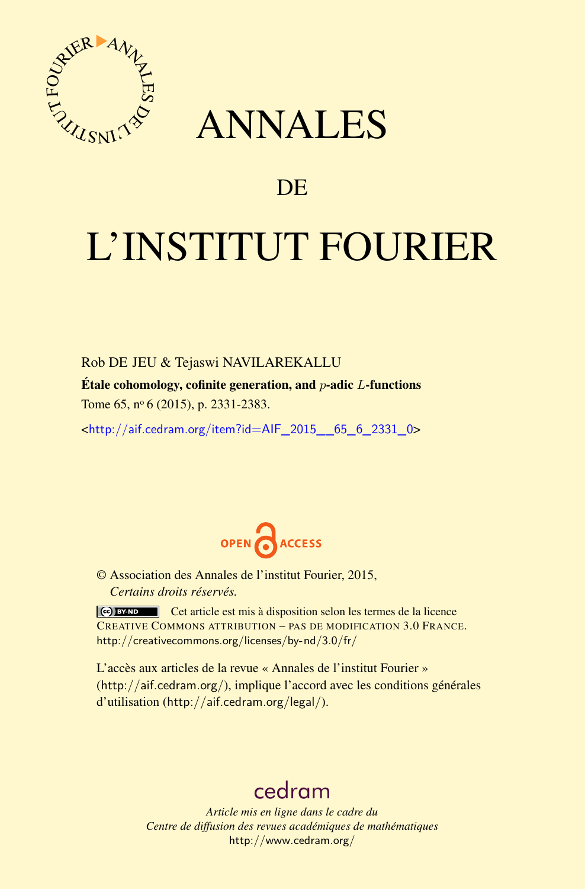# ANNALES

## DE

# L'INSTITUT FOURIER

Rob DE JEU & Tejaswi NAVILAREKALLU

**Étale cohomology, cofinite generation, and $p$-adic $L$-functions**

Tome 65, nº 6 (2015), p. 2331-2383.

<http://aif.cedram.org/item?id=AIF_2015__65_6_2331_0>

OPEN ACCESS

© Association des Annales de l'institut Fourier, 2015,
*Certains droits réservés.*

Cet article est mis à disposition selon les termes de la licence CREATIVE COMMONS ATTRIBUTION – PAS DE MODIFICATION 3.0 FRANCE.
http://creativecommons.org/licenses/by-nd/3.0/fr/

L'accès aux articles de la revue « Annales de l'institut Fourier » (http://aif.cedram.org/), implique l'accord avec les conditions générales d'utilisation (http://aif.cedram.org/legal/).

cedram

*Article mis en ligne dans le cadre du*
*Centre de diffusion des revues académiques de mathématiques*
http://www.cedram.org/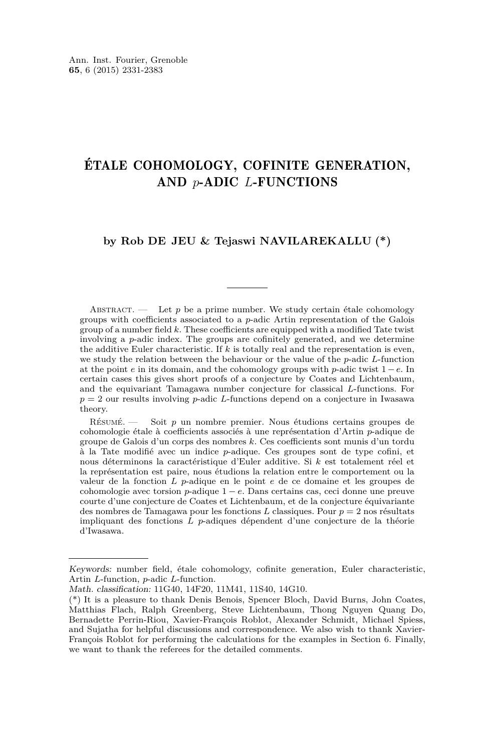# ÉTALE COHOMOLOGY, COFINITE GENERATION, AND $p$-ADIC $L$-FUNCTIONS

**by Rob DE JEU & Tejaswi NAVILAREKALLU (*)**

Abstract. — Let $p$ be a prime number. We study certain étale cohomology groups with coefficients associated to a $p$-adic Artin representation of the Galois group of a number field $k$. These coefficients are equipped with a modified Tate twist involving a $p$-adic index. The groups are cofinitely generated, and we determine the additive Euler characteristic. If $k$ is totally real and the representation is even, we study the relation between the behaviour or the value of the $p$-adic $L$-function at the point $e$ in its domain, and the cohomology groups with $p$-adic twist $1-e$. In certain cases this gives short proofs of a conjecture by Coates and Lichtenbaum, and the equivariant Tamagawa number conjecture for classical $L$-functions. For $p = 2$ our results involving $p$-adic $L$-functions depend on a conjecture in Iwasawa theory.

Résumé. — Soit $p$ un nombre premier. Nous étudions certains groupes de cohomologie étale à coefficients associés à une représentation d'Artin $p$-adique de groupe de Galois d'un corps des nombres $k$. Ces coefficients sont munis d'un tordu à la Tate modifié avec un indice $p$-adique. Ces groupes sont de type cofini, et nous déterminons la caractéristique d'Euler additive. Si $k$ est totalement réel et la représentation est paire, nous étudions la relation entre le comportement ou la valeur de la fonction $L$ $p$-adique en le point $e$ de ce domaine et les groupes de cohomologie avec torsion $p$-adique $1-e$. Dans certains cas, ceci donne une preuve courte d'une conjecture de Coates et Lichtenbaum, et de la conjecture équivariante des nombres de Tamagawa pour les fonctions $L$ classiques. Pour $p = 2$ nos résultats impliquant des fonctions $L$ $p$-adiques dépendent d'une conjecture de la théorie d'Iwasawa.

---

*Keywords:* number field, étale cohomology, cofinite generation, Euler characteristic, Artin $L$-function, $p$-adic $L$-function.

*Math. classification:* 11G40, 14F20, 11M41, 11S40, 14G10.

(*) It is a pleasure to thank Denis Benois, Spencer Bloch, David Burns, John Coates, Matthias Flach, Ralph Greenberg, Steve Lichtenbaum, Thong Nguyen Quang Do, Bernadette Perrin-Riou, Xavier-François Roblot, Alexander Schmidt, Michael Spiess, and Sujatha for helpful discussions and correspondence. We also wish to thank Xavier-François Roblot for performing the calculations for the examples in Section 6. Finally, we want to thank the referees for the detailed comments.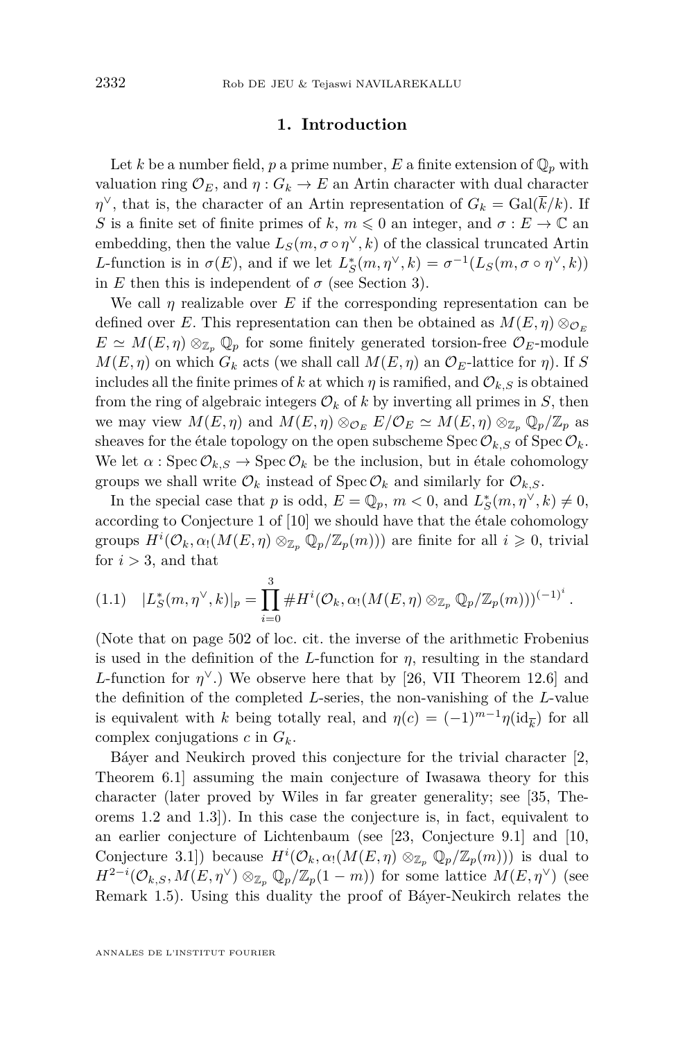## 1. Introduction

Let $k$ be a number field, $p$ a prime number, $E$ a finite extension of $\mathbb{Q}_p$ with valuation ring $\mathcal{O}_E$, and $\eta : G_k \to E$ an Artin character with dual character $\eta^\vee$, that is, the character of an Artin representation of $G_k = \mathrm{Gal}(\overline{k}/k)$. If $S$ is a finite set of finite primes of $k$, $m \leqslant 0$ an integer, and $\sigma : E \to \mathbb{C}$ an embedding, then the value $L_S(m, \sigma \circ \eta^\vee, k)$ of the classical truncated Artin $L$-function is in $\sigma(E)$, and if we let $L_S^*(m, \eta^\vee, k) = \sigma^{-1}(L_S(m, \sigma \circ \eta^\vee, k))$ in $E$ then this is independent of $\sigma$ (see Section 3).

We call $\eta$ realizable over $E$ if the corresponding representation can be defined over $E$. This representation can then be obtained as $M(E, \eta) \otimes_{\mathcal{O}_E} E \simeq M(E, \eta) \otimes_{\mathbb{Z}_p} \mathbb{Q}_p$ for some finitely generated torsion-free $\mathcal{O}_E$-module $M(E, \eta)$ on which $G_k$ acts (we shall call $M(E, \eta)$ an $\mathcal{O}_E$-lattice for $\eta$). If $S$ includes all the finite primes of $k$ at which $\eta$ is ramified, and $\mathcal{O}_{k,S}$ is obtained from the ring of algebraic integers $\mathcal{O}_k$ of $k$ by inverting all primes in $S$, then we may view $M(E, \eta)$ and $M(E, \eta) \otimes_{\mathcal{O}_E} E/\mathcal{O}_E \simeq M(E, \eta) \otimes_{\mathbb{Z}_p} \mathbb{Q}_p/\mathbb{Z}_p$ as sheaves for the étale topology on the open subscheme $\mathrm{Spec}\, \mathcal{O}_{k,S}$ of $\mathrm{Spec}\, \mathcal{O}_k$. We let $\alpha : \mathrm{Spec}\, \mathcal{O}_{k,S} \to \mathrm{Spec}\, \mathcal{O}_k$ be the inclusion, but in étale cohomology groups we shall write $\mathcal{O}_k$ instead of $\mathrm{Spec}\, \mathcal{O}_k$ and similarly for $\mathcal{O}_{k,S}$.

In the special case that $p$ is odd, $E = \mathbb{Q}_p$, $m < 0$, and $L_S^*(m, \eta^\vee, k) \neq 0$, according to Conjecture 1 of [10] we should have that the étale cohomology groups $H^i(\mathcal{O}_k, \alpha_!(M(E, \eta) \otimes_{\mathbb{Z}_p} \mathbb{Q}_p/\mathbb{Z}_p(m)))$ are finite for all $i \geqslant 0$, trivial for $i > 3$, and that

$$
(1.1) \quad |L_S^*(m, \eta^\vee, k)|_p = \prod_{i=0}^{3} \# H^i(\mathcal{O}_k, \alpha_!(M(E, \eta) \otimes_{\mathbb{Z}_p} \mathbb{Q}_p/\mathbb{Z}_p(m)))^{(-1)^i} .
$$

(Note that on page 502 of loc. cit. the inverse of the arithmetic Frobenius is used in the definition of the $L$-function for $\eta$, resulting in the standard $L$-function for $\eta^\vee$.) We observe here that by [26, VII Theorem 12.6] and the definition of the completed $L$-series, the non-vanishing of the $L$-value is equivalent with $k$ being totally real, and $\eta(c) = (-1)^{m-1} \eta(\mathrm{id}_{\overline{k}})$ for all complex conjugations $c$ in $G_k$.

Báyer and Neukirch proved this conjecture for the trivial character [2, Theorem 6.1] assuming the main conjecture of Iwasawa theory for this character (later proved by Wiles in far greater generality; see [35, Theorems 1.2 and 1.3]). In this case the conjecture is, in fact, equivalent to an earlier conjecture of Lichtenbaum (see [23, Conjecture 9.1] and [10, Conjecture 3.1]) because $H^i(\mathcal{O}_k, \alpha_!(M(E, \eta) \otimes_{\mathbb{Z}_p} \mathbb{Q}_p/\mathbb{Z}_p(m)))$ is dual to $H^{2-i}(\mathcal{O}_{k,S}, M(E, \eta^\vee) \otimes_{\mathbb{Z}_p} \mathbb{Q}_p/\mathbb{Z}_p(1-m))$ for some lattice $M(E, \eta^\vee)$ (see Remark 1.5). Using this duality the proof of Báyer-Neukirch relates the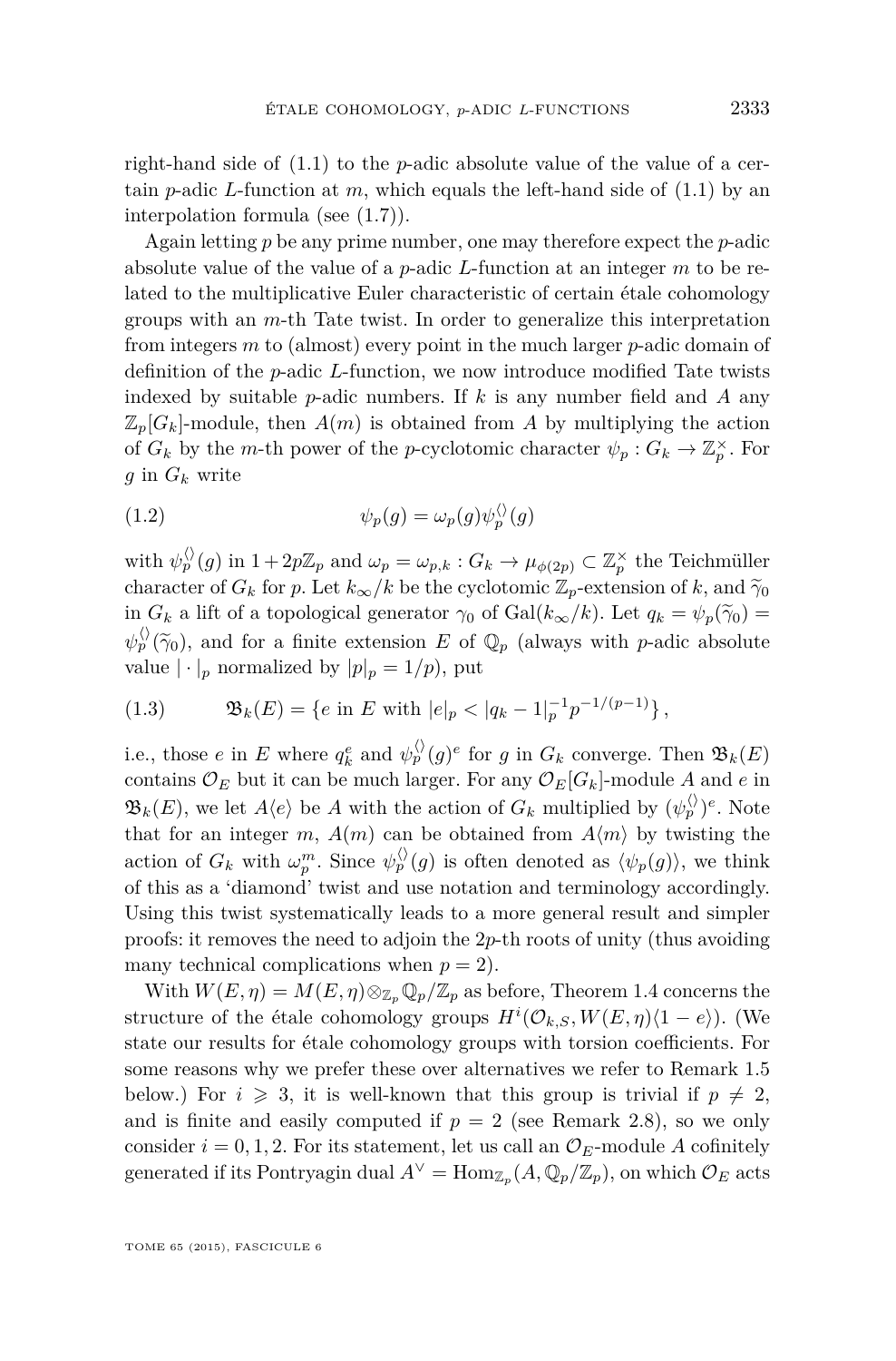right-hand side of (1.1) to the $p$-adic absolute value of the value of a certain $p$-adic $L$-function at $m$, which equals the left-hand side of (1.1) by an interpolation formula (see (1.7)).

Again letting $p$ be any prime number, one may therefore expect the $p$-adic absolute value of the value of a $p$-adic $L$-function at an integer $m$ to be related to the multiplicative Euler characteristic of certain étale cohomology groups with an $m$-th Tate twist. In order to generalize this interpretation from integers $m$ to (almost) every point in the much larger $p$-adic domain of definition of the $p$-adic $L$-function, we now introduce modified Tate twists indexed by suitable $p$-adic numbers. If $k$ is any number field and $A$ any $\mathbb{Z}_p[G_k]$-module, then $A(m)$ is obtained from $A$ by multiplying the action of $G_k$ by the $m$-th power of the $p$-cyclotomic character $\psi_p : G_k \to \mathbb{Z}_p^\times$. For $g$ in $G_k$ write

$$\psi_p(g) = \omega_p(g)\psi_p^{\langle\rangle}(g) \tag{1.2}$$

with $\psi_p^{\langle\rangle}(g)$ in $1+2p\mathbb{Z}_p$ and $\omega_p = \omega_{p,k} : G_k \to \mu_{\phi(2p)} \subset \mathbb{Z}_p^\times$ the Teichmüller character of $G_k$ for $p$. Let $k_\infty/k$ be the cyclotomic $\mathbb{Z}_p$-extension of $k$, and $\widetilde{\gamma}_0$ in $G_k$ a lift of a topological generator $\gamma_0$ of $\mathrm{Gal}(k_\infty/k)$. Let $q_k = \psi_p(\widetilde{\gamma}_0) = \psi_p^{\langle\rangle}(\widetilde{\gamma}_0)$, and for a finite extension $E$ of $\mathbb{Q}_p$ (always with $p$-adic absolute value $|\cdot|_p$ normalized by $|p|_p = 1/p$), put

$$\mathfrak{B}_k(E) = \{e \text{ in } E \text{ with } |e|_p < |q_k - 1|_p^{-1} p^{-1/(p-1)}\}, \tag{1.3}$$

i.e., those $e$ in $E$ where $q_k^e$ and $\psi_p^{\langle\rangle}(g)^e$ for $g$ in $G_k$ converge. Then $\mathfrak{B}_k(E)$ contains $\mathcal{O}_E$ but it can be much larger. For any $\mathcal{O}_E[G_k]$-module $A$ and $e$ in $\mathfrak{B}_k(E)$, we let $A\langle e\rangle$ be $A$ with the action of $G_k$ multiplied by $(\psi_p^{\langle\rangle})^e$. Note that for an integer $m$, $A(m)$ can be obtained from $A\langle m\rangle$ by twisting the action of $G_k$ with $\omega_p^m$. Since $\psi_p^{\langle\rangle}(g)$ is often denoted as $\langle\psi_p(g)\rangle$, we think of this as a 'diamond' twist and use notation and terminology accordingly. Using this twist systematically leads to a more general result and simpler proofs: it removes the need to adjoin the $2p$-th roots of unity (thus avoiding many technical complications when $p = 2$).

With $W(E,\eta) = M(E,\eta)\otimes_{\mathbb{Z}_p}\mathbb{Q}_p/\mathbb{Z}_p$ as before, Theorem 1.4 concerns the structure of the étale cohomology groups $H^i(\mathcal{O}_{k,S}, W(E,\eta)\langle 1-e\rangle)$. (We state our results for étale cohomology groups with torsion coefficients. For some reasons why we prefer these over alternatives we refer to Remark 1.5 below.) For $i \geqslant 3$, it is well-known that this group is trivial if $p \neq 2$, and is finite and easily computed if $p = 2$ (see Remark 2.8), so we only consider $i = 0, 1, 2$. For its statement, let us call an $\mathcal{O}_E$-module $A$ cofinitely generated if its Pontryagin dual $A^\vee = \mathrm{Hom}_{\mathbb{Z}_p}(A, \mathbb{Q}_p/\mathbb{Z}_p)$, on which $\mathcal{O}_E$ acts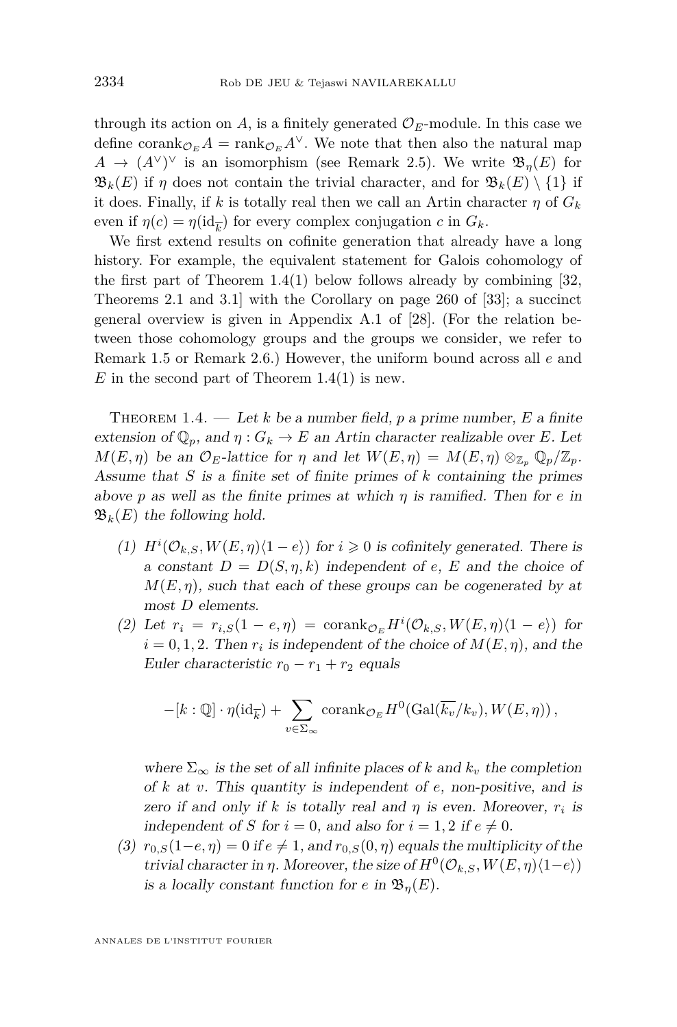through its action on $A$, is a finitely generated $\mathcal{O}_E$-module. In this case we define $\operatorname{corank}_{\mathcal{O}_E} A = \operatorname{rank}_{\mathcal{O}_E} A^\vee$. We note that then also the natural map $A \to (A^\vee)^\vee$ is an isomorphism (see Remark 2.5). We write $\mathfrak{B}_\eta(E)$ for $\mathfrak{B}_k(E)$ if $\eta$ does not contain the trivial character, and for $\mathfrak{B}_k(E) \setminus \{1\}$ if it does. Finally, if $k$ is totally real then we call an Artin character $\eta$ of $G_k$ even if $\eta(c) = \eta(\mathrm{id}_{\overline{k}})$ for every complex conjugation $c$ in $G_k$.

We first extend results on cofinite generation that already have a long history. For example, the equivalent statement for Galois cohomology of the first part of Theorem 1.4(1) below follows already by combining [32, Theorems 2.1 and 3.1] with the Corollary on page 260 of [33]; a succinct general overview is given in Appendix A.1 of [28]. (For the relation between those cohomology groups and the groups we consider, we refer to Remark 1.5 or Remark 2.6.) However, the uniform bound across all $e$ and $E$ in the second part of Theorem 1.4(1) is new.

Theorem 1.4. — *Let $k$ be a number field, $p$ a prime number, $E$ a finite extension of $\mathbb{Q}_p$, and $\eta : G_k \to E$ an Artin character realizable over $E$. Let $M(E,\eta)$ be an $\mathcal{O}_E$-lattice for $\eta$ and let $W(E,\eta) = M(E,\eta) \otimes_{\mathbb{Z}_p} \mathbb{Q}_p/\mathbb{Z}_p$. Assume that $S$ is a finite set of finite primes of $k$ containing the primes above $p$ as well as the finite primes at which $\eta$ is ramified. Then for $e$ in $\mathfrak{B}_k(E)$ the following hold.*

1. *$H^i(\mathcal{O}_{k,S}, W(E,\eta)\langle 1-e\rangle)$ for $i \geqslant 0$ is cofinitely generated. There is a constant $D = D(S,\eta,k)$ independent of $e$, $E$ and the choice of $M(E,\eta)$, such that each of these groups can be cogenerated by at most $D$ elements.*
2. *Let $r_i = r_{i,S}(1-e,\eta) = \operatorname{corank}_{\mathcal{O}_E} H^i(\mathcal{O}_{k,S}, W(E,\eta)\langle 1-e\rangle)$ for $i = 0,1,2$. Then $r_i$ is independent of the choice of $M(E,\eta)$, and the Euler characteristic $r_0 - r_1 + r_2$ equals*
$$-[k:\mathbb{Q}]\cdot \eta(\mathrm{id}_{\overline{k}}) + \sum_{v \in \Sigma_\infty} \operatorname{corank}_{\mathcal{O}_E} H^0(\operatorname{Gal}(\overline{k_v}/k_v), W(E,\eta)),$$
*where $\Sigma_\infty$ is the set of all infinite places of $k$ and $k_v$ the completion of $k$ at $v$. This quantity is independent of $e$, non-positive, and is zero if and only if $k$ is totally real and $\eta$ is even. Moreover, $r_i$ is independent of $S$ for $i = 0$, and also for $i = 1,2$ if $e \neq 0$.*
3. *$r_{0,S}(1-e,\eta) = 0$ if $e \neq 1$, and $r_{0,S}(0,\eta)$ equals the multiplicity of the trivial character in $\eta$. Moreover, the size of $H^0(\mathcal{O}_{k,S}, W(E,\eta)\langle 1-e\rangle)$ is a locally constant function for $e$ in $\mathfrak{B}_\eta(E)$.*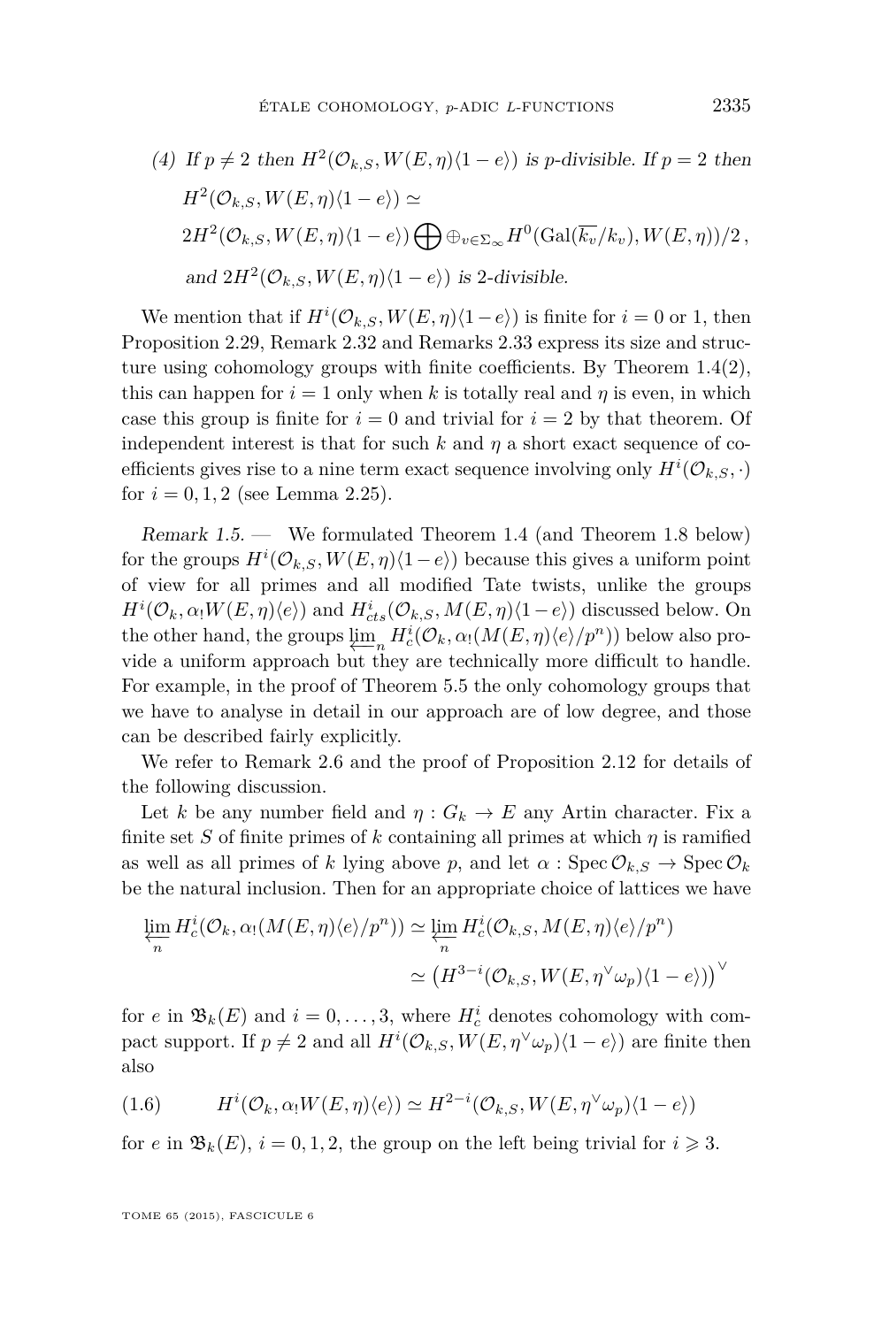(4) *If $p \neq 2$ then $H^2(\mathcal{O}_{k,S}, W(E,\eta)\langle 1-e\rangle)$ is $p$-divisible. If $p = 2$ then*

$$H^2(\mathcal{O}_{k,S}, W(E,\eta)\langle 1-e\rangle) \simeq$$

$$2H^2(\mathcal{O}_{k,S}, W(E,\eta)\langle 1-e\rangle) \bigoplus \oplus_{v\in\Sigma_\infty} H^0(\mathrm{Gal}(\overline{k_v}/k_v), W(E,\eta))/2\,,$$

*and $2H^2(\mathcal{O}_{k,S}, W(E,\eta)\langle 1-e\rangle)$ is 2-divisible.*

We mention that if $H^i(\mathcal{O}_{k,S}, W(E,\eta)\langle 1-e\rangle)$ is finite for $i = 0$ or 1, then Proposition 2.29, Remark 2.32 and Remarks 2.33 express its size and structure using cohomology groups with finite coefficients. By Theorem 1.4(2), this can happen for $i = 1$ only when $k$ is totally real and $\eta$ is even, in which case this group is finite for $i = 0$ and trivial for $i = 2$ by that theorem. Of independent interest is that for such $k$ and $\eta$ a short exact sequence of coefficients gives rise to a nine term exact sequence involving only $H^i(\mathcal{O}_{k,S}, \cdot)$ for $i = 0, 1, 2$ (see Lemma 2.25).

*Remark 1.5.* — We formulated Theorem 1.4 (and Theorem 1.8 below) for the groups $H^i(\mathcal{O}_{k,S}, W(E,\eta)\langle 1-e\rangle)$ because this gives a uniform point of view for all primes and all modified Tate twists, unlike the groups $H^i(\mathcal{O}_k, \alpha_! W(E,\eta)\langle e\rangle)$ and $H^i_{cts}(\mathcal{O}_{k,S}, M(E,\eta)\langle 1-e\rangle)$ discussed below. On the other hand, the groups $\varprojlim_n H^i_c(\mathcal{O}_k, \alpha_!(M(E,\eta)\langle e\rangle/p^n))$ below also provide a uniform approach but they are technically more difficult to handle. For example, in the proof of Theorem 5.5 the only cohomology groups that we have to analyse in detail in our approach are of low degree, and those can be described fairly explicitly.

We refer to Remark 2.6 and the proof of Proposition 2.12 for details of the following discussion.

Let $k$ be any number field and $\eta : G_k \to E$ any Artin character. Fix a finite set $S$ of finite primes of $k$ containing all primes at which $\eta$ is ramified as well as all primes of $k$ lying above $p$, and let $\alpha : \operatorname{Spec} \mathcal{O}_{k,S} \to \operatorname{Spec} \mathcal{O}_k$ be the natural inclusion. Then for an appropriate choice of lattices we have

$$\begin{aligned}\varprojlim_n H^i_c(\mathcal{O}_k, \alpha_!(M(E,\eta)\langle e\rangle/p^n)) &\simeq \varprojlim_n H^i_c(\mathcal{O}_{k,S}, M(E,\eta)\langle e\rangle/p^n)\\ &\simeq \left(H^{3-i}(\mathcal{O}_{k,S}, W(E,\eta^\vee\omega_p)\langle 1-e\rangle)\right)^\vee\end{aligned}$$

for $e$ in $\mathfrak{B}_k(E)$ and $i = 0, \ldots, 3$, where $H^i_c$ denotes cohomology with compact support. If $p \neq 2$ and all $H^i(\mathcal{O}_{k,S}, W(E,\eta^\vee\omega_p)\langle 1-e\rangle)$ are finite then also

$$H^i(\mathcal{O}_k, \alpha_! W(E,\eta)\langle e\rangle) \simeq H^{2-i}(\mathcal{O}_{k,S}, W(E,\eta^\vee\omega_p)\langle 1-e\rangle) \tag{1.6}$$

for $e$ in $\mathfrak{B}_k(E)$, $i = 0, 1, 2$, the group on the left being trivial for $i \geqslant 3$.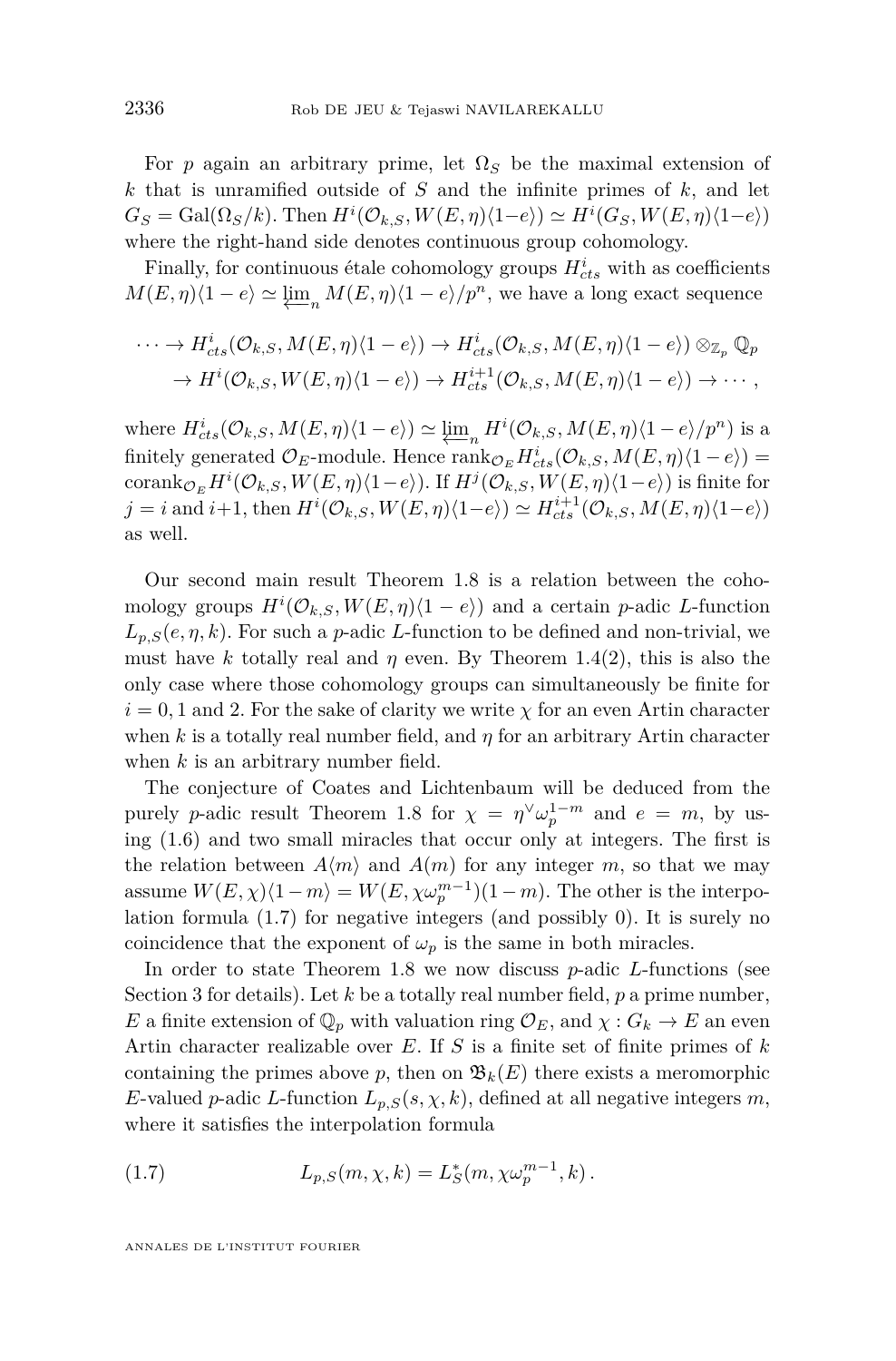For $p$ again an arbitrary prime, let $\Omega_S$ be the maximal extension of $k$ that is unramified outside of $S$ and the infinite primes of $k$, and let $G_S = \mathrm{Gal}(\Omega_S/k)$. Then $H^i(\mathcal{O}_{k,S}, W(E,\eta)\langle 1-e\rangle) \simeq H^i(G_S, W(E,\eta)\langle 1-e\rangle)$ where the right-hand side denotes continuous group cohomology.

Finally, for continuous étale cohomology groups $H^i_{cts}$ with as coefficients $M(E,\eta)\langle 1-e\rangle \simeq \varprojlim_n M(E,\eta)\langle 1-e\rangle/p^n$, we have a long exact sequence

$$\begin{aligned}\cdots \to H^i_{cts}(\mathcal{O}_{k,S}, M(E,\eta)\langle 1-e\rangle) &\to H^i_{cts}(\mathcal{O}_{k,S}, M(E,\eta)\langle 1-e\rangle)\otimes_{\mathbb{Z}_p}\mathbb{Q}_p \\ &\to H^i(\mathcal{O}_{k,S}, W(E,\eta)\langle 1-e\rangle) \to H^{i+1}_{cts}(\mathcal{O}_{k,S}, M(E,\eta)\langle 1-e\rangle) \to \cdots,\end{aligned}$$

where $H^i_{cts}(\mathcal{O}_{k,S}, M(E,\eta)\langle 1-e\rangle) \simeq \varprojlim_n H^i(\mathcal{O}_{k,S}, M(E,\eta)\langle 1-e\rangle/p^n)$ is a finitely generated $\mathcal{O}_E$-module. Hence $\mathrm{rank}_{\mathcal{O}_E} H^i_{cts}(\mathcal{O}_{k,S}, M(E,\eta)\langle 1-e\rangle) = \mathrm{corank}_{\mathcal{O}_E} H^i(\mathcal{O}_{k,S}, W(E,\eta)\langle 1-e\rangle)$. If $H^j(\mathcal{O}_{k,S}, W(E,\eta)\langle 1-e\rangle)$ is finite for $j = i$ and $i+1$, then $H^i(\mathcal{O}_{k,S}, W(E,\eta)\langle 1-e\rangle) \simeq H^{i+1}_{cts}(\mathcal{O}_{k,S}, M(E,\eta)\langle 1-e\rangle)$ as well.

Our second main result Theorem 1.8 is a relation between the cohomology groups $H^i(\mathcal{O}_{k,S}, W(E,\eta)\langle 1-e\rangle)$ and a certain $p$-adic $L$-function $L_{p,S}(e,\eta,k)$. For such a $p$-adic $L$-function to be defined and non-trivial, we must have $k$ totally real and $\eta$ even. By Theorem 1.4(2), this is also the only case where those cohomology groups can simultaneously be finite for $i = 0, 1$ and 2. For the sake of clarity we write $\chi$ for an even Artin character when $k$ is a totally real number field, and $\eta$ for an arbitrary Artin character when $k$ is an arbitrary number field.

The conjecture of Coates and Lichtenbaum will be deduced from the purely $p$-adic result Theorem 1.8 for $\chi = \eta^\vee\omega_p^{1-m}$ and $e = m$, by using (1.6) and two small miracles that occur only at integers. The first is the relation between $A\langle m\rangle$ and $A(m)$ for any integer $m$, so that we may assume $W(E,\chi)\langle 1-m\rangle = W(E,\chi\omega_p^{m-1})(1-m)$. The other is the interpolation formula (1.7) for negative integers (and possibly 0). It is surely no coincidence that the exponent of $\omega_p$ is the same in both miracles.

In order to state Theorem 1.8 we now discuss $p$-adic $L$-functions (see Section 3 for details). Let $k$ be a totally real number field, $p$ a prime number, $E$ a finite extension of $\mathbb{Q}_p$ with valuation ring $\mathcal{O}_E$, and $\chi : G_k \to E$ an even Artin character realizable over $E$. If $S$ is a finite set of finite primes of $k$ containing the primes above $p$, then on $\mathfrak{B}_k(E)$ there exists a meromorphic $E$-valued $p$-adic $L$-function $L_{p,S}(s,\chi,k)$, defined at all negative integers $m$, where it satisfies the interpolation formula

$$L_{p,S}(m,\chi,k) = L_S^*(m,\chi\omega_p^{m-1},k)\,. \tag{1.7}$$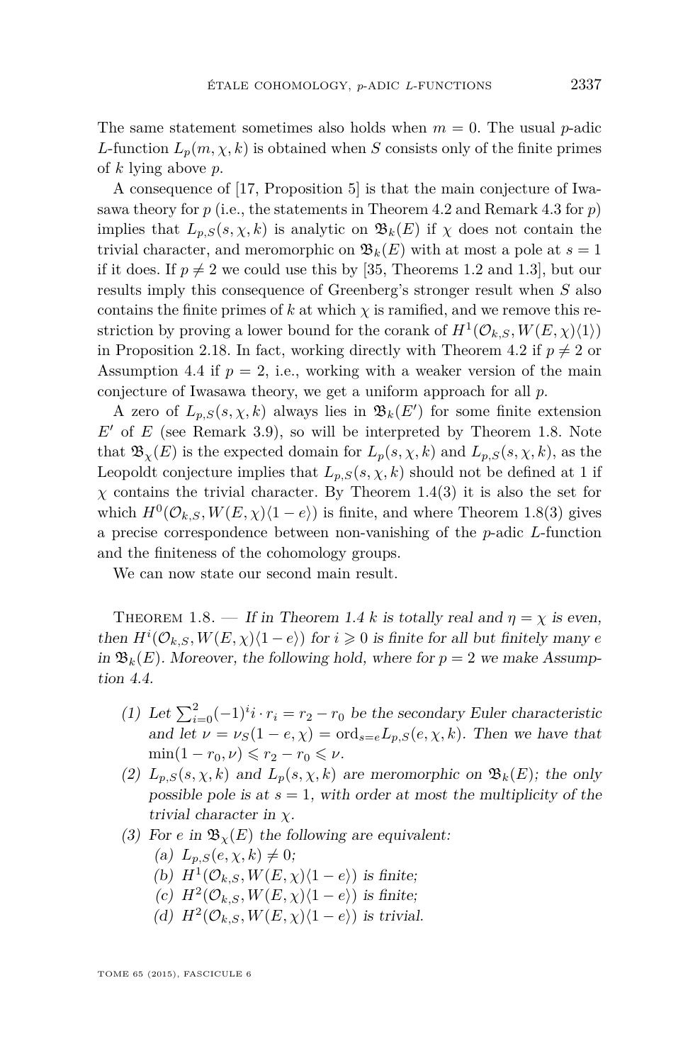The same statement sometimes also holds when $m = 0$. The usual $p$-adic $L$-function $L_p(m, \chi, k)$ is obtained when $S$ consists only of the finite primes of $k$ lying above $p$.

A consequence of [17, Proposition 5] is that the main conjecture of Iwasawa theory for $p$ (i.e., the statements in Theorem 4.2 and Remark 4.3 for $p$) implies that $L_{p,S}(s, \chi, k)$ is analytic on $\mathfrak{B}_k(E)$ if $\chi$ does not contain the trivial character, and meromorphic on $\mathfrak{B}_k(E)$ with at most a pole at $s = 1$ if it does. If $p \neq 2$ we could use this by [35, Theorems 1.2 and 1.3], but our results imply this consequence of Greenberg's stronger result when $S$ also contains the finite primes of $k$ at which $\chi$ is ramified, and we remove this restriction by proving a lower bound for the corank of $H^1(\mathcal{O}_{k,S}, W(E,\chi)\langle 1 \rangle)$ in Proposition 2.18. In fact, working directly with Theorem 4.2 if $p \neq 2$ or Assumption 4.4 if $p = 2$, i.e., working with a weaker version of the main conjecture of Iwasawa theory, we get a uniform approach for all $p$.

A zero of $L_{p,S}(s, \chi, k)$ always lies in $\mathfrak{B}_k(E')$ for some finite extension $E'$ of $E$ (see Remark 3.9), so will be interpreted by Theorem 1.8. Note that $\mathfrak{B}_\chi(E)$ is the expected domain for $L_p(s, \chi, k)$ and $L_{p,S}(s, \chi, k)$, as the Leopoldt conjecture implies that $L_{p,S}(s, \chi, k)$ should not be defined at 1 if $\chi$ contains the trivial character. By Theorem 1.4(3) it is also the set for which $H^0(\mathcal{O}_{k,S}, W(E,\chi)\langle 1-e \rangle)$ is finite, and where Theorem 1.8(3) gives a precise correspondence between non-vanishing of the $p$-adic $L$-function and the finiteness of the cohomology groups.

We can now state our second main result.

Theorem 1.8. — *If in Theorem 1.4 $k$ is totally real and $\eta = \chi$ is even, then $H^i(\mathcal{O}_{k,S}, W(E,\chi)\langle 1-e \rangle)$ for $i \geqslant 0$ is finite for all but finitely many $e$ in $\mathfrak{B}_k(E)$. Moreover, the following hold, where for $p = 2$ we make Assumption 4.4.*

1. *Let $\sum_{i=0}^{2} (-1)^i i \cdot r_i = r_2 - r_0$ be the secondary Euler characteristic and let $\nu = \nu_S(1-e, \chi) = \mathrm{ord}_{s=e} L_{p,S}(e, \chi, k)$. Then we have that $\min(1 - r_0, \nu) \leqslant r_2 - r_0 \leqslant \nu$.*
2. *$L_{p,S}(s, \chi, k)$ and $L_p(s, \chi, k)$ are meromorphic on $\mathfrak{B}_k(E)$; the only possible pole is at $s = 1$, with order at most the multiplicity of the trivial character in $\chi$.*
3. *For $e$ in $\mathfrak{B}_\chi(E)$ the following are equivalent:*
   - (a) *$L_{p,S}(e, \chi, k) \neq 0$;*
   - (b) *$H^1(\mathcal{O}_{k,S}, W(E,\chi)\langle 1-e \rangle)$ is finite;*
   - (c) *$H^2(\mathcal{O}_{k,S}, W(E,\chi)\langle 1-e \rangle)$ is finite;*
   - (d) *$H^2(\mathcal{O}_{k,S}, W(E,\chi)\langle 1-e \rangle)$ is trivial.*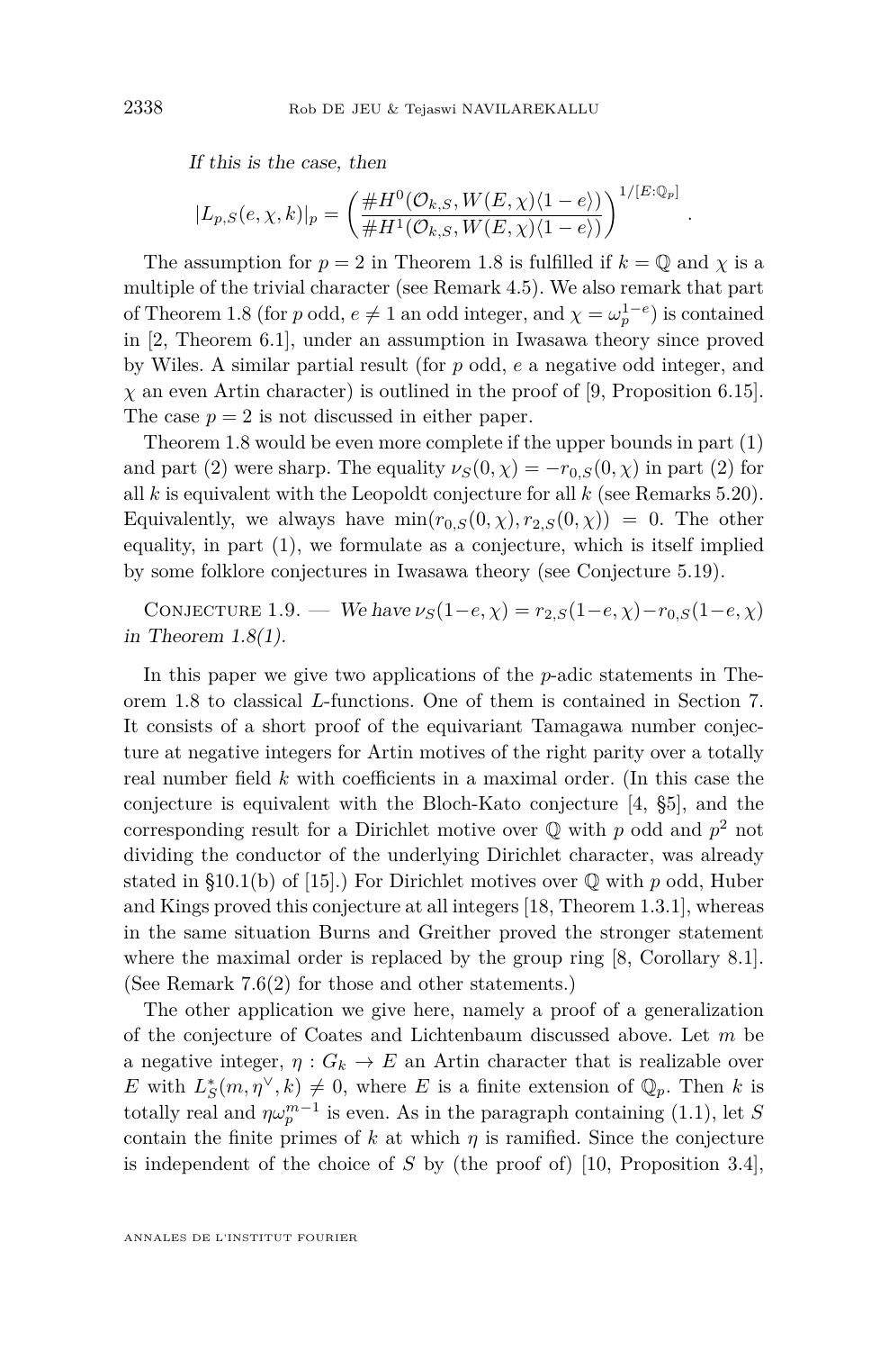*If this is the case, then*

$$|L_{p,S}(e,\chi,k)|_p = \left(\frac{\#H^0(\mathcal{O}_{k,S}, W(E,\chi)\langle 1-e\rangle)}{\#H^1(\mathcal{O}_{k,S}, W(E,\chi)\langle 1-e\rangle)}\right)^{1/[E:\mathbb{Q}_p]}.$$

The assumption for $p=2$ in Theorem 1.8 is fulfilled if $k=\mathbb{Q}$ and $\chi$ is a multiple of the trivial character (see Remark 4.5). We also remark that part of Theorem 1.8 (for $p$ odd, $e \neq 1$ an odd integer, and $\chi = \omega_p^{1-e}$) is contained in [2, Theorem 6.1], under an assumption in Iwasawa theory since proved by Wiles. A similar partial result (for $p$ odd, $e$ a negative odd integer, and $\chi$ an even Artin character) is outlined in the proof of [9, Proposition 6.15]. The case $p=2$ is not discussed in either paper.

Theorem 1.8 would be even more complete if the upper bounds in part (1) and part (2) were sharp. The equality $\nu_S(0,\chi) = -r_{0,S}(0,\chi)$ in part (2) for all $k$ is equivalent with the Leopoldt conjecture for all $k$ (see Remarks 5.20). Equivalently, we always have $\min(r_{0,S}(0,\chi), r_{2,S}(0,\chi)) = 0$. The other equality, in part (1), we formulate as a conjecture, which is itself implied by some folklore conjectures in Iwasawa theory (see Conjecture 5.19).

Conjecture 1.9. — *We have $\nu_S(1-e,\chi) = r_{2,S}(1-e,\chi) - r_{0,S}(1-e,\chi)$ in Theorem 1.8(1).*

In this paper we give two applications of the $p$-adic statements in Theorem 1.8 to classical $L$-functions. One of them is contained in Section 7. It consists of a short proof of the equivariant Tamagawa number conjecture at negative integers for Artin motives of the right parity over a totally real number field $k$ with coefficients in a maximal order. (In this case the conjecture is equivalent with the Bloch-Kato conjecture [4, §5], and the corresponding result for a Dirichlet motive over $\mathbb{Q}$ with $p$ odd and $p^2$ not dividing the conductor of the underlying Dirichlet character, was already stated in §10.1(b) of [15].) For Dirichlet motives over $\mathbb{Q}$ with $p$ odd, Huber and Kings proved this conjecture at all integers [18, Theorem 1.3.1], whereas in the same situation Burns and Greither proved the stronger statement where the maximal order is replaced by the group ring [8, Corollary 8.1]. (See Remark 7.6(2) for those and other statements.)

The other application we give here, namely a proof of a generalization of the conjecture of Coates and Lichtenbaum discussed above. Let $m$ be a negative integer, $\eta : G_k \to E$ an Artin character that is realizable over $E$ with $L_S^*(m,\eta^\vee,k) \neq 0$, where $E$ is a finite extension of $\mathbb{Q}_p$. Then $k$ is totally real and $\eta\omega_p^{m-1}$ is even. As in the paragraph containing (1.1), let $S$ contain the finite primes of $k$ at which $\eta$ is ramified. Since the conjecture is independent of the choice of $S$ by (the proof of) [10, Proposition 3.4],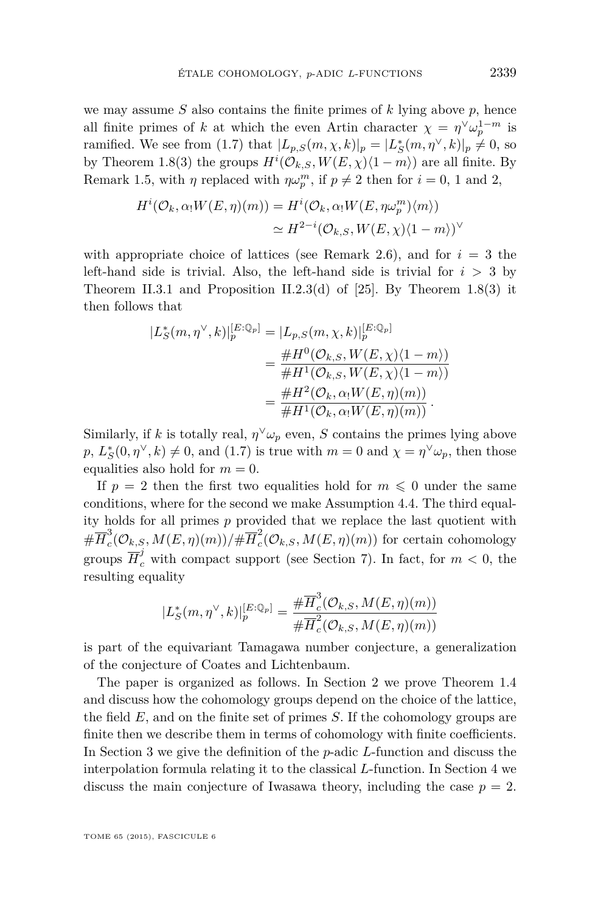we may assume $S$ also contains the finite primes of $k$ lying above $p$, hence all finite primes of $k$ at which the even Artin character $\chi = \eta^\vee \omega_p^{1-m}$ is ramified. We see from (1.7) that $|L_{p,S}(m,\chi,k)|_p = |L_S^*(m,\eta^\vee,k)|_p \neq 0$, so by Theorem 1.8(3) the groups $H^i(\mathcal{O}_{k,S}, W(E,\chi)\langle 1-m\rangle)$ are all finite. By Remark 1.5, with $\eta$ replaced with $\eta\omega_p^m$, if $p \neq 2$ then for $i = 0$, 1 and 2,

$$\begin{aligned}
H^i(\mathcal{O}_k, \alpha_! W(E,\eta)(m)) &= H^i(\mathcal{O}_k, \alpha_! W(E,\eta\omega_p^m)\langle m\rangle) \\
&\simeq H^{2-i}(\mathcal{O}_{k,S}, W(E,\chi)\langle 1-m\rangle)^\vee
\end{aligned}$$

with appropriate choice of lattices (see Remark 2.6), and for $i = 3$ the left-hand side is trivial. Also, the left-hand side is trivial for $i > 3$ by Theorem II.3.1 and Proposition II.2.3(d) of [25]. By Theorem 1.8(3) it then follows that

$$\begin{aligned}
|L_S^*(m,\eta^\vee,k)|_p^{[E:\mathbb{Q}_p]} &= |L_{p,S}(m,\chi,k)|_p^{[E:\mathbb{Q}_p]} \\
&= \frac{\# H^0(\mathcal{O}_{k,S}, W(E,\chi)\langle 1-m\rangle)}{\# H^1(\mathcal{O}_{k,S}, W(E,\chi)\langle 1-m\rangle)} \\
&= \frac{\# H^2(\mathcal{O}_k, \alpha_! W(E,\eta)(m))}{\# H^1(\mathcal{O}_k, \alpha_! W(E,\eta)(m))}\,.
\end{aligned}$$

Similarly, if $k$ is totally real, $\eta^\vee\omega_p$ even, $S$ contains the primes lying above $p$, $L_S^*(0,\eta^\vee,k) \neq 0$, and (1.7) is true with $m = 0$ and $\chi = \eta^\vee\omega_p$, then those equalities also hold for $m = 0$.

If $p = 2$ then the first two equalities hold for $m \leqslant 0$ under the same conditions, where for the second we make Assumption 4.4. The third equality holds for all primes $p$ provided that we replace the last quotient with $\#\overline{H}_c^3(\mathcal{O}_{k,S}, M(E,\eta)(m))/\#\overline{H}_c^2(\mathcal{O}_{k,S}, M(E,\eta)(m))$ for certain cohomology groups $\overline{H}_c^j$ with compact support (see Section 7). In fact, for $m < 0$, the resulting equality

$$|L_S^*(m,\eta^\vee,k)|_p^{[E:\mathbb{Q}_p]} = \frac{\#\overline{H}_c^3(\mathcal{O}_{k,S}, M(E,\eta)(m))}{\#\overline{H}_c^2(\mathcal{O}_{k,S}, M(E,\eta)(m))}$$

is part of the equivariant Tamagawa number conjecture, a generalization of the conjecture of Coates and Lichtenbaum.

The paper is organized as follows. In Section 2 we prove Theorem 1.4 and discuss how the cohomology groups depend on the choice of the lattice, the field $E$, and on the finite set of primes $S$. If the cohomology groups are finite then we describe them in terms of cohomology with finite coefficients. In Section 3 we give the definition of the $p$-adic $L$-function and discuss the interpolation formula relating it to the classical $L$-function. In Section 4 we discuss the main conjecture of Iwasawa theory, including the case $p = 2$.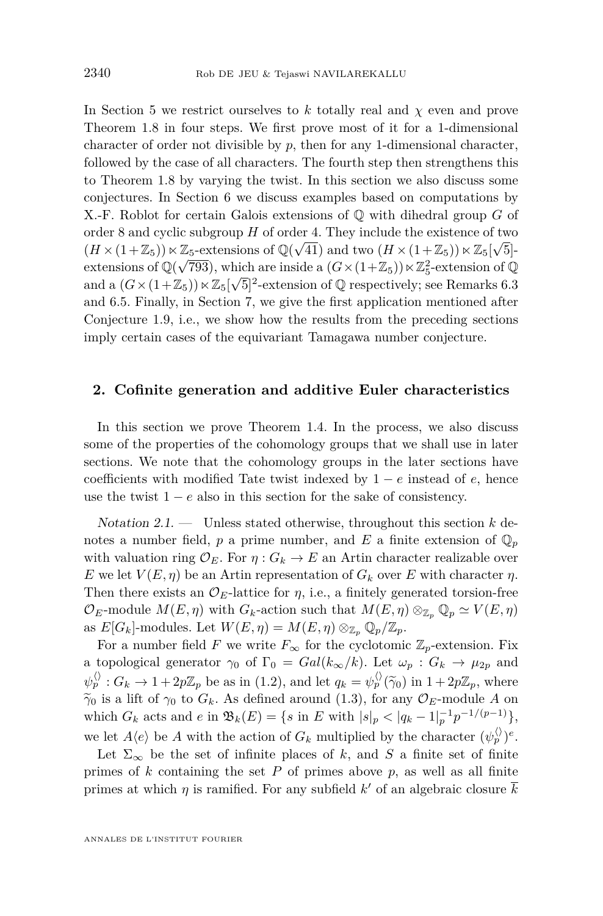In Section 5 we restrict ourselves to $k$ totally real and $\chi$ even and prove Theorem 1.8 in four steps. We first prove most of it for a 1-dimensional character of order not divisible by $p$, then for any 1-dimensional character, followed by the case of all characters. The fourth step then strengthens this to Theorem 1.8 by varying the twist. In this section we also discuss some conjectures. In Section 6 we discuss examples based on computations by X.-F. Roblot for certain Galois extensions of $\mathbb{Q}$ with dihedral group $G$ of order 8 and cyclic subgroup $H$ of order 4. They include the existence of two $(H \times (1+\mathbb{Z}_5)) \ltimes \mathbb{Z}_5$-extensions of $\mathbb{Q}(\sqrt{41})$ and two $(H \times (1+\mathbb{Z}_5)) \ltimes \mathbb{Z}_5[\sqrt{5}]$-extensions of $\mathbb{Q}(\sqrt{793})$, which are inside a $(G \times (1+\mathbb{Z}_5)) \ltimes \mathbb{Z}_5^2$-extension of $\mathbb{Q}$ and a $(G \times (1+\mathbb{Z}_5)) \ltimes \mathbb{Z}_5[\sqrt{5}]^2$-extension of $\mathbb{Q}$ respectively; see Remarks 6.3 and 6.5. Finally, in Section 7, we give the first application mentioned after Conjecture 1.9, i.e., we show how the results from the preceding sections imply certain cases of the equivariant Tamagawa number conjecture.

## 2. Cofinite generation and additive Euler characteristics

In this section we prove Theorem 1.4. In the process, we also discuss some of the properties of the cohomology groups that we shall use in later sections. We note that the cohomology groups in the later sections have coefficients with modified Tate twist indexed by $1-e$ instead of $e$, hence use the twist $1-e$ also in this section for the sake of consistency.

*Notation 2.1.* — Unless stated otherwise, throughout this section $k$ denotes a number field, $p$ a prime number, and $E$ a finite extension of $\mathbb{Q}_p$ with valuation ring $\mathcal{O}_E$. For $\eta : G_k \to E$ an Artin character realizable over $E$ we let $V(E,\eta)$ be an Artin representation of $G_k$ over $E$ with character $\eta$. Then there exists an $\mathcal{O}_E$-lattice for $\eta$, i.e., a finitely generated torsion-free $\mathcal{O}_E$-module $M(E,\eta)$ with $G_k$-action such that $M(E,\eta) \otimes_{\mathbb{Z}_p} \mathbb{Q}_p \simeq V(E,\eta)$ as $E[G_k]$-modules. Let $W(E,\eta) = M(E,\eta) \otimes_{\mathbb{Z}_p} \mathbb{Q}_p/\mathbb{Z}_p$.

For a number field $F$ we write $F_\infty$ for the cyclotomic $\mathbb{Z}_p$-extension. Fix a topological generator $\gamma_0$ of $\Gamma_0 = Gal(k_\infty/k)$. Let $\omega_p : G_k \to \mu_{2p}$ and $\psi_p^{\langle\rangle} : G_k \to 1+2p\mathbb{Z}_p$ be as in (1.2), and let $q_k = \psi_p^{\langle\rangle}(\widetilde{\gamma}_0)$ in $1+2p\mathbb{Z}_p$, where $\widetilde{\gamma}_0$ is a lift of $\gamma_0$ to $G_k$. As defined around (1.3), for any $\mathcal{O}_E$-module $A$ on which $G_k$ acts and $e$ in $\mathfrak{B}_k(E) = \{s \text{ in } E \text{ with } |s|_p < |q_k - 1|_p^{-1} p^{-1/(p-1)}\}$, we let $A\langle e\rangle$ be $A$ with the action of $G_k$ multiplied by the character $(\psi_p^{\langle\rangle})^e$.

Let $\Sigma_\infty$ be the set of infinite places of $k$, and $S$ a finite set of finite primes of $k$ containing the set $P$ of primes above $p$, as well as all finite primes at which $\eta$ is ramified. For any subfield $k'$ of an algebraic closure $\overline{k}$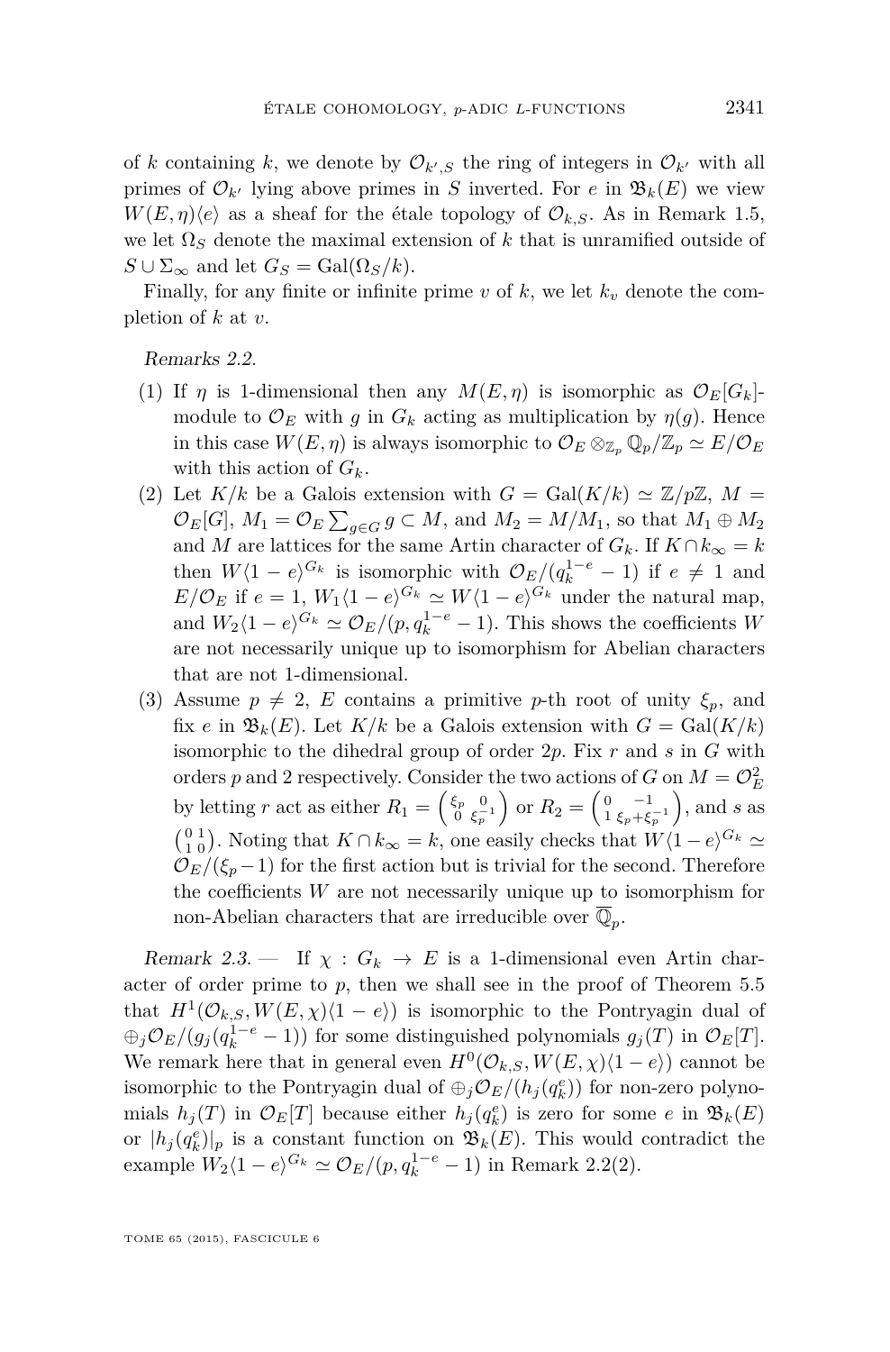of $k$ containing $k$, we denote by $\mathcal{O}_{k',S}$ the ring of integers in $\mathcal{O}_{k'}$ with all primes of $\mathcal{O}_{k'}$ lying above primes in $S$ inverted. For $e$ in $\mathfrak{B}_k(E)$ we view $W(E,\eta)\langle e\rangle$ as a sheaf for the étale topology of $\mathcal{O}_{k,S}$. As in Remark 1.5, we let $\Omega_S$ denote the maximal extension of $k$ that is unramified outside of $S \cup \Sigma_\infty$ and let $G_S = \mathrm{Gal}(\Omega_S/k)$.

Finally, for any finite or infinite prime $v$ of $k$, we let $k_v$ denote the completion of $k$ at $v$.

*Remarks 2.2.*

1. If $\eta$ is 1-dimensional then any $M(E,\eta)$ is isomorphic as $\mathcal{O}_E[G_k]$-module to $\mathcal{O}_E$ with $g$ in $G_k$ acting as multiplication by $\eta(g)$. Hence in this case $W(E,\eta)$ is always isomorphic to $\mathcal{O}_E \otimes_{\mathbb{Z}_p} \mathbb{Q}_p/\mathbb{Z}_p \simeq E/\mathcal{O}_E$ with this action of $G_k$.
2. Let $K/k$ be a Galois extension with $G = \mathrm{Gal}(K/k) \simeq \mathbb{Z}/p\mathbb{Z}$, $M = \mathcal{O}_E[G]$, $M_1 = \mathcal{O}_E \sum_{g\in G} g \subset M$, and $M_2 = M/M_1$, so that $M_1 \oplus M_2$ and $M$ are lattices for the same Artin character of $G_k$. If $K \cap k_\infty = k$ then $W\langle 1-e\rangle^{G_k}$ is isomorphic with $\mathcal{O}_E/(q_k^{1-e}-1)$ if $e \neq 1$ and $E/\mathcal{O}_E$ if $e = 1$, $W_1\langle 1-e\rangle^{G_k} \simeq W\langle 1-e\rangle^{G_k}$ under the natural map, and $W_2\langle 1-e\rangle^{G_k} \simeq \mathcal{O}_E/(p, q_k^{1-e}-1)$. This shows the coefficients $W$ are not necessarily unique up to isomorphism for Abelian characters that are not 1-dimensional.
3. Assume $p \neq 2$, $E$ contains a primitive $p$-th root of unity $\xi_p$, and fix $e$ in $\mathfrak{B}_k(E)$. Let $K/k$ be a Galois extension with $G = \mathrm{Gal}(K/k)$ isomorphic to the dihedral group of order $2p$. Fix $r$ and $s$ in $G$ with orders $p$ and 2 respectively. Consider the two actions of $G$ on $M = \mathcal{O}_E^2$ by letting $r$ act as either $R_1 = \begin{pmatrix} \xi_p & 0 \\ 0 & \xi_p^{-1}\end{pmatrix}$ or $R_2 = \begin{pmatrix} 0 & -1 \\ 1 & \xi_p+\xi_p^{-1}\end{pmatrix}$, and $s$ as $\begin{pmatrix} 0 & 1 \\ 1 & 0\end{pmatrix}$. Noting that $K \cap k_\infty = k$, one easily checks that $W\langle 1-e\rangle^{G_k} \simeq \mathcal{O}_E/(\xi_p - 1)$ for the first action but is trivial for the second. Therefore the coefficients $W$ are not necessarily unique up to isomorphism for non-Abelian characters that are irreducible over $\overline{\mathbb{Q}}_p$.

*Remark 2.3.* — If $\chi : G_k \to E$ is a 1-dimensional even Artin character of order prime to $p$, then we shall see in the proof of Theorem 5.5 that $H^1(\mathcal{O}_{k,S}, W(E,\chi)\langle 1-e\rangle)$ is isomorphic to the Pontryagin dual of $\oplus_j \mathcal{O}_E/(g_j(q_k^{1-e}-1))$ for some distinguished polynomials $g_j(T)$ in $\mathcal{O}_E[T]$. We remark here that in general even $H^0(\mathcal{O}_{k,S}, W(E,\chi)\langle 1-e\rangle)$ cannot be isomorphic to the Pontryagin dual of $\oplus_j \mathcal{O}_E/(h_j(q_k^e))$ for non-zero polynomials $h_j(T)$ in $\mathcal{O}_E[T]$ because either $h_j(q_k^e)$ is zero for some $e$ in $\mathfrak{B}_k(E)$ or $|h_j(q_k^e)|_p$ is a constant function on $\mathfrak{B}_k(E)$. This would contradict the example $W_2\langle 1-e\rangle^{G_k} \simeq \mathcal{O}_E/(p, q_k^{1-e}-1)$ in Remark 2.2(2).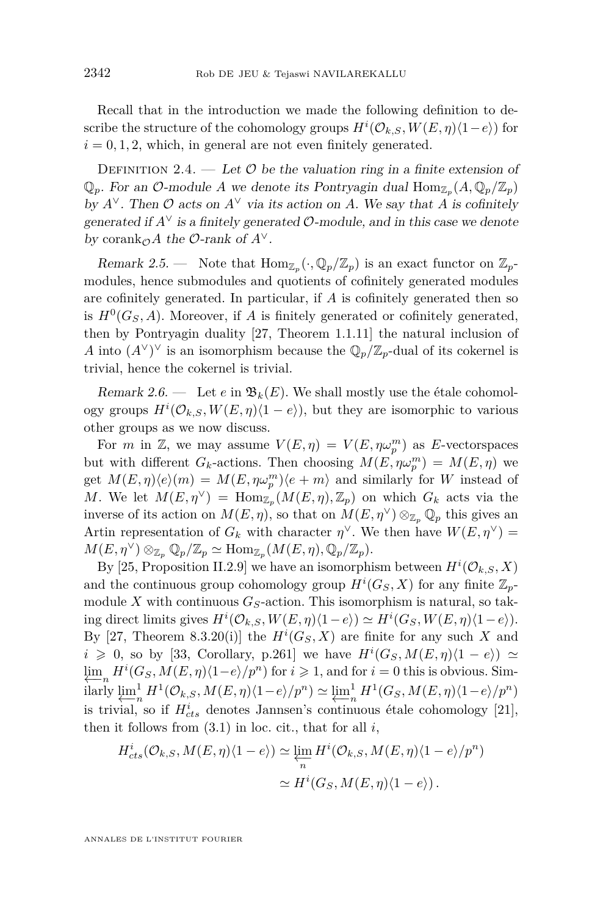Recall that in the introduction we made the following definition to describe the structure of the cohomology groups $H^i(\mathcal{O}_{k,S}, W(E,\eta)\langle 1-e\rangle)$ for $i = 0, 1, 2$, which, in general are not even finitely generated.

Definition 2.4. — *Let $\mathcal{O}$ be the valuation ring in a finite extension of $\mathbb{Q}_p$. For an $\mathcal{O}$-module $A$ we denote its Pontryagin dual $\mathrm{Hom}_{\mathbb{Z}_p}(A, \mathbb{Q}_p/\mathbb{Z}_p)$ by $A^\vee$. Then $\mathcal{O}$ acts on $A^\vee$ via its action on $A$. We say that $A$ is cofinitely generated if $A^\vee$ is a finitely generated $\mathcal{O}$-module, and in this case we denote by $\mathrm{corank}_{\mathcal{O}} A$ the $\mathcal{O}$-rank of $A^\vee$.*

*Remark 2.5.* — Note that $\mathrm{Hom}_{\mathbb{Z}_p}(\cdot, \mathbb{Q}_p/\mathbb{Z}_p)$ is an exact functor on $\mathbb{Z}_p$-modules, hence submodules and quotients of cofinitely generated modules are cofinitely generated. In particular, if $A$ is cofinitely generated then so is $H^0(G_S, A)$. Moreover, if $A$ is finitely generated or cofinitely generated, then by Pontryagin duality [27, Theorem 1.1.11] the natural inclusion of $A$ into $(A^\vee)^\vee$ is an isomorphism because the $\mathbb{Q}_p/\mathbb{Z}_p$-dual of its cokernel is trivial, hence the cokernel is trivial.

*Remark 2.6.* — Let $e$ in $\mathfrak{B}_k(E)$. We shall mostly use the étale cohomology groups $H^i(\mathcal{O}_{k,S}, W(E,\eta)\langle 1-e\rangle)$, but they are isomorphic to various other groups as we now discuss.

For $m$ in $\mathbb{Z}$, we may assume $V(E,\eta) = V(E, \eta\omega_p^m)$ as $E$-vectorspaces but with different $G_k$-actions. Then choosing $M(E,\eta\omega_p^m) = M(E,\eta)$ we get $M(E,\eta)\langle e\rangle(m) = M(E,\eta\omega_p^m)\langle e+m\rangle$ and similarly for $W$ instead of $M$. We let $M(E,\eta^\vee) = \mathrm{Hom}_{\mathbb{Z}_p}(M(E,\eta), \mathbb{Z}_p)$ on which $G_k$ acts via the inverse of its action on $M(E,\eta)$, so that on $M(E,\eta^\vee)\otimes_{\mathbb{Z}_p}\mathbb{Q}_p$ this gives an Artin representation of $G_k$ with character $\eta^\vee$. We then have $W(E,\eta^\vee) = M(E,\eta^\vee)\otimes_{\mathbb{Z}_p}\mathbb{Q}_p/\mathbb{Z}_p \simeq \mathrm{Hom}_{\mathbb{Z}_p}(M(E,\eta), \mathbb{Q}_p/\mathbb{Z}_p)$.

By [25, Proposition II.2.9] we have an isomorphism between $H^i(\mathcal{O}_{k,S}, X)$ and the continuous group cohomology group $H^i(G_S, X)$ for any finite $\mathbb{Z}_p$-module $X$ with continuous $G_S$-action. This isomorphism is natural, so taking direct limits gives $H^i(\mathcal{O}_{k,S}, W(E,\eta)\langle 1-e\rangle) \simeq H^i(G_S, W(E,\eta)\langle 1-e\rangle)$. By [27, Theorem 8.3.20(i)] the $H^i(G_S, X)$ are finite for any such $X$ and $i \geqslant 0$, so by [33, Corollary, p.261] we have $H^i(G_S, M(E,\eta)\langle 1-e\rangle) \simeq \varprojlim_n H^i(G_S, M(E,\eta)\langle 1-e\rangle/p^n)$ for $i \geqslant 1$, and for $i = 0$ this is obvious. Similarly $\varprojlim^1_n H^1(\mathcal{O}_{k,S}, M(E,\eta)\langle 1-e\rangle/p^n) \simeq \varprojlim^1_n H^1(G_S, M(E,\eta)\langle 1-e\rangle/p^n)$ is trivial, so if $H^i_{cts}$ denotes Jannsen's continuous étale cohomology [21], then it follows from (3.1) in loc. cit., that for all $i$,

$$
\begin{aligned}
H^i_{cts}(\mathcal{O}_{k,S}, M(E,\eta)\langle 1-e\rangle) &\simeq \varprojlim_n H^i(\mathcal{O}_{k,S}, M(E,\eta)\langle 1-e\rangle/p^n) \\
&\simeq H^i(G_S, M(E,\eta)\langle 1-e\rangle)\,.
\end{aligned}
$$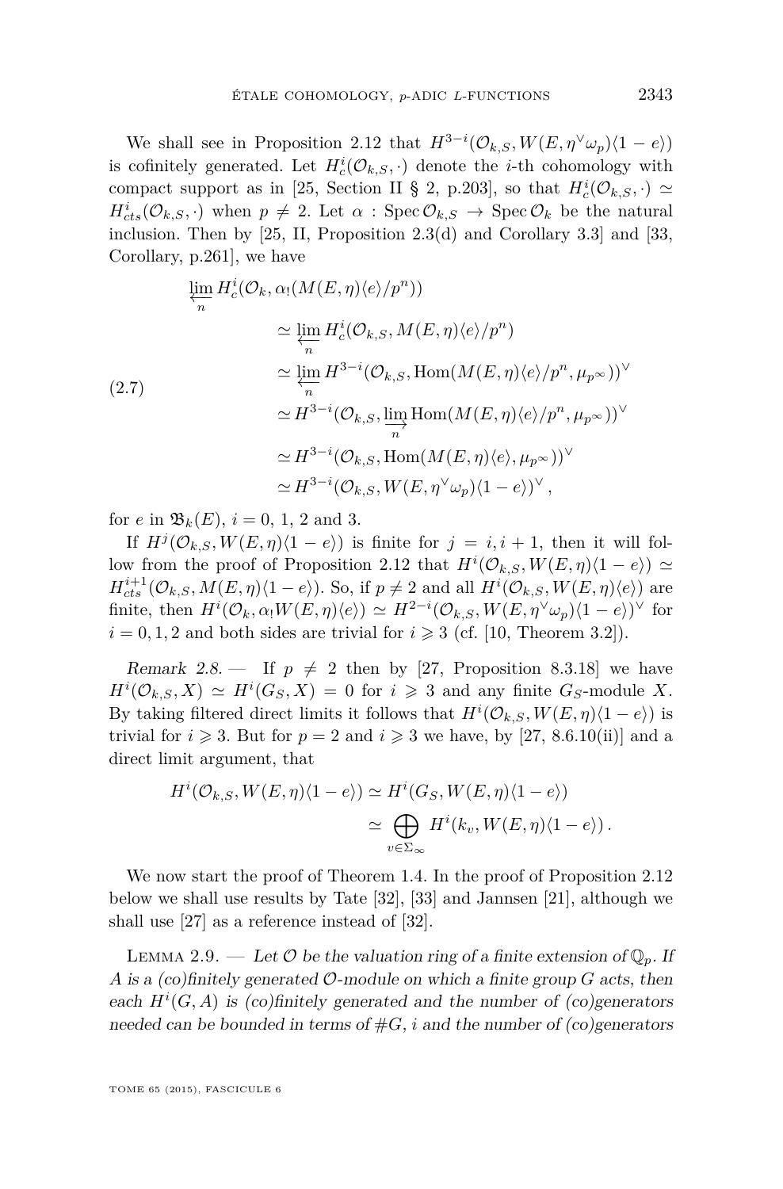We shall see in Proposition 2.12 that $H^{3-i}(\mathcal{O}_{k,S}, W(E,\eta^\vee\omega_p)\langle 1-e\rangle)$ is cofinitely generated. Let $H^i_c(\mathcal{O}_{k,S},\cdot)$ denote the $i$-th cohomology with compact support as in [25, Section II § 2, p.203], so that $H^i_c(\mathcal{O}_{k,S},\cdot) \simeq H^i_{cts}(\mathcal{O}_{k,S},\cdot)$ when $p \neq 2$. Let $\alpha : \operatorname{Spec}\mathcal{O}_{k,S} \to \operatorname{Spec}\mathcal{O}_k$ be the natural inclusion. Then by [25, II, Proposition 2.3(d) and Corollary 3.3] and [33, Corollary, p.261], we have

$$
\begin{aligned}
&\varprojlim_n H^i_c(\mathcal{O}_k, \alpha_!(M(E,\eta)\langle e\rangle/p^n)) \\
&\qquad \simeq \varprojlim_n H^i_c(\mathcal{O}_{k,S}, M(E,\eta)\langle e\rangle/p^n) \\
&\qquad \simeq \varprojlim_n H^{3-i}(\mathcal{O}_{k,S}, \operatorname{Hom}(M(E,\eta)\langle e\rangle/p^n, \mu_{p^\infty}))^\vee \\
&\qquad \simeq H^{3-i}(\mathcal{O}_{k,S}, \varinjlim_n \operatorname{Hom}(M(E,\eta)\langle e\rangle/p^n, \mu_{p^\infty}))^\vee \\
&\qquad \simeq H^{3-i}(\mathcal{O}_{k,S}, \operatorname{Hom}(M(E,\eta)\langle e\rangle, \mu_{p^\infty}))^\vee \\
&\qquad \simeq H^{3-i}(\mathcal{O}_{k,S}, W(E,\eta^\vee\omega_p)\langle 1-e\rangle)^\vee,
\end{aligned}
\tag{2.7}
$$

for $e$ in $\mathfrak{B}_k(E)$, $i = 0$, 1, 2 and 3.

If $H^j(\mathcal{O}_{k,S}, W(E,\eta)\langle 1-e\rangle)$ is finite for $j = i, i+1$, then it will follow from the proof of Proposition 2.12 that $H^i(\mathcal{O}_{k,S}, W(E,\eta)\langle 1-e\rangle) \simeq H^{i+1}_{cts}(\mathcal{O}_{k,S}, M(E,\eta)\langle 1-e\rangle)$. So, if $p \neq 2$ and all $H^i(\mathcal{O}_{k,S}, W(E,\eta)\langle e\rangle)$ are finite, then $H^i(\mathcal{O}_k, \alpha_! W(E,\eta)\langle e\rangle) \simeq H^{2-i}(\mathcal{O}_{k,S}, W(E,\eta^\vee\omega_p)\langle 1-e\rangle)^\vee$ for $i = 0, 1, 2$ and both sides are trivial for $i \geqslant 3$ (cf. [10, Theorem 3.2]).

*Remark 2.8.* — If $p \neq 2$ then by [27, Proposition 8.3.18] we have $H^i(\mathcal{O}_{k,S}, X) \simeq H^i(G_S, X) = 0$ for $i \geqslant 3$ and any finite $G_S$-module $X$. By taking filtered direct limits it follows that $H^i(\mathcal{O}_{k,S}, W(E,\eta)\langle 1-e\rangle)$ is trivial for $i \geqslant 3$. But for $p = 2$ and $i \geqslant 3$ we have, by [27, 8.6.10(ii)] and a direct limit argument, that

$$
\begin{aligned}
H^i(\mathcal{O}_{k,S}, W(E,\eta)\langle 1-e\rangle) &\simeq H^i(G_S, W(E,\eta)\langle 1-e\rangle) \\
&\simeq \bigoplus_{v\in\Sigma_\infty} H^i(k_v, W(E,\eta)\langle 1-e\rangle).
\end{aligned}
$$

We now start the proof of Theorem 1.4. In the proof of Proposition 2.12 below we shall use results by Tate [32], [33] and Jannsen [21], although we shall use [27] as a reference instead of [32].

Lemma 2.9. — *Let $\mathcal{O}$ be the valuation ring of a finite extension of $\mathbb{Q}_p$. If $A$ is a (co)finitely generated $\mathcal{O}$-module on which a finite group $G$ acts, then each $H^i(G, A)$ is (co)finitely generated and the number of (co)generators needed can be bounded in terms of $\#G$, $i$ and the number of (co)generators*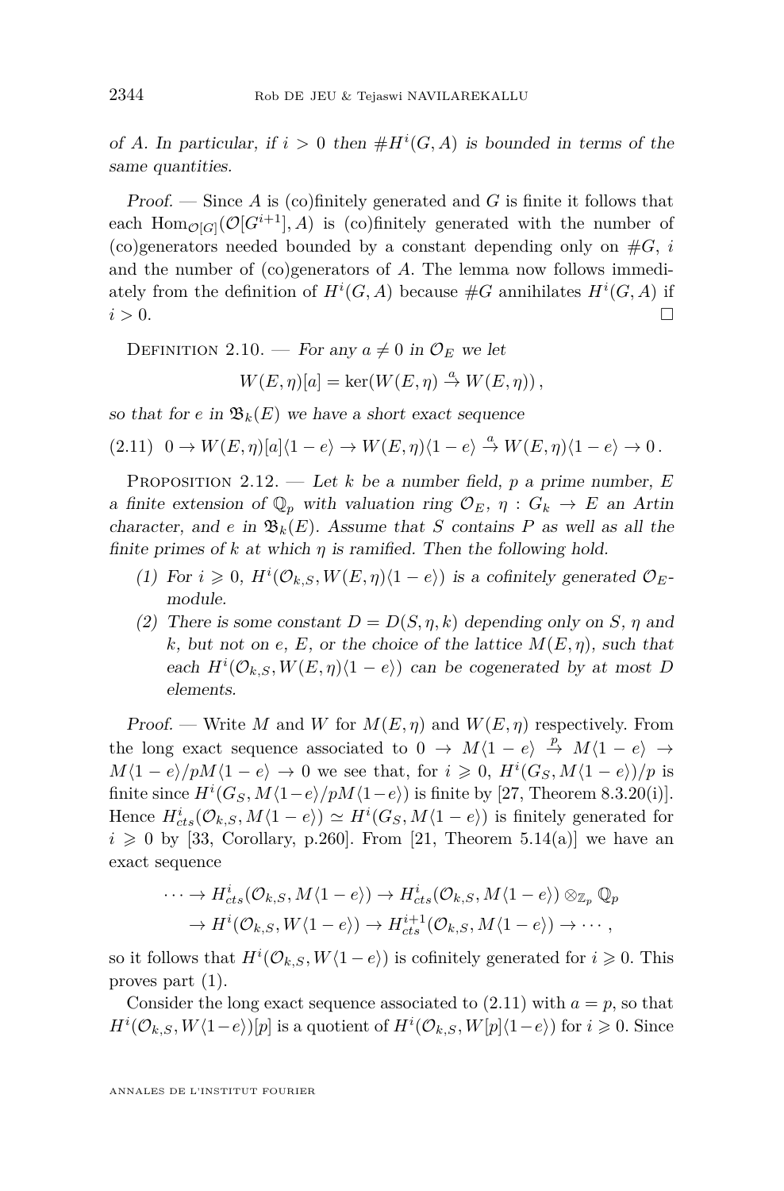*of A. In particular, if $i > 0$ then $\#H^i(G,A)$ is bounded in terms of the same quantities.*

*Proof.* — Since $A$ is (co)finitely generated and $G$ is finite it follows that each $\mathrm{Hom}_{\mathcal{O}[G]}(\mathcal{O}[G^{i+1}], A)$ is (co)finitely generated with the number of (co)generators needed bounded by a constant depending only on $\#G$, $i$ and the number of (co)generators of $A$. The lemma now follows immediately from the definition of $H^i(G,A)$ because $\#G$ annihilates $H^i(G,A)$ if $i > 0$. □

Definition 2.10. — *For any $a \neq 0$ in $\mathcal{O}_E$ we let*

$$W(E,\eta)[a] = \ker(W(E,\eta) \xrightarrow{a} W(E,\eta)),$$

*so that for $e$ in $\mathfrak{B}_k(E)$ we have a short exact sequence*

$$(2.11)\quad 0 \to W(E,\eta)[a]\langle 1-e\rangle \to W(E,\eta)\langle 1-e\rangle \xrightarrow{a} W(E,\eta)\langle 1-e\rangle \to 0\,.$$

Proposition 2.12. — *Let $k$ be a number field, $p$ a prime number, $E$ a finite extension of $\mathbb{Q}_p$ with valuation ring $\mathcal{O}_E$, $\eta : G_k \to E$ an Artin character, and $e$ in $\mathfrak{B}_k(E)$. Assume that $S$ contains $P$ as well as all the finite primes of $k$ at which $\eta$ is ramified. Then the following hold.*

1. *For $i \geqslant 0$, $H^i(\mathcal{O}_{k,S}, W(E,\eta)\langle 1-e\rangle)$ is a cofinitely generated $\mathcal{O}_E$-module.*
2. *There is some constant $D = D(S,\eta,k)$ depending only on $S$, $\eta$ and $k$, but not on $e$, $E$, or the choice of the lattice $M(E,\eta)$, such that each $H^i(\mathcal{O}_{k,S}, W(E,\eta)\langle 1-e\rangle)$ can be cogenerated by at most $D$ elements.*

*Proof.* — Write $M$ and $W$ for $M(E,\eta)$ and $W(E,\eta)$ respectively. From the long exact sequence associated to $0 \to M\langle 1-e\rangle \xrightarrow{p} M\langle 1-e\rangle \to M\langle 1-e\rangle/pM\langle 1-e\rangle \to 0$ we see that, for $i \geqslant 0$, $H^i(G_S, M\langle 1-e\rangle)/p$ is finite since $H^i(G_S, M\langle 1-e\rangle/pM\langle 1-e\rangle)$ is finite by [27, Theorem 8.3.20(i)]. Hence $H^i_{cts}(\mathcal{O}_{k,S}, M\langle 1-e\rangle) \simeq H^i(G_S, M\langle 1-e\rangle)$ is finitely generated for $i \geqslant 0$ by [33, Corollary, p.260]. From [21, Theorem 5.14(a)] we have an exact sequence

$$\begin{aligned}\cdots \to H^i_{cts}(\mathcal{O}_{k,S}, M\langle 1-e\rangle) &\to H^i_{cts}(\mathcal{O}_{k,S}, M\langle 1-e\rangle)\otimes_{\mathbb{Z}_p}\mathbb{Q}_p \\ &\to H^i(\mathcal{O}_{k,S}, W\langle 1-e\rangle) \to H^{i+1}_{cts}(\mathcal{O}_{k,S}, M\langle 1-e\rangle) \to \cdots,\end{aligned}$$

so it follows that $H^i(\mathcal{O}_{k,S}, W\langle 1-e\rangle)$ is cofinitely generated for $i \geqslant 0$. This proves part (1).

Consider the long exact sequence associated to (2.11) with $a = p$, so that $H^i(\mathcal{O}_{k,S}, W\langle 1-e\rangle)[p]$ is a quotient of $H^i(\mathcal{O}_{k,S}, W[p]\langle 1-e\rangle)$ for $i \geqslant 0$. Since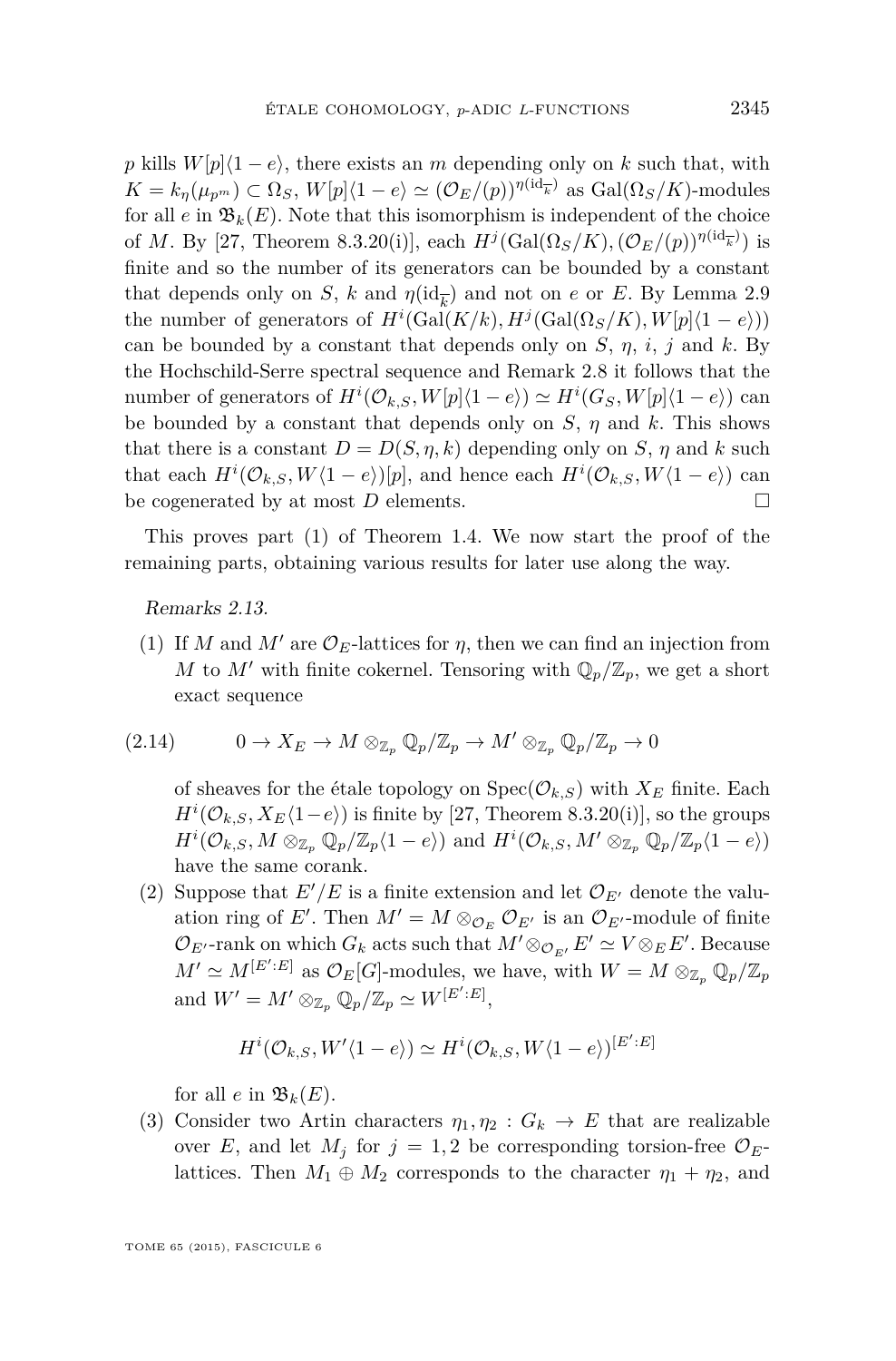$p$ kills $W[p]\langle 1-e\rangle$, there exists an $m$ depending only on $k$ such that, with $K = k_\eta(\mu_{p^m}) \subset \Omega_S$, $W[p]\langle 1-e\rangle \simeq (\mathcal{O}_E/(p))^{\eta(\mathrm{id}_{\overline{k}})}$ as $\mathrm{Gal}(\Omega_S/K)$-modules for all $e$ in $\mathfrak{B}_k(E)$. Note that this isomorphism is independent of the choice of $M$. By [27, Theorem 8.3.20(i)], each $H^j(\mathrm{Gal}(\Omega_S/K), (\mathcal{O}_E/(p))^{\eta(\mathrm{id}_{\overline{k}})})$ is finite and so the number of its generators can be bounded by a constant that depends only on $S$, $k$ and $\eta(\mathrm{id}_{\overline{k}})$ and not on $e$ or $E$. By Lemma 2.9 the number of generators of $H^i(\mathrm{Gal}(K/k), H^j(\mathrm{Gal}(\Omega_S/K), W[p]\langle 1-e\rangle))$ can be bounded by a constant that depends only on $S$, $\eta$, $i$, $j$ and $k$. By the Hochschild-Serre spectral sequence and Remark 2.8 it follows that the number of generators of $H^i(\mathcal{O}_{k,S}, W[p]\langle 1-e\rangle) \simeq H^i(G_S, W[p]\langle 1-e\rangle)$ can be bounded by a constant that depends only on $S$, $\eta$ and $k$. This shows that there is a constant $D = D(S,\eta,k)$ depending only on $S$, $\eta$ and $k$ such that each $H^i(\mathcal{O}_{k,S}, W\langle 1-e\rangle)[p]$, and hence each $H^i(\mathcal{O}_{k,S}, W\langle 1-e\rangle)$ can be cogenerated by at most $D$ elements. □

This proves part (1) of Theorem 1.4. We now start the proof of the remaining parts, obtaining various results for later use along the way.

*Remarks 2.13.*

(1) If $M$ and $M'$ are $\mathcal{O}_E$-lattices for $\eta$, then we can find an injection from $M$ to $M'$ with finite cokernel. Tensoring with $\mathbb{Q}_p/\mathbb{Z}_p$, we get a short exact sequence

$$0 \to X_E \to M \otimes_{\mathbb{Z}_p} \mathbb{Q}_p/\mathbb{Z}_p \to M' \otimes_{\mathbb{Z}_p} \mathbb{Q}_p/\mathbb{Z}_p \to 0 \tag{2.14}$$

of sheaves for the étale topology on $\mathrm{Spec}(\mathcal{O}_{k,S})$ with $X_E$ finite. Each $H^i(\mathcal{O}_{k,S}, X_E\langle 1-e\rangle)$ is finite by [27, Theorem 8.3.20(i)], so the groups $H^i(\mathcal{O}_{k,S}, M \otimes_{\mathbb{Z}_p} \mathbb{Q}_p/\mathbb{Z}_p\langle 1-e\rangle)$ and $H^i(\mathcal{O}_{k,S}, M' \otimes_{\mathbb{Z}_p} \mathbb{Q}_p/\mathbb{Z}_p\langle 1-e\rangle)$ have the same corank.

(2) Suppose that $E'/E$ is a finite extension and let $\mathcal{O}_{E'}$ denote the valuation ring of $E'$. Then $M' = M \otimes_{\mathcal{O}_E} \mathcal{O}_{E'}$ is an $\mathcal{O}_{E'}$-module of finite $\mathcal{O}_{E'}$-rank on which $G_k$ acts such that $M' \otimes_{\mathcal{O}_{E'}} E' \simeq V \otimes_E E'$. Because $M' \simeq M^{[E':E]}$ as $\mathcal{O}_E[G]$-modules, we have, with $W = M \otimes_{\mathbb{Z}_p} \mathbb{Q}_p/\mathbb{Z}_p$ and $W' = M' \otimes_{\mathbb{Z}_p} \mathbb{Q}_p/\mathbb{Z}_p \simeq W^{[E':E]}$,

$$H^i(\mathcal{O}_{k,S}, W'\langle 1-e\rangle) \simeq H^i(\mathcal{O}_{k,S}, W\langle 1-e\rangle)^{[E':E]}$$

for all $e$ in $\mathfrak{B}_k(E)$.

(3) Consider two Artin characters $\eta_1, \eta_2 : G_k \to E$ that are realizable over $E$, and let $M_j$ for $j = 1,2$ be corresponding torsion-free $\mathcal{O}_E$-lattices. Then $M_1 \oplus M_2$ corresponds to the character $\eta_1 + \eta_2$, and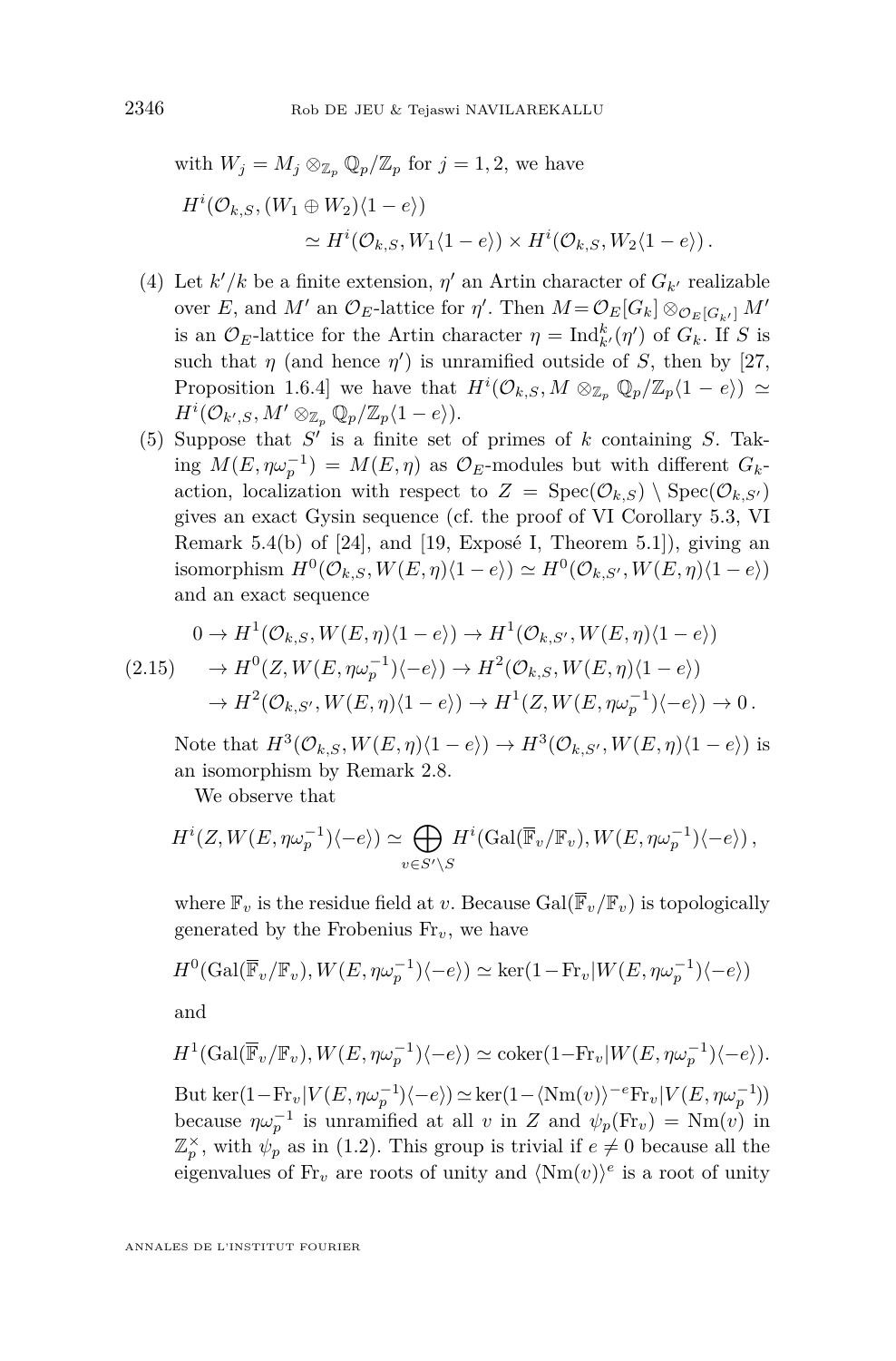with $W_j = M_j \otimes_{\mathbb{Z}_p} \mathbb{Q}_p/\mathbb{Z}_p$ for $j = 1, 2$, we have

$$H^i(\mathcal{O}_{k,S}, (W_1 \oplus W_2)\langle 1-e\rangle) \simeq H^i(\mathcal{O}_{k,S}, W_1\langle 1-e\rangle) \times H^i(\mathcal{O}_{k,S}, W_2\langle 1-e\rangle)\,.$$

(4) Let $k'/k$ be a finite extension, $\eta'$ an Artin character of $G_{k'}$ realizable over $E$, and $M'$ an $\mathcal{O}_E$-lattice for $\eta'$. Then $M = \mathcal{O}_E[G_k] \otimes_{\mathcal{O}_E[G_{k'}]} M'$ is an $\mathcal{O}_E$-lattice for the Artin character $\eta = \mathrm{Ind}_{k'}^{k}(\eta')$ of $G_k$. If $S$ is such that $\eta$ (and hence $\eta'$) is unramified outside of $S$, then by [27, Proposition 1.6.4] we have that $H^i(\mathcal{O}_{k,S}, M \otimes_{\mathbb{Z}_p} \mathbb{Q}_p/\mathbb{Z}_p\langle 1-e\rangle) \simeq H^i(\mathcal{O}_{k',S}, M' \otimes_{\mathbb{Z}_p} \mathbb{Q}_p/\mathbb{Z}_p\langle 1-e\rangle)$.

(5) Suppose that $S'$ is a finite set of primes of $k$ containing $S$. Taking $M(E, \eta\omega_p^{-1}) = M(E, \eta)$ as $\mathcal{O}_E$-modules but with different $G_k$-action, localization with respect to $Z = \mathrm{Spec}(\mathcal{O}_{k,S}) \setminus \mathrm{Spec}(\mathcal{O}_{k,S'})$ gives an exact Gysin sequence (cf. the proof of VI Corollary 5.3, VI Remark 5.4(b) of [24], and [19, Exposé I, Theorem 5.1]), giving an isomorphism $H^0(\mathcal{O}_{k,S}, W(E,\eta)\langle 1-e\rangle) \simeq H^0(\mathcal{O}_{k,S'}, W(E,\eta)\langle 1-e\rangle)$ and an exact sequence

$$\begin{aligned}
&0 \to H^1(\mathcal{O}_{k,S}, W(E,\eta)\langle 1-e\rangle) \to H^1(\mathcal{O}_{k,S'}, W(E,\eta)\langle 1-e\rangle) \\
&\to H^0(Z, W(E,\eta\omega_p^{-1})\langle -e\rangle) \to H^2(\mathcal{O}_{k,S}, W(E,\eta)\langle 1-e\rangle) \\
&\to H^2(\mathcal{O}_{k,S'}, W(E,\eta)\langle 1-e\rangle) \to H^1(Z, W(E,\eta\omega_p^{-1})\langle -e\rangle) \to 0\,.
\end{aligned} \tag{2.15}$$

Note that $H^3(\mathcal{O}_{k,S}, W(E,\eta)\langle 1-e\rangle) \to H^3(\mathcal{O}_{k,S'}, W(E,\eta)\langle 1-e\rangle)$ is an isomorphism by Remark 2.8.

We observe that

$$H^i(Z, W(E,\eta\omega_p^{-1})\langle -e\rangle) \simeq \bigoplus_{v \in S'\setminus S} H^i(\mathrm{Gal}(\overline{\mathbb{F}}_v/\mathbb{F}_v), W(E,\eta\omega_p^{-1})\langle -e\rangle)\,,$$

where $\mathbb{F}_v$ is the residue field at $v$. Because $\mathrm{Gal}(\overline{\mathbb{F}}_v/\mathbb{F}_v)$ is topologically generated by the Frobenius $\mathrm{Fr}_v$, we have

$$H^0(\mathrm{Gal}(\overline{\mathbb{F}}_v/\mathbb{F}_v), W(E,\eta\omega_p^{-1})\langle -e\rangle) \simeq \ker(1-\mathrm{Fr}_v | W(E,\eta\omega_p^{-1})\langle -e\rangle)$$

and

$$H^1(\mathrm{Gal}(\overline{\mathbb{F}}_v/\mathbb{F}_v), W(E,\eta\omega_p^{-1})\langle -e\rangle) \simeq \mathrm{coker}(1-\mathrm{Fr}_v | W(E,\eta\omega_p^{-1})\langle -e\rangle).$$

But $\ker(1-\mathrm{Fr}_v | V(E,\eta\omega_p^{-1})\langle -e\rangle) \simeq \ker(1-\langle \mathrm{Nm}(v)\rangle^{-e}\mathrm{Fr}_v | V(E,\eta\omega_p^{-1}))$ because $\eta\omega_p^{-1}$ is unramified at all $v$ in $Z$ and $\psi_p(\mathrm{Fr}_v) = \mathrm{Nm}(v)$ in $\mathbb{Z}_p^\times$, with $\psi_p$ as in (1.2). This group is trivial if $e \neq 0$ because all the eigenvalues of $\mathrm{Fr}_v$ are roots of unity and $\langle \mathrm{Nm}(v)\rangle^e$ is a root of unity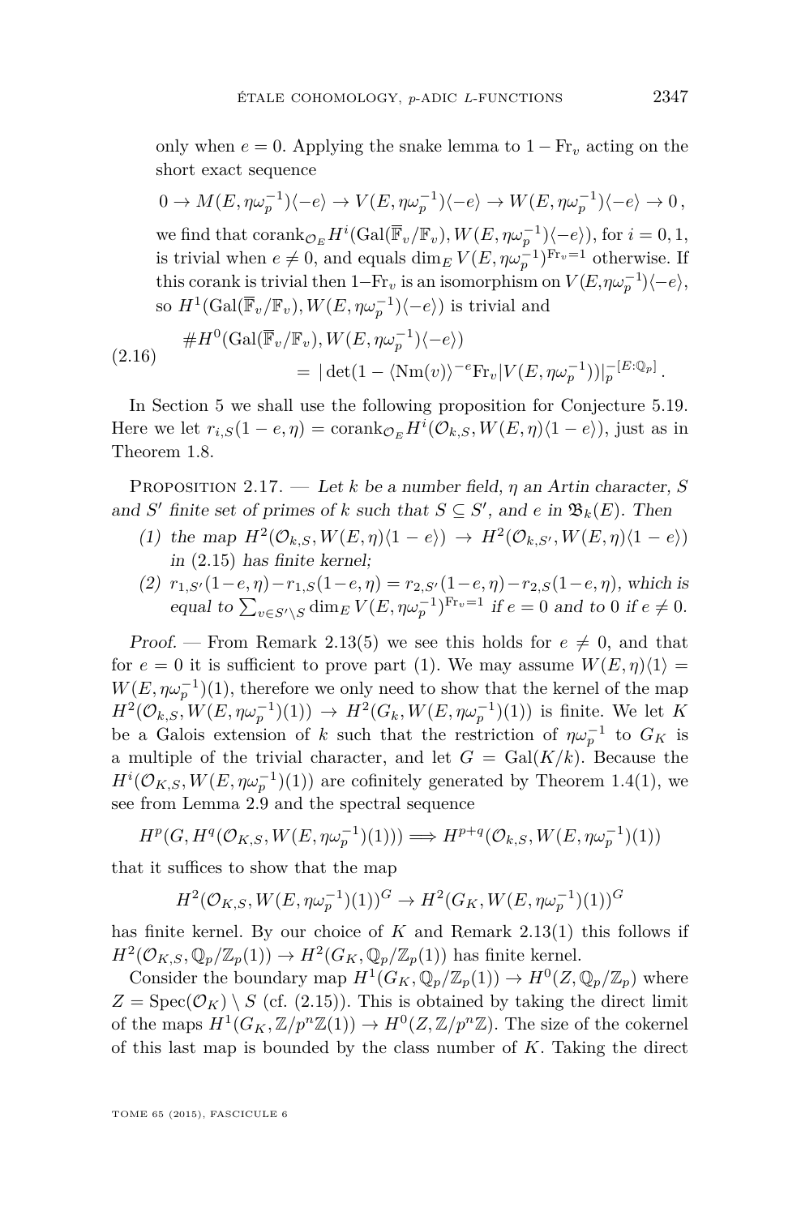only when $e = 0$. Applying the snake lemma to $1 - \mathrm{Fr}_v$ acting on the short exact sequence

$$0 \to M(E, \eta\omega_p^{-1})\langle -e\rangle \to V(E, \eta\omega_p^{-1})\langle -e\rangle \to W(E, \eta\omega_p^{-1})\langle -e\rangle \to 0\,,$$

we find that $\mathrm{corank}_{\mathcal{O}_E} H^i(\mathrm{Gal}(\overline{\mathbb{F}}_v/\mathbb{F}_v), W(E, \eta\omega_p^{-1})\langle -e\rangle)$, for $i = 0, 1$, is trivial when $e \neq 0$, and equals $\dim_E V(E, \eta\omega_p^{-1})^{\mathrm{Fr}_v = 1}$ otherwise. If this corank is trivial then $1 - \mathrm{Fr}_v$ is an isomorphism on $V(E, \eta\omega_p^{-1})\langle -e\rangle$, so $H^1(\mathrm{Gal}(\overline{\mathbb{F}}_v/\mathbb{F}_v), W(E, \eta\omega_p^{-1})\langle -e\rangle)$ is trivial and

$$\begin{aligned}(2.16) \qquad \# H^0(\mathrm{Gal}(\overline{\mathbb{F}}_v/\mathbb{F}_v), W(E, \eta\omega_p^{-1})\langle -e\rangle) \\ = |\det(1 - \langle \mathrm{Nm}(v)\rangle^{-e}\mathrm{Fr}_v | V(E, \eta\omega_p^{-1}))|_p^{-[E:\mathbb{Q}_p]}\,.\end{aligned}$$

In Section 5 we shall use the following proposition for Conjecture 5.19. Here we let $r_{i,S}(1-e, \eta) = \mathrm{corank}_{\mathcal{O}_E} H^i(\mathcal{O}_{k,S}, W(E, \eta)\langle 1 - e\rangle)$, just as in Theorem 1.8.

Proposition 2.17. — *Let $k$ be a number field, $\eta$ an Artin character, $S$ and $S'$ finite set of primes of $k$ such that $S \subseteq S'$, and $e$ in $\mathfrak{B}_k(E)$. Then*

1. *the map $H^2(\mathcal{O}_{k,S}, W(E, \eta)\langle 1 - e\rangle) \to H^2(\mathcal{O}_{k,S'}, W(E, \eta)\langle 1 - e\rangle)$ in (2.15) has finite kernel;*
2. *$r_{1,S'}(1-e, \eta) - r_{1,S}(1-e, \eta) = r_{2,S'}(1-e, \eta) - r_{2,S}(1-e, \eta)$, which is equal to $\sum_{v \in S' \setminus S} \dim_E V(E, \eta\omega_p^{-1})^{\mathrm{Fr}_v = 1}$ if $e = 0$ and to $0$ if $e \neq 0$.*

*Proof.* — From Remark 2.13(5) we see this holds for $e \neq 0$, and that for $e = 0$ it is sufficient to prove part (1). We may assume $W(E, \eta)\langle 1\rangle = W(E, \eta\omega_p^{-1})(1)$, therefore we only need to show that the kernel of the map $H^2(\mathcal{O}_{k,S}, W(E, \eta\omega_p^{-1})(1)) \to H^2(G_k, W(E, \eta\omega_p^{-1})(1))$ is finite. We let $K$ be a Galois extension of $k$ such that the restriction of $\eta\omega_p^{-1}$ to $G_K$ is a multiple of the trivial character, and let $G = \mathrm{Gal}(K/k)$. Because the $H^i(\mathcal{O}_{K,S}, W(E, \eta\omega_p^{-1})(1))$ are cofinitely generated by Theorem 1.4(1), we see from Lemma 2.9 and the spectral sequence

$$H^p(G, H^q(\mathcal{O}_{K,S}, W(E, \eta\omega_p^{-1})(1))) \Longrightarrow H^{p+q}(\mathcal{O}_{k,S}, W(E, \eta\omega_p^{-1})(1))$$

that it suffices to show that the map

$$H^2(\mathcal{O}_{K,S}, W(E, \eta\omega_p^{-1})(1))^G \to H^2(G_K, W(E, \eta\omega_p^{-1})(1))^G$$

has finite kernel. By our choice of $K$ and Remark 2.13(1) this follows if $H^2(\mathcal{O}_{K,S}, \mathbb{Q}_p/\mathbb{Z}_p(1)) \to H^2(G_K, \mathbb{Q}_p/\mathbb{Z}_p(1))$ has finite kernel.

Consider the boundary map $H^1(G_K, \mathbb{Q}_p/\mathbb{Z}_p(1)) \to H^0(Z, \mathbb{Q}_p/\mathbb{Z}_p)$ where $Z = \mathrm{Spec}(\mathcal{O}_K) \setminus S$ (cf. (2.15)). This is obtained by taking the direct limit of the maps $H^1(G_K, \mathbb{Z}/p^n\mathbb{Z}(1)) \to H^0(Z, \mathbb{Z}/p^n\mathbb{Z})$. The size of the cokernel of this last map is bounded by the class number of $K$. Taking the direct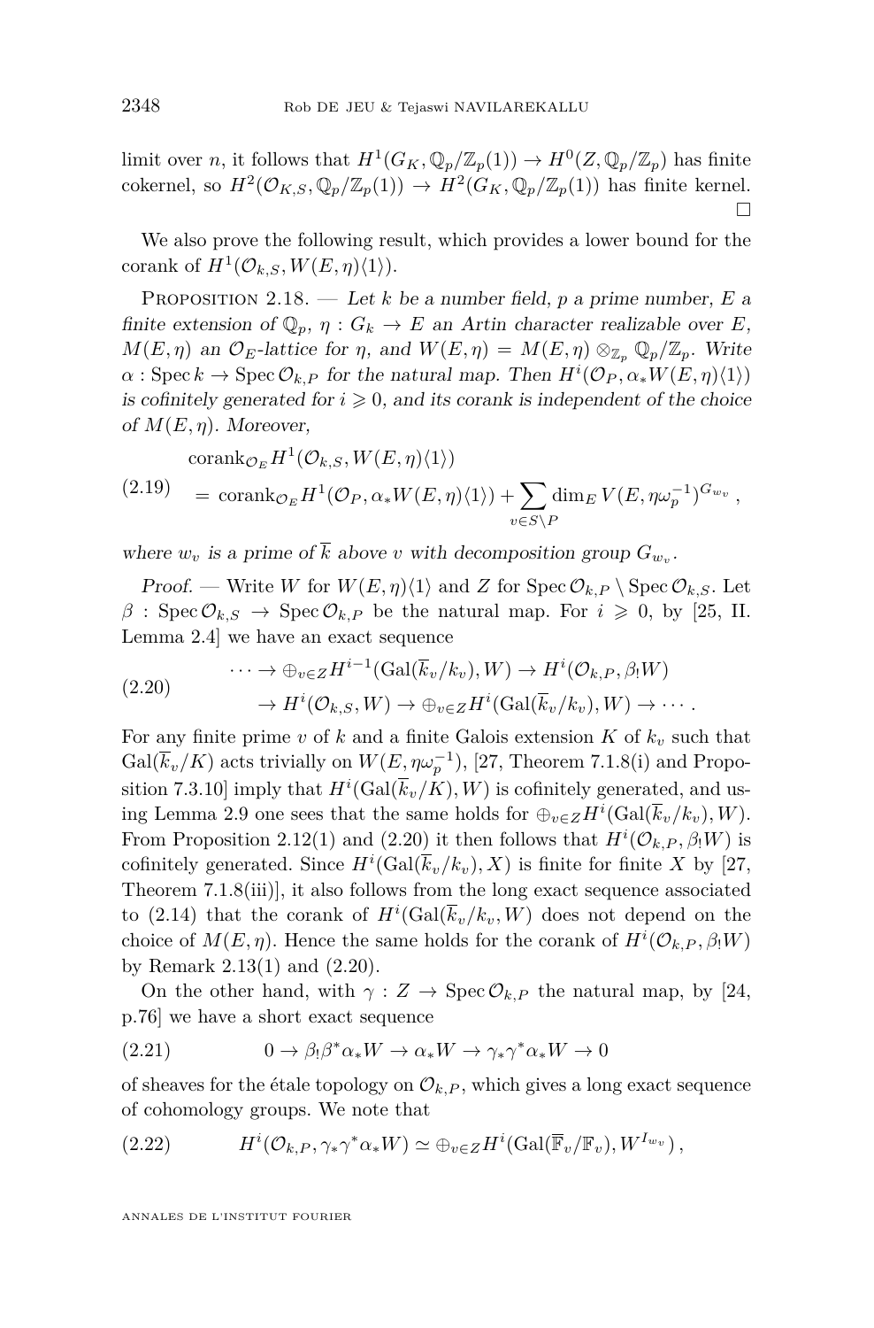limit over $n$, it follows that $H^1(G_K, \mathbb{Q}_p/\mathbb{Z}_p(1)) \to H^0(Z, \mathbb{Q}_p/\mathbb{Z}_p)$ has finite cokernel, so $H^2(\mathcal{O}_{K,S}, \mathbb{Q}_p/\mathbb{Z}_p(1)) \to H^2(G_K, \mathbb{Q}_p/\mathbb{Z}_p(1))$ has finite kernel. $\square$

We also prove the following result, which provides a lower bound for the corank of $H^1(\mathcal{O}_{k,S}, W(E,\eta)\langle 1\rangle)$.

Proposition 2.18. — *Let $k$ be a number field, $p$ a prime number, $E$ a finite extension of $\mathbb{Q}_p$, $\eta : G_k \to E$ an Artin character realizable over $E$, $M(E,\eta)$ an $\mathcal{O}_E$-lattice for $\eta$, and $W(E,\eta) = M(E,\eta) \otimes_{\mathbb{Z}_p} \mathbb{Q}_p/\mathbb{Z}_p$. Write $\alpha : \operatorname{Spec} k \to \operatorname{Spec} \mathcal{O}_{k,P}$ for the natural map. Then $H^i(\mathcal{O}_P, \alpha_* W(E,\eta)\langle 1\rangle)$ is cofinitely generated for $i \geqslant 0$, and its corank is independent of the choice of $M(E,\eta)$. Moreover,*

$$
\begin{aligned}
&\operatorname{corank}_{\mathcal{O}_E} H^1(\mathcal{O}_{k,S}, W(E,\eta)\langle 1\rangle) \\
&\quad = \operatorname{corank}_{\mathcal{O}_E} H^1(\mathcal{O}_P, \alpha_* W(E,\eta)\langle 1\rangle) + \sum_{v \in S \setminus P} \dim_E V(E, \eta\omega_p^{-1})^{G_{w_v}}\,,
\end{aligned}
\tag{2.19}
$$

*where $w_v$ is a prime of $\overline{k}$ above $v$ with decomposition group $G_{w_v}$.*

*Proof.* — Write $W$ for $W(E,\eta)\langle 1\rangle$ and $Z$ for $\operatorname{Spec} \mathcal{O}_{k,P} \setminus \operatorname{Spec} \mathcal{O}_{k,S}$. Let $\beta : \operatorname{Spec} \mathcal{O}_{k,S} \to \operatorname{Spec} \mathcal{O}_{k,P}$ be the natural map. For $i \geqslant 0$, by [25, II. Lemma 2.4] we have an exact sequence

$$
\begin{aligned}
\cdots \to \oplus_{v \in Z} H^{i-1}(\operatorname{Gal}(\overline{k}_v/k_v), W) &\to H^i(\mathcal{O}_{k,P}, \beta_! W) \\
&\to H^i(\mathcal{O}_{k,S}, W) \to \oplus_{v \in Z} H^i(\operatorname{Gal}(\overline{k}_v/k_v), W) \to \cdots\,.
\end{aligned}
\tag{2.20}
$$

For any finite prime $v$ of $k$ and a finite Galois extension $K$ of $k_v$ such that $\operatorname{Gal}(\overline{k}_v/K)$ acts trivially on $W(E, \eta\omega_p^{-1})$, [27, Theorem 7.1.8(i) and Proposition 7.3.10] imply that $H^i(\operatorname{Gal}(\overline{k}_v/K), W)$ is cofinitely generated, and using Lemma 2.9 one sees that the same holds for $\oplus_{v \in Z} H^i(\operatorname{Gal}(\overline{k}_v/k_v), W)$. From Proposition 2.12(1) and (2.20) it then follows that $H^i(\mathcal{O}_{k,P}, \beta_! W)$ is cofinitely generated. Since $H^i(\operatorname{Gal}(\overline{k}_v/k_v), X)$ is finite for finite $X$ by [27, Theorem 7.1.8(iii)], it also follows from the long exact sequence associated to (2.14) that the corank of $H^i(\operatorname{Gal}(\overline{k}_v/k_v, W)$ does not depend on the choice of $M(E,\eta)$. Hence the same holds for the corank of $H^i(\mathcal{O}_{k,P}, \beta_! W)$ by Remark 2.13(1) and (2.20).

On the other hand, with $\gamma : Z \to \operatorname{Spec} \mathcal{O}_{k,P}$ the natural map, by [24, p.76] we have a short exact sequence

$$
0 \to \beta_! \beta^* \alpha_* W \to \alpha_* W \to \gamma_* \gamma^* \alpha_* W \to 0
\tag{2.21}
$$

of sheaves for the étale topology on $\mathcal{O}_{k,P}$, which gives a long exact sequence of cohomology groups. We note that

$$
H^i(\mathcal{O}_{k,P}, \gamma_* \gamma^* \alpha_* W) \simeq \oplus_{v \in Z} H^i(\operatorname{Gal}(\overline{\mathbb{F}}_v/\mathbb{F}_v), W^{I_{w_v}})\,,
\tag{2.22}
$$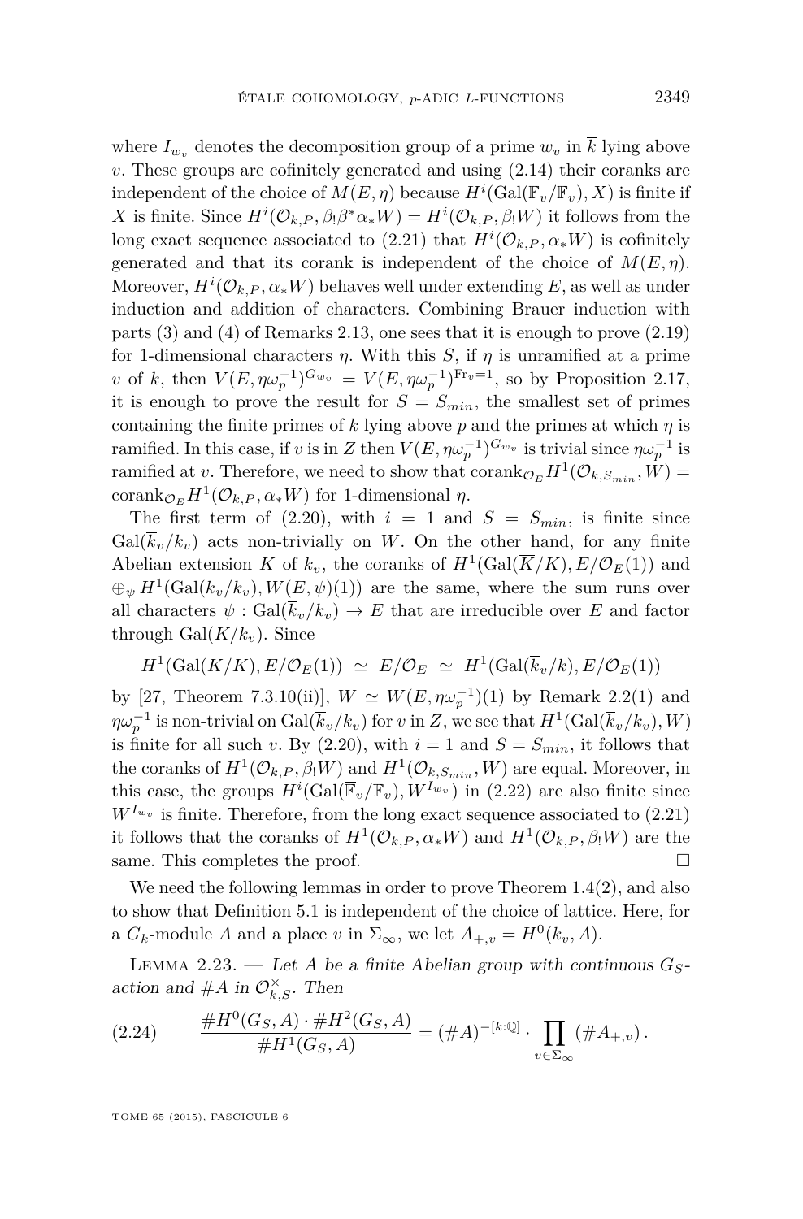where $I_{w_v}$ denotes the decomposition group of a prime $w_v$ in $\overline{k}$ lying above $v$. These groups are cofinitely generated and using (2.14) their coranks are independent of the choice of $M(E,\eta)$ because $H^i(\mathrm{Gal}(\overline{\mathbb{F}}_v/\mathbb{F}_v), X)$ is finite if $X$ is finite. Since $H^i(\mathcal{O}_{k,P}, \beta_!\beta^*\alpha_*W) = H^i(\mathcal{O}_{k,P}, \beta_!W)$ it follows from the long exact sequence associated to (2.21) that $H^i(\mathcal{O}_{k,P}, \alpha_*W)$ is cofinitely generated and that its corank is independent of the choice of $M(E,\eta)$. Moreover, $H^i(\mathcal{O}_{k,P}, \alpha_*W)$ behaves well under extending $E$, as well as under induction and addition of characters. Combining Brauer induction with parts (3) and (4) of Remarks 2.13, one sees that it is enough to prove (2.19) for 1-dimensional characters $\eta$. With this $S$, if $\eta$ is unramified at a prime $v$ of $k$, then $V(E,\eta\omega_p^{-1})^{G_{w_v}} = V(E,\eta\omega_p^{-1})^{\mathrm{Fr}_v=1}$, so by Proposition 2.17, it is enough to prove the result for $S = S_{min}$, the smallest set of primes containing the finite primes of $k$ lying above $p$ and the primes at which $\eta$ is ramified. In this case, if $v$ is in $Z$ then $V(E,\eta\omega_p^{-1})^{G_{w_v}}$ is trivial since $\eta\omega_p^{-1}$ is ramified at $v$. Therefore, we need to show that $\mathrm{corank}_{\mathcal{O}_E} H^1(\mathcal{O}_{k,S_{min}}, W) = \mathrm{corank}_{\mathcal{O}_E} H^1(\mathcal{O}_{k,P}, \alpha_*W)$ for 1-dimensional $\eta$.

The first term of (2.20), with $i = 1$ and $S = S_{min}$, is finite since $\mathrm{Gal}(\overline{k}_v/k_v)$ acts non-trivially on $W$. On the other hand, for any finite Abelian extension $K$ of $k_v$, the coranks of $H^1(\mathrm{Gal}(\overline{K}/K), E/\mathcal{O}_E(1))$ and $\oplus_\psi H^1(\mathrm{Gal}(\overline{k}_v/k_v), W(E,\psi)(1))$ are the same, where the sum runs over all characters $\psi : \mathrm{Gal}(\overline{k}_v/k_v) \to E$ that are irreducible over $E$ and factor through $\mathrm{Gal}(K/k_v)$. Since

$$H^1(\mathrm{Gal}(\overline{K}/K), E/\mathcal{O}_E(1)) \simeq E/\mathcal{O}_E \simeq H^1(\mathrm{Gal}(\overline{k}_v/k), E/\mathcal{O}_E(1))$$

by [27, Theorem 7.3.10(ii)], $W \simeq W(E,\eta\omega_p^{-1})(1)$ by Remark 2.2(1) and $\eta\omega_p^{-1}$ is non-trivial on $\mathrm{Gal}(\overline{k}_v/k_v)$ for $v$ in $Z$, we see that $H^1(\mathrm{Gal}(\overline{k}_v/k_v), W)$ is finite for all such $v$. By (2.20), with $i = 1$ and $S = S_{min}$, it follows that the coranks of $H^1(\mathcal{O}_{k,P}, \beta_!W)$ and $H^1(\mathcal{O}_{k,S_{min}}, W)$ are equal. Moreover, in this case, the groups $H^i(\mathrm{Gal}(\overline{\mathbb{F}}_v/\mathbb{F}_v), W^{I_{w_v}})$ in (2.22) are also finite since $W^{I_{w_v}}$ is finite. Therefore, from the long exact sequence associated to (2.21) it follows that the coranks of $H^1(\mathcal{O}_{k,P}, \alpha_*W)$ and $H^1(\mathcal{O}_{k,P}, \beta_!W)$ are the same. This completes the proof. $\square$

We need the following lemmas in order to prove Theorem 1.4(2), and also to show that Definition 5.1 is independent of the choice of lattice. Here, for a $G_k$-module $A$ and a place $v$ in $\Sigma_\infty$, we let $A_{+,v} = H^0(k_v, A)$.

Lemma 2.23. — *Let $A$ be a finite Abelian group with continuous $G_S$-action and $\#A$ in $\mathcal{O}_{k,S}^\times$. Then*

$$\frac{\#H^0(G_S,A)\cdot\#H^2(G_S,A)}{\#H^1(G_S,A)} = (\#A)^{-[k:\mathbb{Q}]}\cdot\prod_{v\in\Sigma_\infty}(\#A_{+,v})\,. \tag{2.24}$$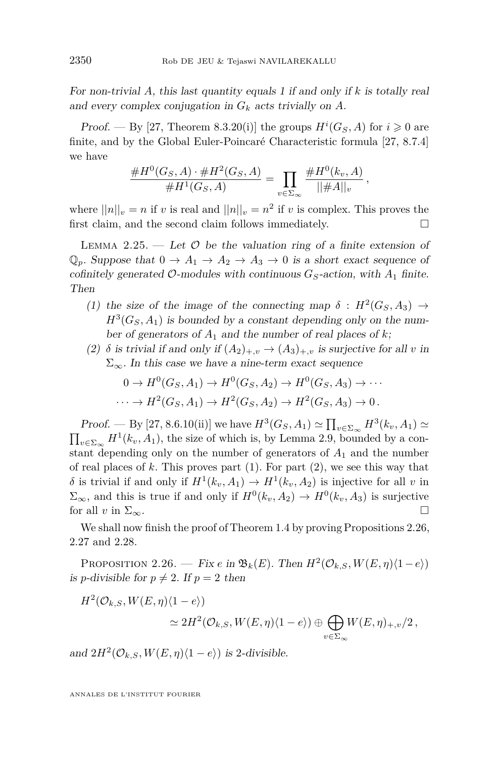*For non-trivial $A$, this last quantity equals 1 if and only if $k$ is totally real and every complex conjugation in $G_k$ acts trivially on $A$.*

*Proof.* — By [27, Theorem 8.3.20(i)] the groups $H^i(G_S, A)$ for $i \geqslant 0$ are finite, and by the Global Euler-Poincaré Characteristic formula [27, 8.7.4] we have

$$\frac{\#H^0(G_S, A) \cdot \#H^2(G_S, A)}{\#H^1(G_S, A)} = \prod_{v \in \Sigma_\infty} \frac{\#H^0(k_v, A)}{||\#A||_v},$$

where $||n||_v = n$ if $v$ is real and $||n||_v = n^2$ if $v$ is complex. This proves the first claim, and the second claim follows immediately. $\square$

Lemma 2.25. — *Let $\mathcal{O}$ be the valuation ring of a finite extension of $\mathbb{Q}_p$. Suppose that $0 \to A_1 \to A_2 \to A_3 \to 0$ is a short exact sequence of cofinitely generated $\mathcal{O}$-modules with continuous $G_S$-action, with $A_1$ finite. Then*

1. *the size of the image of the connecting map $\delta : H^2(G_S, A_3) \to H^3(G_S, A_1)$ is bounded by a constant depending only on the number of generators of $A_1$ and the number of real places of $k$;*
2. *$\delta$ is trivial if and only if $(A_2)_{+,v} \to (A_3)_{+,v}$ is surjective for all $v$ in $\Sigma_\infty$. In this case we have a nine-term exact sequence*

$$0 \to H^0(G_S, A_1) \to H^0(G_S, A_2) \to H^0(G_S, A_3) \to \cdots$$
$$\cdots \to H^2(G_S, A_1) \to H^2(G_S, A_2) \to H^2(G_S, A_3) \to 0.$$

*Proof.* — By [27, 8.6.10(ii)] we have $H^3(G_S, A_1) \simeq \prod_{v \in \Sigma_\infty} H^3(k_v, A_1) \simeq \prod_{v \in \Sigma_\infty} H^1(k_v, A_1)$, the size of which is, by Lemma 2.9, bounded by a constant depending only on the number of generators of $A_1$ and the number of real places of $k$. This proves part (1). For part (2), we see this way that $\delta$ is trivial if and only if $H^1(k_v, A_1) \to H^1(k_v, A_2)$ is injective for all $v$ in $\Sigma_\infty$, and this is true if and only if $H^0(k_v, A_2) \to H^0(k_v, A_3)$ is surjective for all $v$ in $\Sigma_\infty$. $\square$

We shall now finish the proof of Theorem 1.4 by proving Propositions 2.26, 2.27 and 2.28.

Proposition 2.26. — *Fix $e$ in $\mathfrak{B}_k(E)$. Then $H^2(\mathcal{O}_{k,S}, W(E,\eta)\langle 1-e\rangle)$ is $p$-divisible for $p \neq 2$. If $p = 2$ then*

$$H^2(\mathcal{O}_{k,S}, W(E,\eta)\langle 1-e\rangle)$$
$$\simeq 2H^2(\mathcal{O}_{k,S}, W(E,\eta)\langle 1-e\rangle) \oplus \bigoplus_{v \in \Sigma_\infty} W(E,\eta)_{+,v}/2,$$

*and $2H^2(\mathcal{O}_{k,S}, W(E,\eta)\langle 1-e\rangle)$ is 2-divisible.*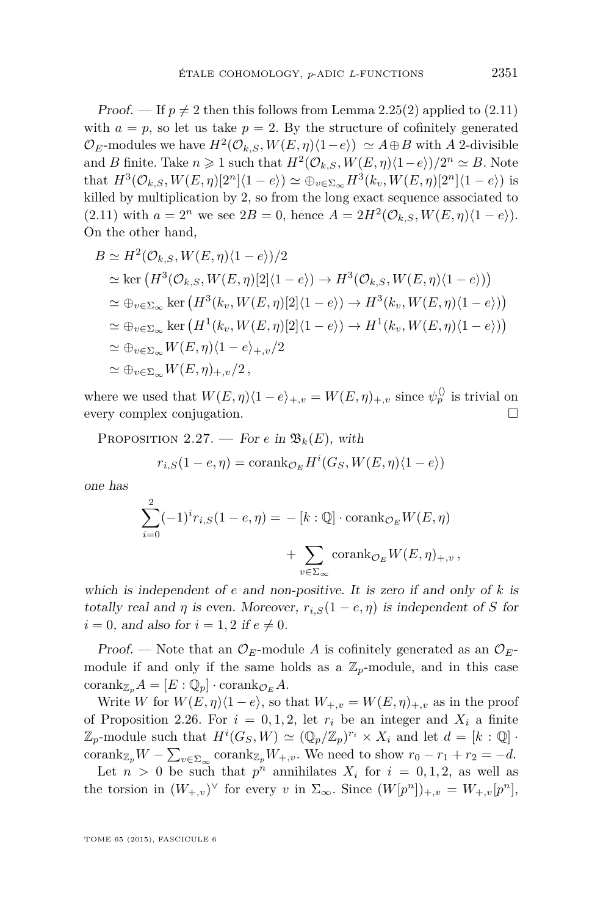*Proof.* — If $p \neq 2$ then this follows from Lemma 2.25(2) applied to (2.11) with $a = p$, so let us take $p = 2$. By the structure of cofinitely generated $\mathcal{O}_E$-modules we have $H^2(\mathcal{O}_{k,S}, W(E,\eta)\langle 1-e\rangle) \simeq A \oplus B$ with $A$ 2-divisible and $B$ finite. Take $n \geqslant 1$ such that $H^2(\mathcal{O}_{k,S}, W(E,\eta)\langle 1-e\rangle)/2^n \simeq B$. Note that $H^3(\mathcal{O}_{k,S}, W(E,\eta)[2^n]\langle 1-e\rangle) \simeq \oplus_{v\in\Sigma_\infty} H^3(k_v, W(E,\eta)[2^n]\langle 1-e\rangle)$ is killed by multiplication by 2, so from the long exact sequence associated to (2.11) with $a = 2^n$ we see $2B = 0$, hence $A = 2H^2(\mathcal{O}_{k,S}, W(E,\eta)\langle 1-e\rangle)$. On the other hand,

$$
\begin{aligned}
B &\simeq H^2(\mathcal{O}_{k,S}, W(E,\eta)\langle 1-e\rangle)/2 \\
&\simeq \ker\left(H^3(\mathcal{O}_{k,S}, W(E,\eta)[2]\langle 1-e\rangle) \to H^3(\mathcal{O}_{k,S}, W(E,\eta)\langle 1-e\rangle)\right) \\
&\simeq \oplus_{v\in\Sigma_\infty} \ker\left(H^3(k_v, W(E,\eta)[2]\langle 1-e\rangle) \to H^3(k_v, W(E,\eta)\langle 1-e\rangle)\right) \\
&\simeq \oplus_{v\in\Sigma_\infty} \ker\left(H^1(k_v, W(E,\eta)[2]\langle 1-e\rangle) \to H^1(k_v, W(E,\eta)\langle 1-e\rangle)\right) \\
&\simeq \oplus_{v\in\Sigma_\infty} W(E,\eta)\langle 1-e\rangle_{+,v}/2 \\
&\simeq \oplus_{v\in\Sigma_\infty} W(E,\eta)_{+,v}/2\,,
\end{aligned}
$$

where we used that $W(E,\eta)\langle 1-e\rangle_{+,v} = W(E,\eta)_{+,v}$ since $\psi_p^{\langle\rangle}$ is trivial on every complex conjugation. $\square$

Proposition 2.27. — *For $e$ in $\mathfrak{B}_k(E)$, with*

$$
r_{i,S}(1-e,\eta) = \operatorname{corank}_{\mathcal{O}_E} H^i(G_S, W(E,\eta)\langle 1-e\rangle)
$$

*one has*

$$
\sum_{i=0}^{2} (-1)^i r_{i,S}(1-e,\eta) = -[k:\mathbb{Q}]\cdot \operatorname{corank}_{\mathcal{O}_E} W(E,\eta) + \sum_{v\in\Sigma_\infty} \operatorname{corank}_{\mathcal{O}_E} W(E,\eta)_{+,v}\,,
$$

*which is independent of $e$ and non-positive. It is zero if and only of $k$ is totally real and $\eta$ is even. Moreover, $r_{i,S}(1-e,\eta)$ is independent of $S$ for $i=0$, and also for $i=1,2$ if $e\neq 0$.*

*Proof.* — Note that an $\mathcal{O}_E$-module $A$ is cofinitely generated as an $\mathcal{O}_E$-module if and only if the same holds as a $\mathbb{Z}_p$-module, and in this case $\operatorname{corank}_{\mathbb{Z}_p} A = [E:\mathbb{Q}_p]\cdot \operatorname{corank}_{\mathcal{O}_E} A$.

Write $W$ for $W(E,\eta)\langle 1-e\rangle$, so that $W_{+,v} = W(E,\eta)_{+,v}$ as in the proof of Proposition 2.26. For $i = 0,1,2$, let $r_i$ be an integer and $X_i$ a finite $\mathbb{Z}_p$-module such that $H^i(G_S, W) \simeq (\mathbb{Q}_p/\mathbb{Z}_p)^{r_i} \times X_i$ and let $d = [k:\mathbb{Q}]\cdot \operatorname{corank}_{\mathbb{Z}_p} W - \sum_{v\in\Sigma_\infty} \operatorname{corank}_{\mathbb{Z}_p} W_{+,v}$. We need to show $r_0 - r_1 + r_2 = -d$.

Let $n > 0$ be such that $p^n$ annihilates $X_i$ for $i = 0,1,2$, as well as the torsion in $(W_{+,v})^\vee$ for every $v$ in $\Sigma_\infty$. Since $(W[p^n])_{+,v} = W_{+,v}[p^n]$,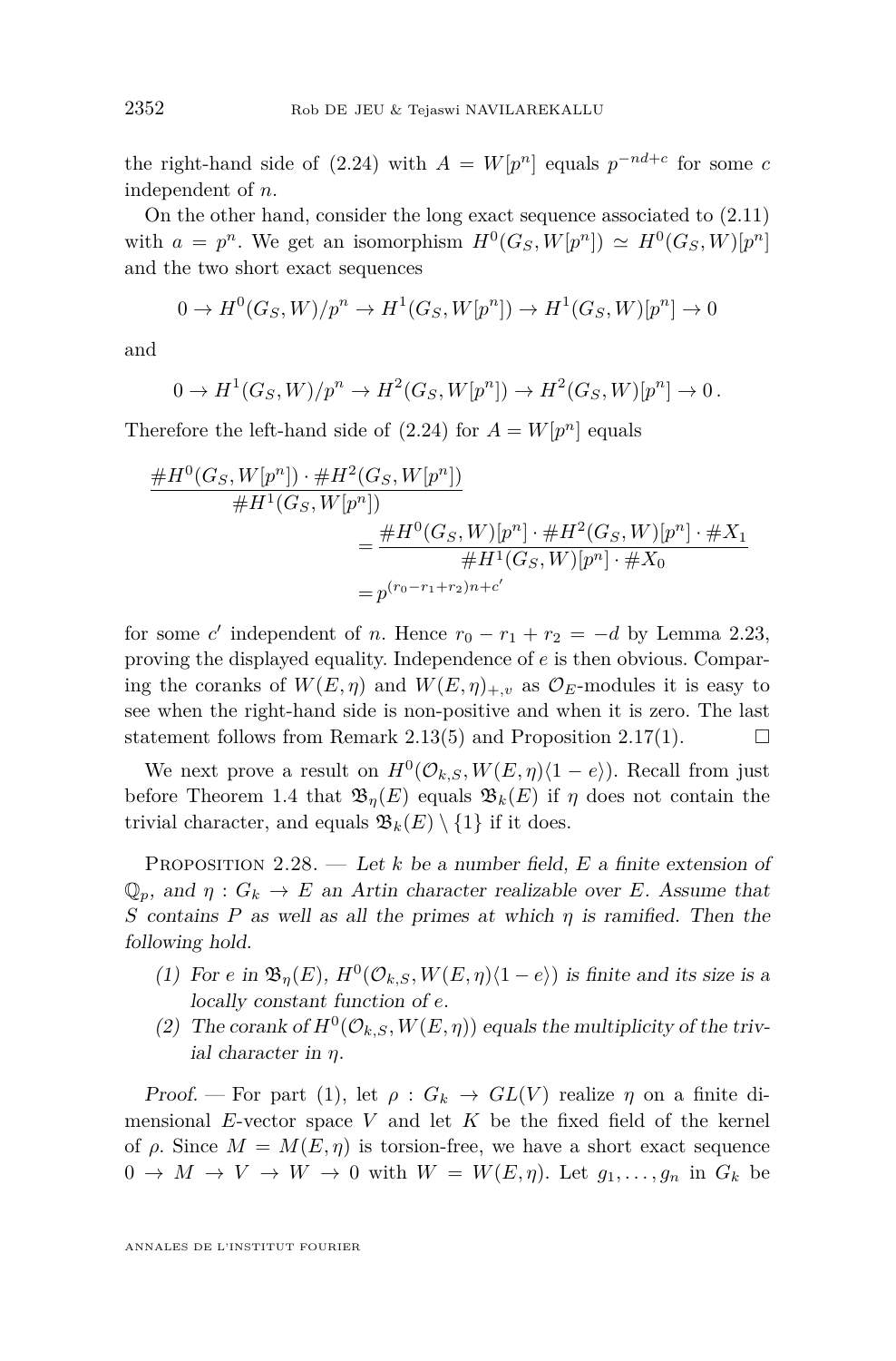the right-hand side of (2.24) with $A = W[p^n]$ equals $p^{-nd+c}$ for some $c$ independent of $n$.

On the other hand, consider the long exact sequence associated to (2.11) with $a = p^n$. We get an isomorphism $H^0(G_S, W[p^n]) \simeq H^0(G_S, W)[p^n]$ and the two short exact sequences

$$0 \to H^0(G_S, W)/p^n \to H^1(G_S, W[p^n]) \to H^1(G_S, W)[p^n] \to 0$$

and

$$0 \to H^1(G_S, W)/p^n \to H^2(G_S, W[p^n]) \to H^2(G_S, W)[p^n] \to 0\,.$$

Therefore the left-hand side of (2.24) for $A = W[p^n]$ equals

$$\frac{\#H^0(G_S, W[p^n]) \cdot \#H^2(G_S, W[p^n])}{\#H^1(G_S, W[p^n])} = \frac{\#H^0(G_S, W)[p^n] \cdot \#H^2(G_S, W)[p^n] \cdot \#X_1}{\#H^1(G_S, W)[p^n] \cdot \#X_0} = p^{(r_0 - r_1 + r_2)n + c'}$$

for some $c'$ independent of $n$. Hence $r_0 - r_1 + r_2 = -d$ by Lemma 2.23, proving the displayed equality. Independence of $e$ is then obvious. Comparing the coranks of $W(E, \eta)$ and $W(E, \eta)_{+,v}$ as $\mathcal{O}_E$-modules it is easy to see when the right-hand side is non-positive and when it is zero. The last statement follows from Remark 2.13(5) and Proposition 2.17(1). $\square$

We next prove a result on $H^0(\mathcal{O}_{k,S}, W(E, \eta)\langle 1 - e\rangle)$. Recall from just before Theorem 1.4 that $\mathfrak{B}_\eta(E)$ equals $\mathfrak{B}_k(E)$ if $\eta$ does not contain the trivial character, and equals $\mathfrak{B}_k(E) \setminus \{1\}$ if it does.

Proposition 2.28. — *Let $k$ be a number field, $E$ a finite extension of $\mathbb{Q}_p$, and $\eta : G_k \to E$ an Artin character realizable over $E$. Assume that $S$ contains $P$ as well as all the primes at which $\eta$ is ramified. Then the following hold.*

1. *For $e$ in $\mathfrak{B}_\eta(E)$, $H^0(\mathcal{O}_{k,S}, W(E, \eta)\langle 1 - e\rangle)$ is finite and its size is a locally constant function of $e$.*
2. *The corank of $H^0(\mathcal{O}_{k,S}, W(E, \eta))$ equals the multiplicity of the trivial character in $\eta$.*

*Proof.* — For part (1), let $\rho : G_k \to GL(V)$ realize $\eta$ on a finite dimensional $E$-vector space $V$ and let $K$ be the fixed field of the kernel of $\rho$. Since $M = M(E, \eta)$ is torsion-free, we have a short exact sequence $0 \to M \to V \to W \to 0$ with $W = W(E, \eta)$. Let $g_1, \ldots, g_n$ in $G_k$ be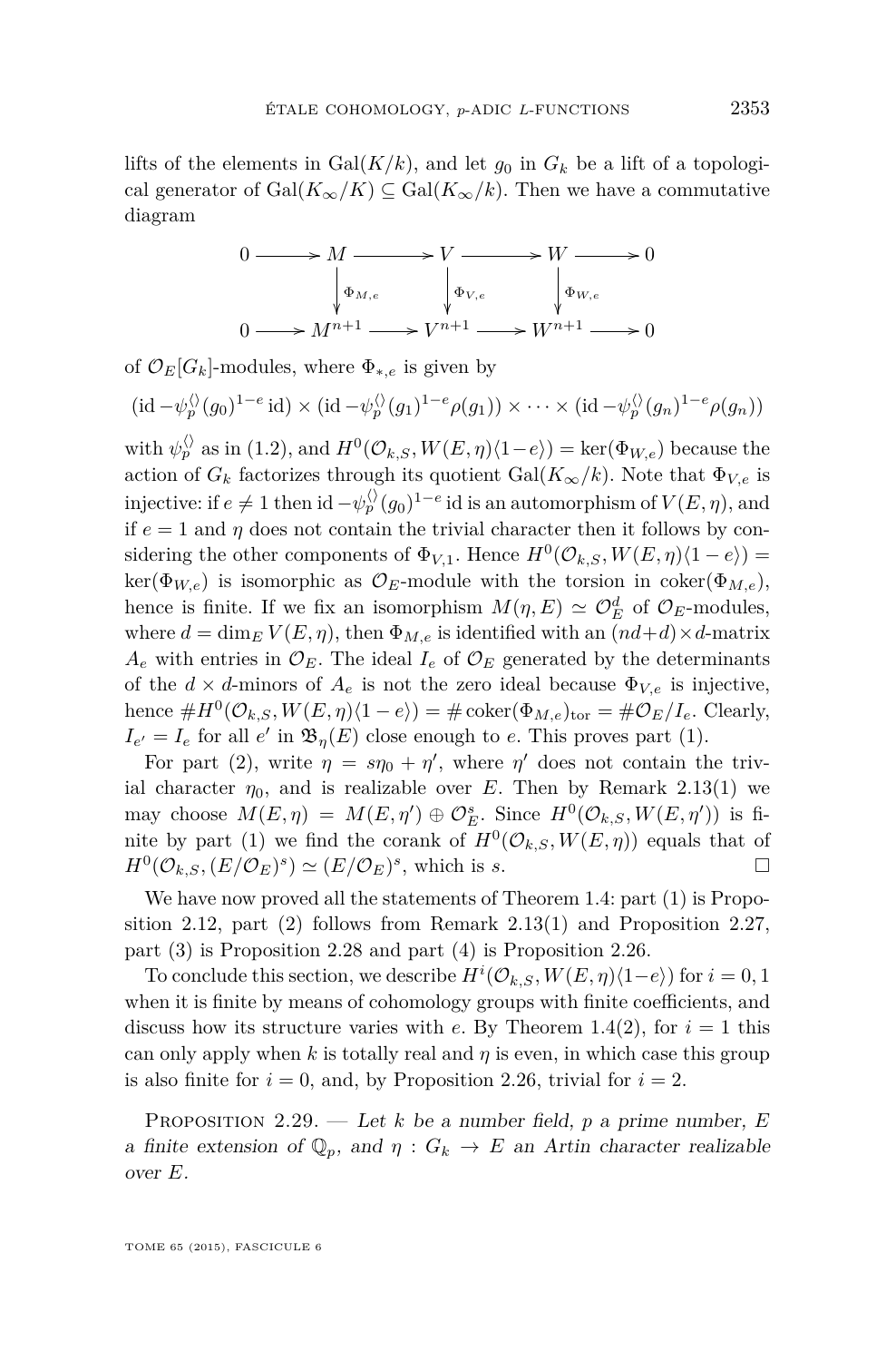lifts of the elements in $\mathrm{Gal}(K/k)$, and let $g_0$ in $G_k$ be a lift of a topological generator of $\mathrm{Gal}(K_\infty/K) \subseteq \mathrm{Gal}(K_\infty/k)$. Then we have a commutative diagram

$$\begin{array}{ccccccccc} 0 & \longrightarrow & M & \longrightarrow & V & \longrightarrow & W & \longrightarrow & 0 \\ & & \downarrow{\scriptstyle \Phi_{M,e}} & & \downarrow{\scriptstyle \Phi_{V,e}} & & \downarrow{\scriptstyle \Phi_{W,e}} & & \\ 0 & \longrightarrow & M^{n+1} & \longrightarrow & V^{n+1} & \longrightarrow & W^{n+1} & \longrightarrow & 0 \end{array}$$

of $\mathcal{O}_E[G_k]$-modules, where $\Phi_{*,e}$ is given by

$$(\mathrm{id} - \psi_p^{\langle\rangle}(g_0)^{1-e}\,\mathrm{id}) \times (\mathrm{id} - \psi_p^{\langle\rangle}(g_1)^{1-e}\rho(g_1)) \times \cdots \times (\mathrm{id} - \psi_p^{\langle\rangle}(g_n)^{1-e}\rho(g_n))$$

with $\psi_p^{\langle\rangle}$ as in (1.2), and $H^0(\mathcal{O}_{k,S}, W(E,\eta)\langle 1-e\rangle) = \ker(\Phi_{W,e})$ because the action of $G_k$ factorizes through its quotient $\mathrm{Gal}(K_\infty/k)$. Note that $\Phi_{V,e}$ is injective: if $e \neq 1$ then $\mathrm{id} - \psi_p^{\langle\rangle}(g_0)^{1-e}\,\mathrm{id}$ is an automorphism of $V(E,\eta)$, and if $e = 1$ and $\eta$ does not contain the trivial character then it follows by considering the other components of $\Phi_{V,1}$. Hence $H^0(\mathcal{O}_{k,S}, W(E,\eta)\langle 1-e\rangle) = \ker(\Phi_{W,e})$ is isomorphic as $\mathcal{O}_E$-module with the torsion in $\mathrm{coker}(\Phi_{M,e})$, hence is finite. If we fix an isomorphism $M(\eta, E) \simeq \mathcal{O}_E^d$ of $\mathcal{O}_E$-modules, where $d = \dim_E V(E,\eta)$, then $\Phi_{M,e}$ is identified with an $(nd+d)\times d$-matrix $A_e$ with entries in $\mathcal{O}_E$. The ideal $I_e$ of $\mathcal{O}_E$ generated by the determinants of the $d\times d$-minors of $A_e$ is not the zero ideal because $\Phi_{V,e}$ is injective, hence $\# H^0(\mathcal{O}_{k,S}, W(E,\eta)\langle 1-e\rangle) = \#\,\mathrm{coker}(\Phi_{M,e})_{\mathrm{tor}} = \#\mathcal{O}_E/I_e$. Clearly, $I_{e'} = I_e$ for all $e'$ in $\mathfrak{B}_\eta(E)$ close enough to $e$. This proves part (1).

For part (2), write $\eta = s\eta_0 + \eta'$, where $\eta'$ does not contain the trivial character $\eta_0$, and is realizable over $E$. Then by Remark 2.13(1) we may choose $M(E,\eta) = M(E,\eta') \oplus \mathcal{O}_E^s$. Since $H^0(\mathcal{O}_{k,S}, W(E,\eta'))$ is finite by part (1) we find the corank of $H^0(\mathcal{O}_{k,S}, W(E,\eta))$ equals that of $H^0(\mathcal{O}_{k,S}, (E/\mathcal{O}_E)^s) \simeq (E/\mathcal{O}_E)^s$, which is $s$. ☐

We have now proved all the statements of Theorem 1.4: part (1) is Proposition 2.12, part (2) follows from Remark 2.13(1) and Proposition 2.27, part (3) is Proposition 2.28 and part (4) is Proposition 2.26.

To conclude this section, we describe $H^i(\mathcal{O}_{k,S}, W(E,\eta)\langle 1-e\rangle)$ for $i = 0, 1$ when it is finite by means of cohomology groups with finite coefficients, and discuss how its structure varies with $e$. By Theorem 1.4(2), for $i = 1$ this can only apply when $k$ is totally real and $\eta$ is even, in which case this group is also finite for $i = 0$, and, by Proposition 2.26, trivial for $i = 2$.

Proposition 2.29. — *Let $k$ be a number field, $p$ a prime number, $E$ a finite extension of $\mathbb{Q}_p$, and $\eta : G_k \to E$ an Artin character realizable over $E$.*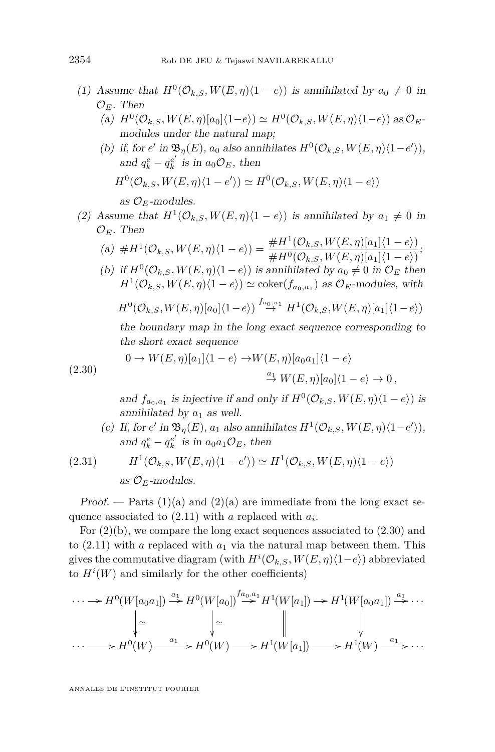(1) *Assume that $H^0(\mathcal{O}_{k,S}, W(E,\eta)\langle 1-e\rangle)$ is annihilated by $a_0 \neq 0$ in $\mathcal{O}_E$. Then*

 (a) $H^0(\mathcal{O}_{k,S}, W(E,\eta)[a_0]\langle 1-e\rangle) \simeq H^0(\mathcal{O}_{k,S}, W(E,\eta)\langle 1-e\rangle)$ *as $\mathcal{O}_E$-modules under the natural map;*

 (b) *if, for $e'$ in $\mathfrak{B}_\eta(E)$, $a_0$ also annihilates $H^0(\mathcal{O}_{k,S}, W(E,\eta)\langle 1-e'\rangle)$, and $q_k^e - q_k^{e'}$ is in $a_0\mathcal{O}_E$, then*

$$H^0(\mathcal{O}_{k,S}, W(E,\eta)\langle 1-e'\rangle) \simeq H^0(\mathcal{O}_{k,S}, W(E,\eta)\langle 1-e\rangle)$$

 *as $\mathcal{O}_E$-modules.*

(2) *Assume that $H^1(\mathcal{O}_{k,S}, W(E,\eta)\langle 1-e\rangle)$ is annihilated by $a_1 \neq 0$ in $\mathcal{O}_E$. Then*

 (a) $\#H^1(\mathcal{O}_{k,S}, W(E,\eta)\langle 1-e\rangle) = \dfrac{\#H^1(\mathcal{O}_{k,S}, W(E,\eta)[a_1]\langle 1-e\rangle)}{\#H^0(\mathcal{O}_{k,S}, W(E,\eta)[a_1]\langle 1-e\rangle)}$;

 (b) *if $H^0(\mathcal{O}_{k,S}, W(E,\eta)\langle 1-e\rangle)$ is annihilated by $a_0 \neq 0$ in $\mathcal{O}_E$ then $H^1(\mathcal{O}_{k,S}, W(E,\eta)\langle 1-e\rangle) \simeq \operatorname{coker}(f_{a_0,a_1})$ as $\mathcal{O}_E$-modules, with*

$$H^0(\mathcal{O}_{k,S}, W(E,\eta)[a_0]\langle 1-e\rangle) \overset{f_{a_0,a_1}}{\to} H^1(\mathcal{O}_{k,S}, W(E,\eta)[a_1]\langle 1-e\rangle)$$

 *the boundary map in the long exact sequence corresponding to the short exact sequence*

$$0 \to W(E,\eta)[a_1]\langle 1-e\rangle \to W(E,\eta)[a_0a_1]\langle 1-e\rangle \overset{a_1}{\to} W(E,\eta)[a_0]\langle 1-e\rangle \to 0\,, \tag{2.30}$$

 *and $f_{a_0,a_1}$ is injective if and only if $H^0(\mathcal{O}_{k,S}, W(E,\eta)\langle 1-e\rangle)$ is annihilated by $a_1$ as well.*

 (c) *If, for $e'$ in $\mathfrak{B}_\eta(E)$, $a_1$ also annihilates $H^1(\mathcal{O}_{k,S}, W(E,\eta)\langle 1-e'\rangle)$, and $q_k^e - q_k^{e'}$ is in $a_0a_1\mathcal{O}_E$, then*

$$H^1(\mathcal{O}_{k,S}, W(E,\eta)\langle 1-e'\rangle) \simeq H^1(\mathcal{O}_{k,S}, W(E,\eta)\langle 1-e\rangle) \tag{2.31}$$

 *as $\mathcal{O}_E$-modules.*

*Proof.* — Parts (1)(a) and (2)(a) are immediate from the long exact sequence associated to (2.11) with $a$ replaced with $a_i$.

For (2)(b), we compare the long exact sequences associated to (2.30) and to (2.11) with $a$ replaced with $a_1$ via the natural map between them. This gives the commutative diagram (with $H^i(\mathcal{O}_{k,S}, W(E,\eta)\langle 1-e\rangle)$ abbreviated to $H^i(W)$ and similarly for the other coefficients)

$$\begin{array}{ccccccccc}
\cdots \to & H^0(W[a_0a_1]) & \xrightarrow{a_1} & H^0(W[a_0]) & \xrightarrow{f_{a_0,a_1}} & H^1(W[a_1]) & \to & H^1(W[a_0a_1]) & \xrightarrow{a_1} \cdots \\
 & \downarrow \simeq & & \downarrow \simeq & & \| & & \downarrow & \\
\cdots \to & H^0(W) & \xrightarrow{a_1} & H^0(W) & \to & H^1(W[a_1]) & \to & H^1(W) & \xrightarrow{a_1} \cdots
\end{array}$$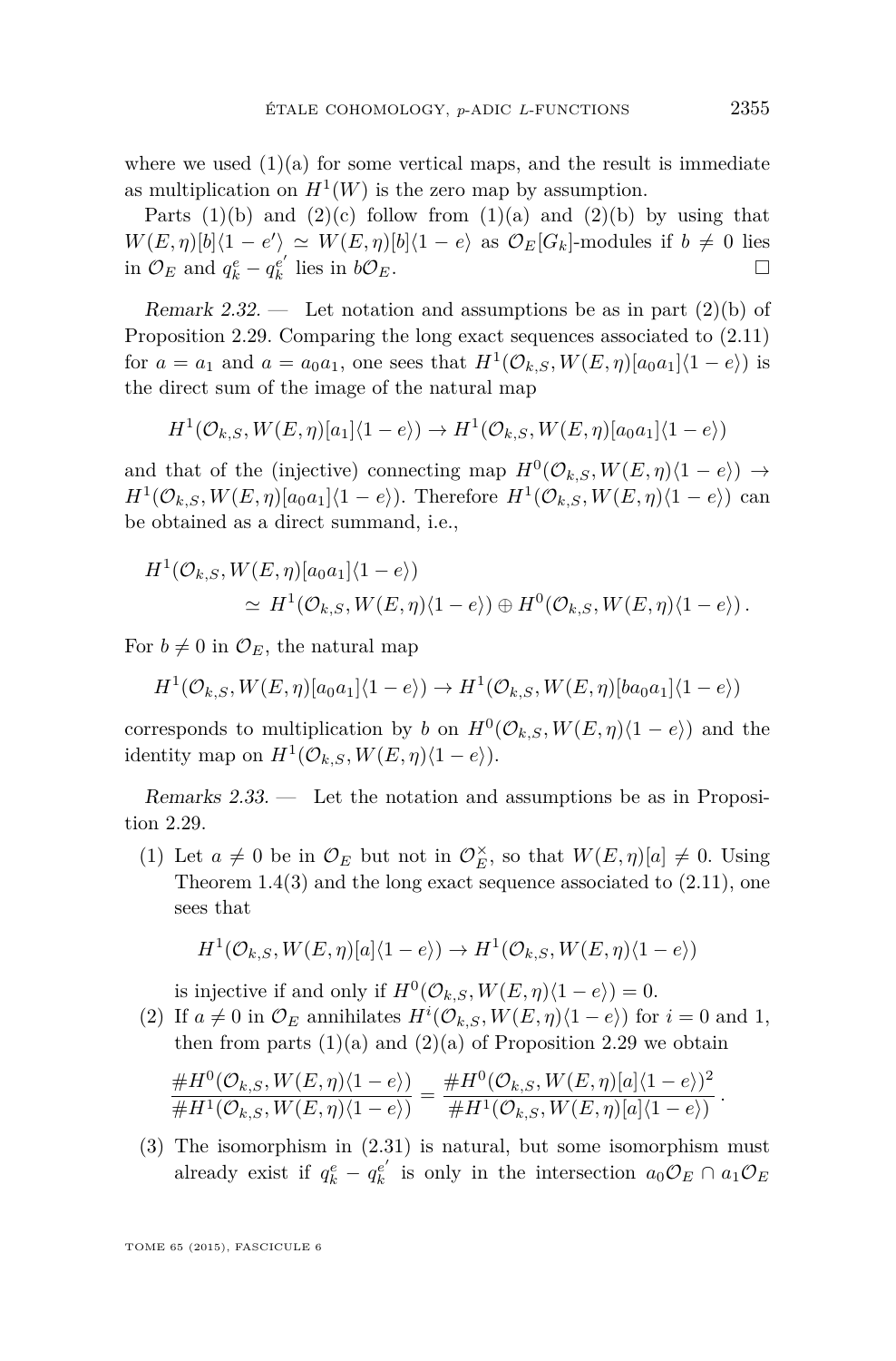where we used (1)(a) for some vertical maps, and the result is immediate as multiplication on $H^1(W)$ is the zero map by assumption.

Parts (1)(b) and (2)(c) follow from (1)(a) and (2)(b) by using that $W(E,\eta)[b]\langle 1-e'\rangle \simeq W(E,\eta)[b]\langle 1-e\rangle$ as $\mathcal{O}_E[G_k]$-modules if $b \neq 0$ lies in $\mathcal{O}_E$ and $q_k^e - q_k^{e'}$ lies in $b\mathcal{O}_E$. $\square$

*Remark 2.32.* — Let notation and assumptions be as in part (2)(b) of Proposition 2.29. Comparing the long exact sequences associated to (2.11) for $a = a_1$ and $a = a_0 a_1$, one sees that $H^1(\mathcal{O}_{k,S}, W(E,\eta)[a_0 a_1]\langle 1-e\rangle)$ is the direct sum of the image of the natural map

$$H^1(\mathcal{O}_{k,S}, W(E,\eta)[a_1]\langle 1-e\rangle) \to H^1(\mathcal{O}_{k,S}, W(E,\eta)[a_0 a_1]\langle 1-e\rangle)$$

and that of the (injective) connecting map $H^0(\mathcal{O}_{k,S}, W(E,\eta)\langle 1-e\rangle) \to H^1(\mathcal{O}_{k,S}, W(E,\eta)[a_0 a_1]\langle 1-e\rangle)$. Therefore $H^1(\mathcal{O}_{k,S}, W(E,\eta)\langle 1-e\rangle)$ can be obtained as a direct summand, i.e.,

$$\begin{aligned} &H^1(\mathcal{O}_{k,S}, W(E,\eta)[a_0 a_1]\langle 1-e\rangle) \\ &\qquad \simeq H^1(\mathcal{O}_{k,S}, W(E,\eta)\langle 1-e\rangle) \oplus H^0(\mathcal{O}_{k,S}, W(E,\eta)\langle 1-e\rangle)\,. \end{aligned}$$

For $b \neq 0$ in $\mathcal{O}_E$, the natural map

$$H^1(\mathcal{O}_{k,S}, W(E,\eta)[a_0 a_1]\langle 1-e\rangle) \to H^1(\mathcal{O}_{k,S}, W(E,\eta)[b a_0 a_1]\langle 1-e\rangle)$$

corresponds to multiplication by $b$ on $H^0(\mathcal{O}_{k,S}, W(E,\eta)\langle 1-e\rangle)$ and the identity map on $H^1(\mathcal{O}_{k,S}, W(E,\eta)\langle 1-e\rangle)$.

*Remarks 2.33.* — Let the notation and assumptions be as in Proposition 2.29.

(1) Let $a \neq 0$ be in $\mathcal{O}_E$ but not in $\mathcal{O}_E^\times$, so that $W(E,\eta)[a] \neq 0$. Using Theorem 1.4(3) and the long exact sequence associated to (2.11), one sees that

$$H^1(\mathcal{O}_{k,S}, W(E,\eta)[a]\langle 1-e\rangle) \to H^1(\mathcal{O}_{k,S}, W(E,\eta)\langle 1-e\rangle)$$

is injective if and only if $H^0(\mathcal{O}_{k,S}, W(E,\eta)\langle 1-e\rangle) = 0$.

(2) If $a \neq 0$ in $\mathcal{O}_E$ annihilates $H^i(\mathcal{O}_{k,S}, W(E,\eta)\langle 1-e\rangle)$ for $i = 0$ and 1, then from parts (1)(a) and (2)(a) of Proposition 2.29 we obtain

$$\frac{\# H^0(\mathcal{O}_{k,S}, W(E,\eta)\langle 1-e\rangle)}{\# H^1(\mathcal{O}_{k,S}, W(E,\eta)\langle 1-e\rangle)} = \frac{\# H^0(\mathcal{O}_{k,S}, W(E,\eta)[a]\langle 1-e\rangle)^2}{\# H^1(\mathcal{O}_{k,S}, W(E,\eta)[a]\langle 1-e\rangle)}\,.$$

(3) The isomorphism in (2.31) is natural, but some isomorphism must already exist if $q_k^e - q_k^{e'}$ is only in the intersection $a_0\mathcal{O}_E \cap a_1\mathcal{O}_E$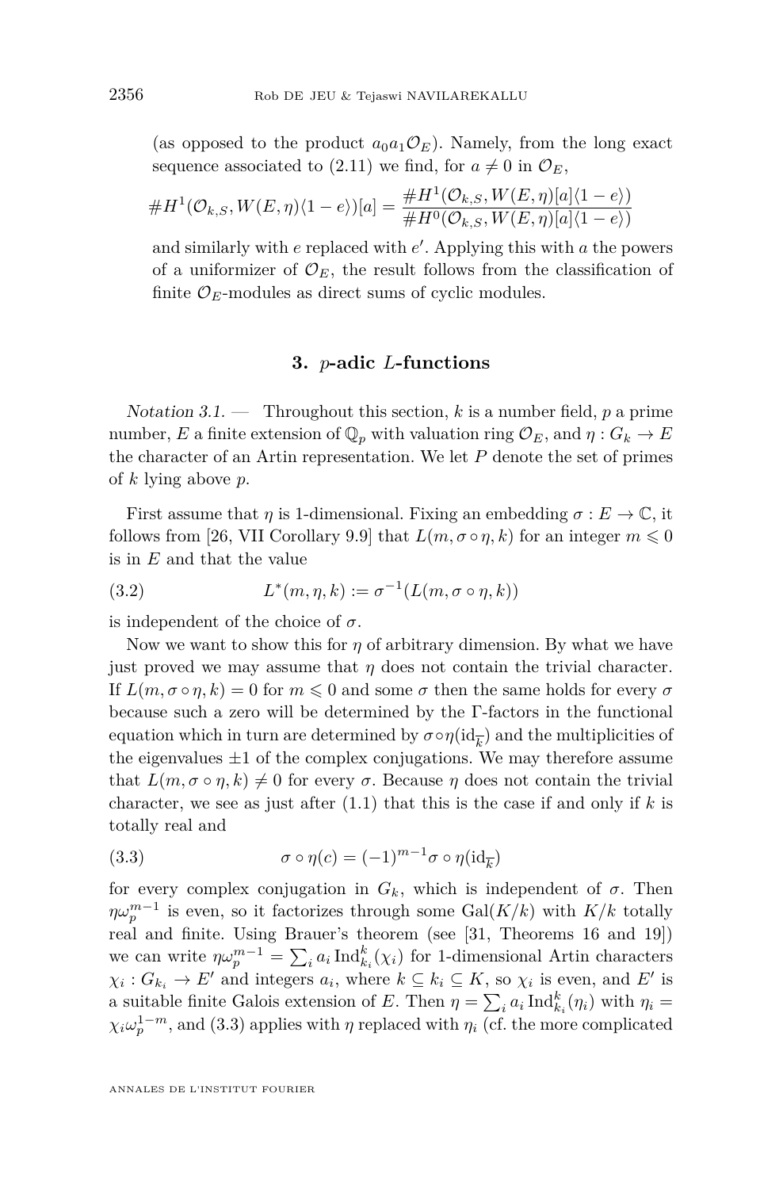(as opposed to the product $a_0 a_1 \mathcal{O}_E$). Namely, from the long exact sequence associated to (2.11) we find, for $a \neq 0$ in $\mathcal{O}_E$,

$$\# H^1(\mathcal{O}_{k,S}, W(E,\eta)\langle 1-e\rangle)[a] = \frac{\# H^1(\mathcal{O}_{k,S}, W(E,\eta)[a]\langle 1-e\rangle)}{\# H^0(\mathcal{O}_{k,S}, W(E,\eta)[a]\langle 1-e\rangle)}$$

and similarly with $e$ replaced with $e'$. Applying this with $a$ the powers of a uniformizer of $\mathcal{O}_E$, the result follows from the classification of finite $\mathcal{O}_E$-modules as direct sums of cyclic modules.

## 3. $p$-adic $L$-functions

*Notation 3.1.* — Throughout this section, $k$ is a number field, $p$ a prime number, $E$ a finite extension of $\mathbb{Q}_p$ with valuation ring $\mathcal{O}_E$, and $\eta : G_k \to E$ the character of an Artin representation. We let $P$ denote the set of primes of $k$ lying above $p$.

First assume that $\eta$ is 1-dimensional. Fixing an embedding $\sigma : E \to \mathbb{C}$, it follows from [26, VII Corollary 9.9] that $L(m, \sigma\circ\eta, k)$ for an integer $m \leqslant 0$ is in $E$ and that the value

$$L^*(m,\eta,k) := \sigma^{-1}(L(m,\sigma\circ\eta,k)) \tag{3.2}$$

is independent of the choice of $\sigma$.

Now we want to show this for $\eta$ of arbitrary dimension. By what we have just proved we may assume that $\eta$ does not contain the trivial character. If $L(m,\sigma\circ\eta,k) = 0$ for $m \leqslant 0$ and some $\sigma$ then the same holds for every $\sigma$ because such a zero will be determined by the $\Gamma$-factors in the functional equation which in turn are determined by $\sigma\circ\eta(\mathrm{id}_{\overline{k}})$ and the multiplicities of the eigenvalues $\pm 1$ of the complex conjugations. We may therefore assume that $L(m,\sigma\circ\eta,k) \neq 0$ for every $\sigma$. Because $\eta$ does not contain the trivial character, we see as just after (1.1) that this is the case if and only if $k$ is totally real and

$$\sigma\circ\eta(c) = (-1)^{m-1}\sigma\circ\eta(\mathrm{id}_{\overline{k}}) \tag{3.3}$$

for every complex conjugation in $G_k$, which is independent of $\sigma$. Then $\eta\omega_p^{m-1}$ is even, so it factorizes through some $\mathrm{Gal}(K/k)$ with $K/k$ totally real and finite. Using Brauer's theorem (see [31, Theorems 16 and 19]) we can write $\eta\omega_p^{m-1} = \sum_i a_i \operatorname{Ind}_{k_i}^k(\chi_i)$ for 1-dimensional Artin characters $\chi_i : G_{k_i} \to E'$ and integers $a_i$, where $k \subseteq k_i \subseteq K$, so $\chi_i$ is even, and $E'$ is a suitable finite Galois extension of $E$. Then $\eta = \sum_i a_i \operatorname{Ind}_{k_i}^k(\eta_i)$ with $\eta_i = \chi_i\omega_p^{1-m}$, and (3.3) applies with $\eta$ replaced with $\eta_i$ (cf. the more complicated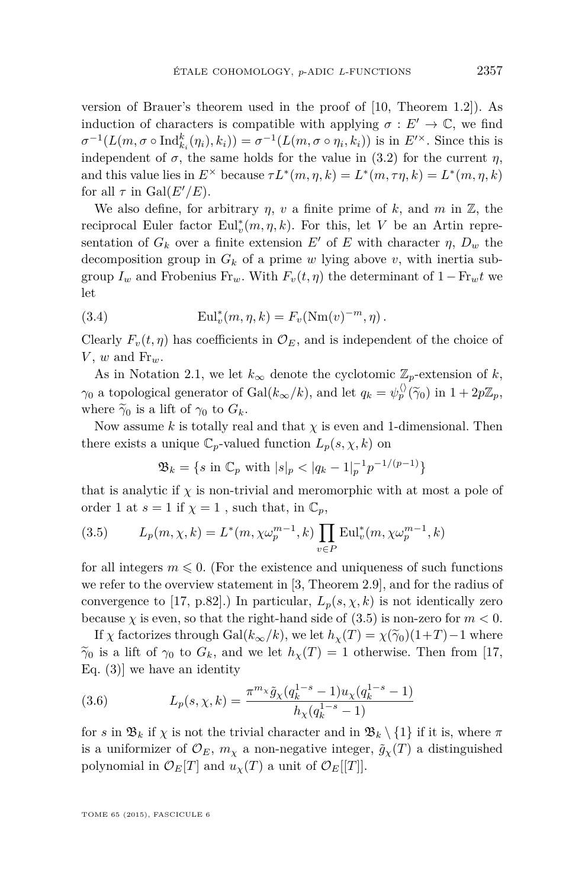version of Brauer's theorem used in the proof of [10, Theorem 1.2]). As induction of characters is compatible with applying $\sigma : E' \to \mathbb{C}$, we find $\sigma^{-1}(L(m, \sigma \circ \mathrm{Ind}_{k_i}^k(\eta_i), k_i)) = \sigma^{-1}(L(m, \sigma \circ \eta_i, k_i))$ is in $E'^{\times}$. Since this is independent of $\sigma$, the same holds for the value in (3.2) for the current $\eta$, and this value lies in $E^{\times}$ because $\tau L^*(m, \eta, k) = L^*(m, \tau\eta, k) = L^*(m, \eta, k)$ for all $\tau$ in $\mathrm{Gal}(E'/E)$.

We also define, for arbitrary $\eta$, $v$ a finite prime of $k$, and $m$ in $\mathbb{Z}$, the reciprocal Euler factor $\mathrm{Eul}_v^*(m, \eta, k)$. For this, let $V$ be an Artin representation of $G_k$ over a finite extension $E'$ of $E$ with character $\eta$, $D_w$ the decomposition group in $G_k$ of a prime $w$ lying above $v$, with inertia subgroup $I_w$ and Frobenius $\mathrm{Fr}_w$. With $F_v(t, \eta)$ the determinant of $1 - \mathrm{Fr}_w t$ we let

$$\mathrm{Eul}_v^*(m, \eta, k) = F_v(\mathrm{Nm}(v)^{-m}, \eta)\,. \tag{3.4}$$

Clearly $F_v(t, \eta)$ has coefficients in $\mathcal{O}_E$, and is independent of the choice of $V$, $w$ and $\mathrm{Fr}_w$.

As in Notation 2.1, we let $k_\infty$ denote the cyclotomic $\mathbb{Z}_p$-extension of $k$, $\gamma_0$ a topological generator of $\mathrm{Gal}(k_\infty/k)$, and let $q_k = \psi_p^{\langle\rangle}(\widetilde{\gamma}_0)$ in $1 + 2p\mathbb{Z}_p$, where $\widetilde{\gamma}_0$ is a lift of $\gamma_0$ to $G_k$.

Now assume $k$ is totally real and that $\chi$ is even and 1-dimensional. Then there exists a unique $\mathbb{C}_p$-valued function $L_p(s, \chi, k)$ on

$$\mathfrak{B}_k = \{s \text{ in } \mathbb{C}_p \text{ with } |s|_p < |q_k - 1|_p^{-1} p^{-1/(p-1)}\}$$

that is analytic if $\chi$ is non-trivial and meromorphic with at most a pole of order 1 at $s = 1$ if $\chi = 1$ , such that, in $\mathbb{C}_p$,

$$L_p(m, \chi, k) = L^*(m, \chi\omega_p^{m-1}, k) \prod_{v \in P} \mathrm{Eul}_v^*(m, \chi\omega_p^{m-1}, k) \tag{3.5}$$

for all integers $m \leqslant 0$. (For the existence and uniqueness of such functions we refer to the overview statement in [3, Theorem 2.9], and for the radius of convergence to [17, p.82].) In particular, $L_p(s, \chi, k)$ is not identically zero because $\chi$ is even, so that the right-hand side of (3.5) is non-zero for $m < 0$.

If $\chi$ factorizes through $\mathrm{Gal}(k_\infty/k)$, we let $h_\chi(T) = \chi(\widetilde{\gamma}_0)(1+T) - 1$ where $\widetilde{\gamma}_0$ is a lift of $\gamma_0$ to $G_k$, and we let $h_\chi(T) = 1$ otherwise. Then from [17, Eq. (3)] we have an identity

$$L_p(s, \chi, k) = \frac{\pi^{m_\chi} \tilde{g}_\chi(q_k^{1-s} - 1) u_\chi(q_k^{1-s} - 1)}{h_\chi(q_k^{1-s} - 1)} \tag{3.6}$$

for $s$ in $\mathfrak{B}_k$ if $\chi$ is not the trivial character and in $\mathfrak{B}_k \setminus \{1\}$ if it is, where $\pi$ is a uniformizer of $\mathcal{O}_E$, $m_\chi$ a non-negative integer, $\tilde{g}_\chi(T)$ a distinguished polynomial in $\mathcal{O}_E[T]$ and $u_\chi(T)$ a unit of $\mathcal{O}_E[[T]]$.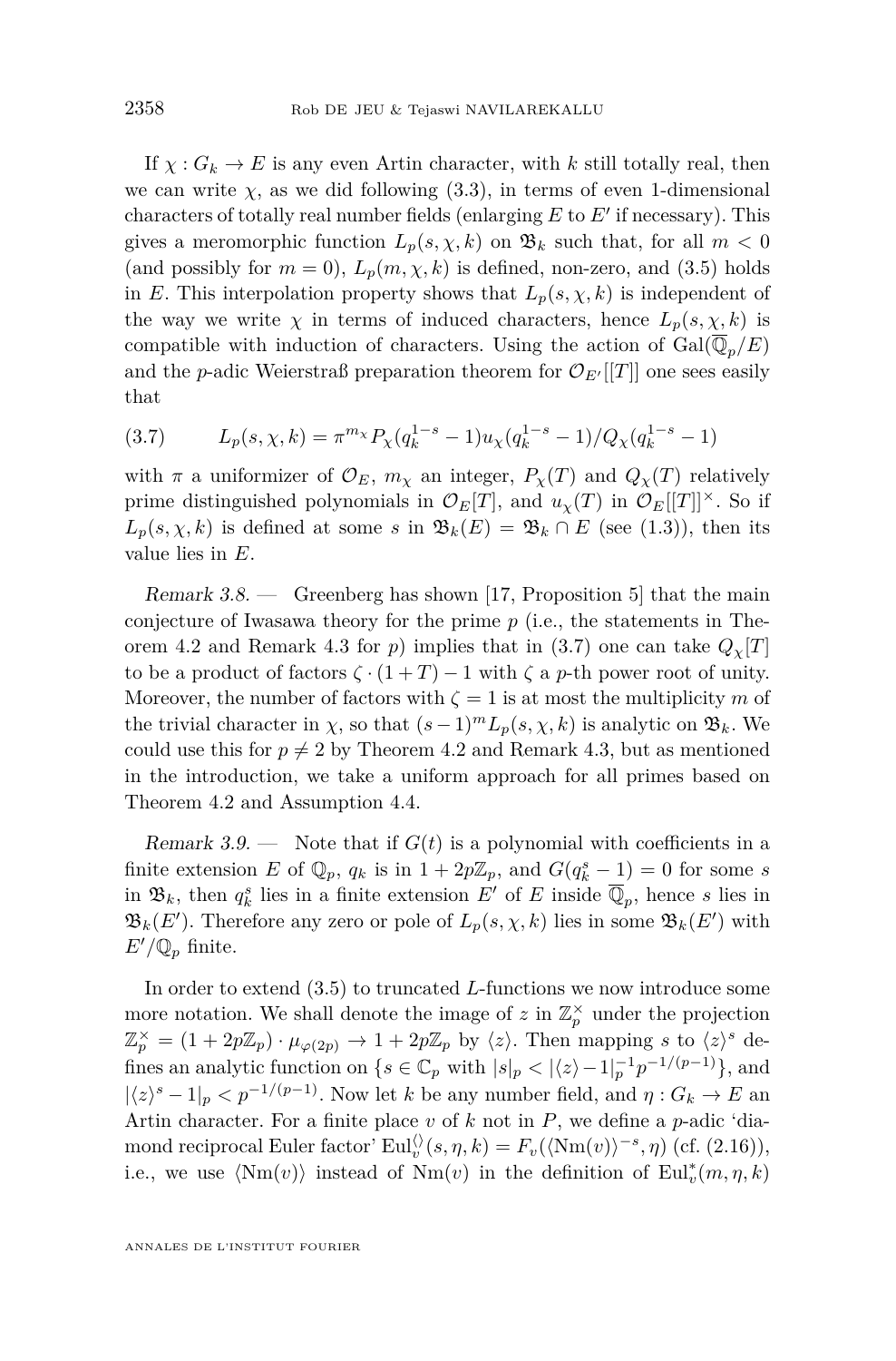If $\chi : G_k \to E$ is any even Artin character, with $k$ still totally real, then we can write $\chi$, as we did following (3.3), in terms of even 1-dimensional characters of totally real number fields (enlarging $E$ to $E'$ if necessary). This gives a meromorphic function $L_p(s, \chi, k)$ on $\mathfrak{B}_k$ such that, for all $m < 0$ (and possibly for $m = 0$), $L_p(m, \chi, k)$ is defined, non-zero, and (3.5) holds in $E$. This interpolation property shows that $L_p(s, \chi, k)$ is independent of the way we write $\chi$ in terms of induced characters, hence $L_p(s, \chi, k)$ is compatible with induction of characters. Using the action of $\mathrm{Gal}(\overline{\mathbb{Q}}_p/E)$ and the $p$-adic Weierstraß preparation theorem for $\mathcal{O}_{E'}[[T]]$ one sees easily that

$$L_p(s, \chi, k) = \pi^{m_\chi} P_\chi(q_k^{1-s} - 1) u_\chi(q_k^{1-s} - 1)/Q_\chi(q_k^{1-s} - 1) \tag{3.7}$$

with $\pi$ a uniformizer of $\mathcal{O}_E$, $m_\chi$ an integer, $P_\chi(T)$ and $Q_\chi(T)$ relatively prime distinguished polynomials in $\mathcal{O}_E[T]$, and $u_\chi(T)$ in $\mathcal{O}_E[[T]]^\times$. So if $L_p(s, \chi, k)$ is defined at some $s$ in $\mathfrak{B}_k(E) = \mathfrak{B}_k \cap E$ (see (1.3)), then its value lies in $E$.

*Remark 3.8.* — Greenberg has shown [17, Proposition 5] that the main conjecture of Iwasawa theory for the prime $p$ (i.e., the statements in Theorem 4.2 and Remark 4.3 for $p$) implies that in (3.7) one can take $Q_\chi[T]$ to be a product of factors $\zeta \cdot (1 + T) - 1$ with $\zeta$ a $p$-th power root of unity. Moreover, the number of factors with $\zeta = 1$ is at most the multiplicity $m$ of the trivial character in $\chi$, so that $(s - 1)^m L_p(s, \chi, k)$ is analytic on $\mathfrak{B}_k$. We could use this for $p \neq 2$ by Theorem 4.2 and Remark 4.3, but as mentioned in the introduction, we take a uniform approach for all primes based on Theorem 4.2 and Assumption 4.4.

*Remark 3.9.* — Note that if $G(t)$ is a polynomial with coefficients in a finite extension $E$ of $\mathbb{Q}_p$, $q_k$ is in $1 + 2p\mathbb{Z}_p$, and $G(q_k^s - 1) = 0$ for some $s$ in $\mathfrak{B}_k$, then $q_k^s$ lies in a finite extension $E'$ of $E$ inside $\overline{\mathbb{Q}}_p$, hence $s$ lies in $\mathfrak{B}_k(E')$. Therefore any zero or pole of $L_p(s, \chi, k)$ lies in some $\mathfrak{B}_k(E')$ with $E'/\mathbb{Q}_p$ finite.

In order to extend (3.5) to truncated $L$-functions we now introduce some more notation. We shall denote the image of $z$ in $\mathbb{Z}_p^\times$ under the projection $\mathbb{Z}_p^\times = (1 + 2p\mathbb{Z}_p) \cdot \mu_{\varphi(2p)} \to 1 + 2p\mathbb{Z}_p$ by $\langle z \rangle$. Then mapping $s$ to $\langle z \rangle^s$ defines an analytic function on $\{s \in \mathbb{C}_p \text{ with } |s|_p < |\langle z \rangle - 1|_p^{-1} p^{-1/(p-1)}\}$, and $|\langle z \rangle^s - 1|_p < p^{-1/(p-1)}$. Now let $k$ be any number field, and $\eta : G_k \to E$ an Artin character. For a finite place $v$ of $k$ not in $P$, we define a $p$-adic 'diamond reciprocal Euler factor' $\mathrm{Eul}_v^{\langle\rangle}(s, \eta, k) = F_v(\langle \mathrm{Nm}(v) \rangle^{-s}, \eta)$ (cf. (2.16)), i.e., we use $\langle \mathrm{Nm}(v) \rangle$ instead of $\mathrm{Nm}(v)$ in the definition of $\mathrm{Eul}_v^*(m, \eta, k)$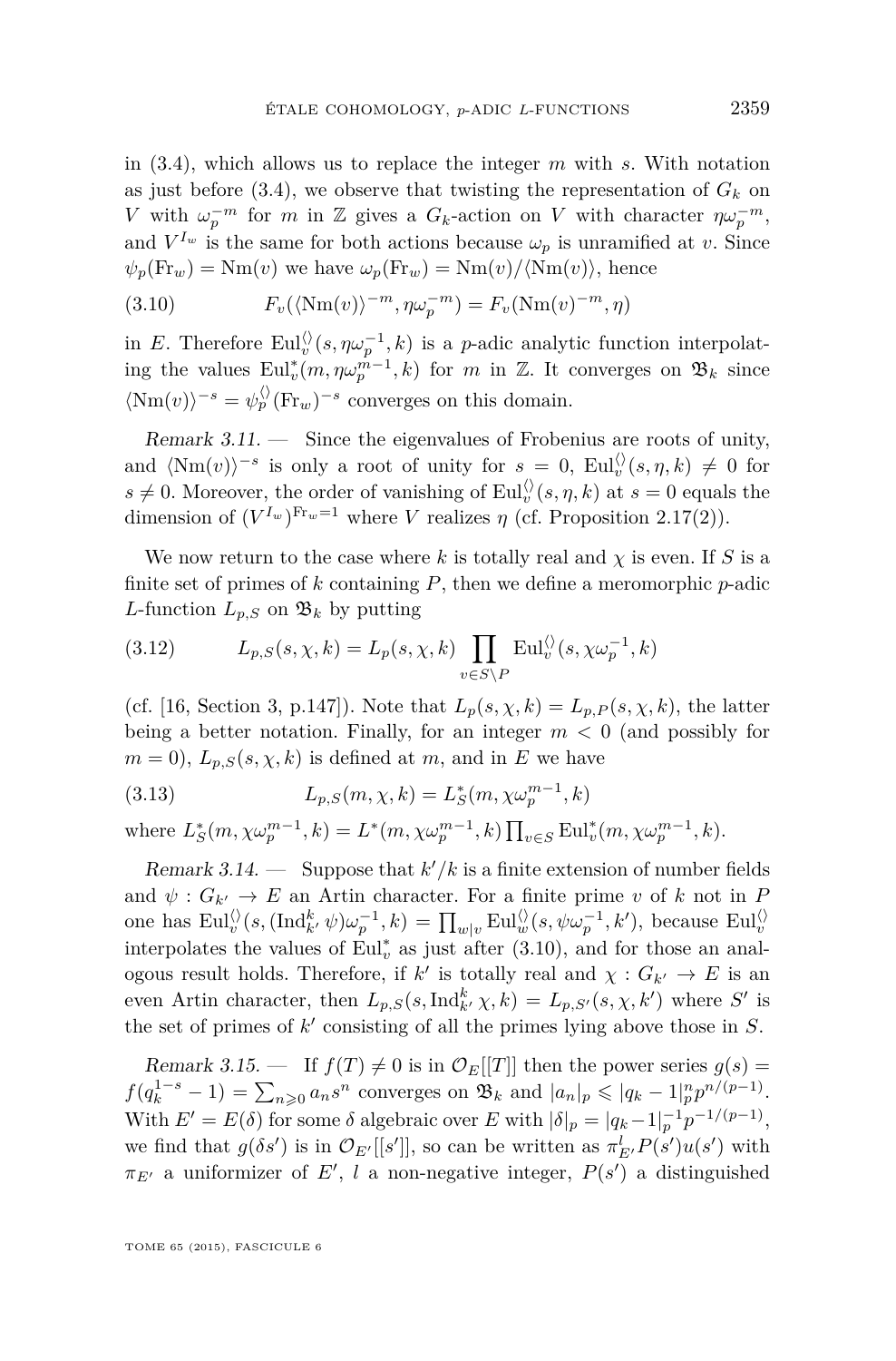in (3.4), which allows us to replace the integer $m$ with $s$. With notation as just before (3.4), we observe that twisting the representation of $G_k$ on $V$ with $\omega_p^{-m}$ for $m$ in $\mathbb{Z}$ gives a $G_k$-action on $V$ with character $\eta\omega_p^{-m}$, and $V^{I_w}$ is the same for both actions because $\omega_p$ is unramified at $v$. Since $\psi_p(\mathrm{Fr}_w) = \mathrm{Nm}(v)$ we have $\omega_p(\mathrm{Fr}_w) = \mathrm{Nm}(v)/\langle \mathrm{Nm}(v)\rangle$, hence

$$F_v(\langle \mathrm{Nm}(v)\rangle^{-m}, \eta\omega_p^{-m}) = F_v(\mathrm{Nm}(v)^{-m}, \eta) \tag{3.10}$$

in $E$. Therefore $\mathrm{Eul}_v^{\langle\rangle}(s, \eta\omega_p^{-1}, k)$ is a $p$-adic analytic function interpolating the values $\mathrm{Eul}_v^*(m, \eta\omega_p^{m-1}, k)$ for $m$ in $\mathbb{Z}$. It converges on $\mathfrak{B}_k$ since $\langle \mathrm{Nm}(v)\rangle^{-s} = \psi_p^{\langle\rangle}(\mathrm{Fr}_w)^{-s}$ converges on this domain.

*Remark 3.11.* — Since the eigenvalues of Frobenius are roots of unity, and $\langle \mathrm{Nm}(v)\rangle^{-s}$ is only a root of unity for $s = 0$, $\mathrm{Eul}_v^{\langle\rangle}(s, \eta, k) \neq 0$ for $s \neq 0$. Moreover, the order of vanishing of $\mathrm{Eul}_v^{\langle\rangle}(s, \eta, k)$ at $s = 0$ equals the dimension of $(V^{I_w})^{\mathrm{Fr}_w = 1}$ where $V$ realizes $\eta$ (cf. Proposition 2.17(2)).

We now return to the case where $k$ is totally real and $\chi$ is even. If $S$ is a finite set of primes of $k$ containing $P$, then we define a meromorphic $p$-adic $L$-function $L_{p,S}$ on $\mathfrak{B}_k$ by putting

$$L_{p,S}(s, \chi, k) = L_p(s, \chi, k) \prod_{v \in S \setminus P} \mathrm{Eul}_v^{\langle\rangle}(s, \chi\omega_p^{-1}, k) \tag{3.12}$$

(cf. [16, Section 3, p.147]). Note that $L_p(s, \chi, k) = L_{p,P}(s, \chi, k)$, the latter being a better notation. Finally, for an integer $m < 0$ (and possibly for $m = 0$), $L_{p,S}(s, \chi, k)$ is defined at $m$, and in $E$ we have

$$L_{p,S}(m, \chi, k) = L_S^*(m, \chi\omega_p^{m-1}, k) \tag{3.13}$$

where $L_S^*(m, \chi\omega_p^{m-1}, k) = L^*(m, \chi\omega_p^{m-1}, k) \prod_{v \in S} \mathrm{Eul}_v^*(m, \chi\omega_p^{m-1}, k)$.

*Remark 3.14.* — Suppose that $k'/k$ is a finite extension of number fields and $\psi : G_{k'} \to E$ an Artin character. For a finite prime $v$ of $k$ not in $P$ one has $\mathrm{Eul}_v^{\langle\rangle}(s, (\mathrm{Ind}_{k'}^k \psi)\omega_p^{-1}, k) = \prod_{w|v} \mathrm{Eul}_w^{\langle\rangle}(s, \psi\omega_p^{-1}, k')$, because $\mathrm{Eul}_v^{\langle\rangle}$ interpolates the values of $\mathrm{Eul}_v^*$ as just after (3.10), and for those an analogous result holds. Therefore, if $k'$ is totally real and $\chi : G_{k'} \to E$ is an even Artin character, then $L_{p,S}(s, \mathrm{Ind}_{k'}^k \chi, k) = L_{p,S'}(s, \chi, k')$ where $S'$ is the set of primes of $k'$ consisting of all the primes lying above those in $S$.

*Remark 3.15.* — If $f(T) \neq 0$ is in $\mathcal{O}_E[[T]]$ then the power series $g(s) = f(q_k^{1-s} - 1) = \sum_{n \geqslant 0} a_n s^n$ converges on $\mathfrak{B}_k$ and $|a_n|_p \leqslant |q_k - 1|_p^n p^{n/(p-1)}$. With $E' = E(\delta)$ for some $\delta$ algebraic over $E$ with $|\delta|_p = |q_k - 1|_p^{-1} p^{-1/(p-1)}$, we find that $g(\delta s')$ is in $\mathcal{O}_{E'}[[s']]$, so can be written as $\pi_{E'}^l P(s') u(s')$ with $\pi_{E'}$ a uniformizer of $E'$, $l$ a non-negative integer, $P(s')$ a distinguished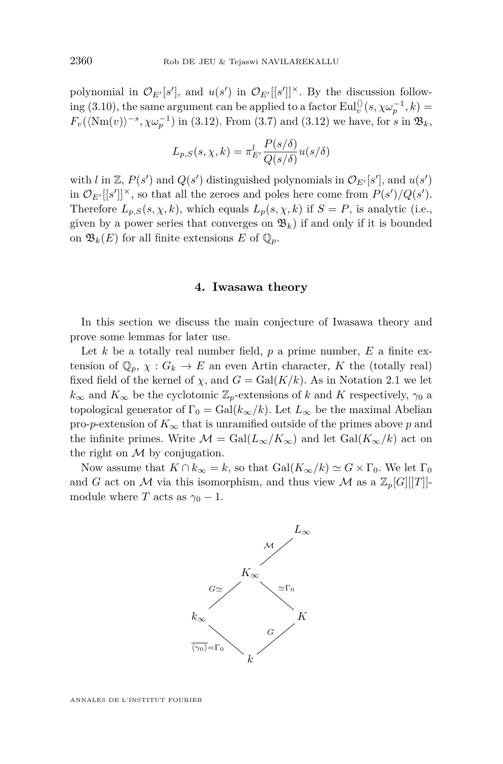polynomial in $\mathcal{O}_{E'}[s']$, and $u(s')$ in $\mathcal{O}_{E'}[[s']]^\times$. By the discussion following (3.10), the same argument can be applied to a factor $\mathrm{Eul}_v^{\langle\rangle}(s, \chi\omega_p^{-1}, k) = F_v(\langle \mathrm{Nm}(v)\rangle^{-s}, \chi\omega_p^{-1})$ in (3.12). From (3.7) and (3.12) we have, for $s$ in $\mathfrak{B}_k$,

$$L_{p,S}(s,\chi,k) = \pi_{E'}^l \frac{P(s/\delta)}{Q(s/\delta)} u(s/\delta)$$

with $l$ in $\mathbb{Z}$, $P(s')$ and $Q(s')$ distinguished polynomials in $\mathcal{O}_{E'}[s']$, and $u(s')$ in $\mathcal{O}_{E'}[[s']]^\times$, so that all the zeroes and poles here come from $P(s')/Q(s')$. Therefore $L_{p,S}(s,\chi,k)$, which equals $L_p(s,\chi,k)$ if $S = P$, is analytic (i.e., given by a power series that converges on $\mathfrak{B}_k$) if and only if it is bounded on $\mathfrak{B}_k(E)$ for all finite extensions $E$ of $\mathbb{Q}_p$.

## 4. Iwasawa theory

In this section we discuss the main conjecture of Iwasawa theory and prove some lemmas for later use.

Let $k$ be a totally real number field, $p$ a prime number, $E$ a finite extension of $\mathbb{Q}_p$, $\chi : G_k \to E$ an even Artin character, $K$ the (totally real) fixed field of the kernel of $\chi$, and $G = \mathrm{Gal}(K/k)$. As in Notation 2.1 we let $k_\infty$ and $K_\infty$ be the cyclotomic $\mathbb{Z}_p$-extensions of $k$ and $K$ respectively, $\gamma_0$ a topological generator of $\Gamma_0 = \mathrm{Gal}(k_\infty/k)$. Let $L_\infty$ be the maximal Abelian pro-$p$-extension of $K_\infty$ that is unramified outside of the primes above $p$ and the infinite primes. Write $\mathcal{M} = \mathrm{Gal}(L_\infty/K_\infty)$ and let $\mathrm{Gal}(K_\infty/k)$ act on the right on $\mathcal{M}$ by conjugation.

Now assume that $K \cap k_\infty = k$, so that $\mathrm{Gal}(K_\infty/k) \simeq G \times \Gamma_0$. We let $\Gamma_0$ and $G$ act on $\mathcal{M}$ via this isomorphism, and thus view $\mathcal{M}$ as a $\mathbb{Z}_p[G][[T]]$-module where $T$ acts as $\gamma_0 - 1$.

$$\begin{array}{ccccc}
 & & & & L_\infty \\
 & & & \mathcal{M} \diagup & \\
 & & K_\infty & & \\
 & G\simeq \diagup & & \diagdown \simeq\Gamma_0 & \\
k_\infty & & & & K \\
 & \overline{\langle\gamma_0\rangle}=\Gamma_0 \diagdown & & \diagup G & \\
 & & k & &
\end{array}$$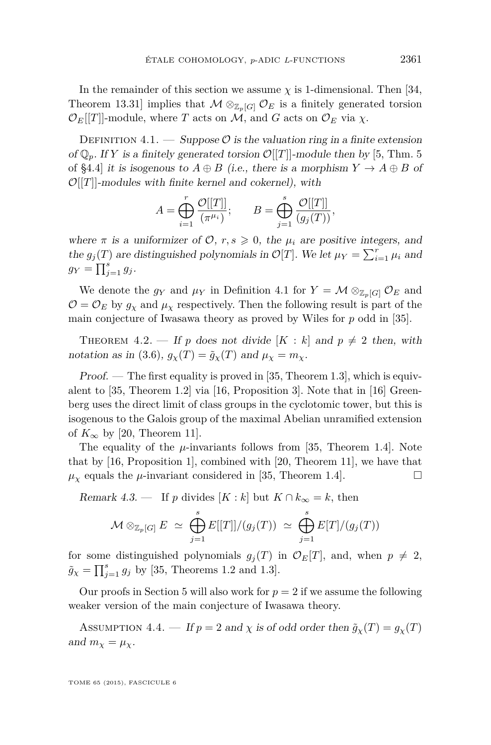In the remainder of this section we assume $\chi$ is 1-dimensional. Then [34, Theorem 13.31] implies that $\mathcal{M} \otimes_{\mathbb{Z}_p[G]} \mathcal{O}_E$ is a finitely generated torsion $\mathcal{O}_E[[T]]$-module, where $T$ acts on $\mathcal{M}$, and $G$ acts on $\mathcal{O}_E$ via $\chi$.

Definition 4.1. — *Suppose $\mathcal{O}$ is the valuation ring in a finite extension of $\mathbb{Q}_p$. If $Y$ is a finitely generated torsion $\mathcal{O}[[T]]$-module then by [5, Thm. 5 of §4.4] it is isogenous to $A \oplus B$ (i.e., there is a morphism $Y \to A \oplus B$ of $\mathcal{O}[[T]]$-modules with finite kernel and cokernel), with*

$$A = \bigoplus_{i=1}^{r} \frac{\mathcal{O}[[T]]}{(\pi^{\mu_i})}; \qquad B = \bigoplus_{j=1}^{s} \frac{\mathcal{O}[[T]]}{(g_j(T))},$$

*where $\pi$ is a uniformizer of $\mathcal{O}$, $r, s \geqslant 0$, the $\mu_i$ are positive integers, and the $g_j(T)$ are distinguished polynomials in $\mathcal{O}[T]$. We let $\mu_Y = \sum_{i=1}^{r} \mu_i$ and $g_Y = \prod_{j=1}^{s} g_j$.*

We denote the $g_Y$ and $\mu_Y$ in Definition 4.1 for $Y = \mathcal{M} \otimes_{\mathbb{Z}_p[G]} \mathcal{O}_E$ and $\mathcal{O} = \mathcal{O}_E$ by $g_\chi$ and $\mu_\chi$ respectively. Then the following result is part of the main conjecture of Iwasawa theory as proved by Wiles for $p$ odd in [35].

Theorem 4.2. — *If $p$ does not divide $[K : k]$ and $p \neq 2$ then, with notation as in (3.6), $g_\chi(T) = \tilde{g}_\chi(T)$ and $\mu_\chi = m_\chi$.*

*Proof.* — The first equality is proved in [35, Theorem 1.3], which is equivalent to [35, Theorem 1.2] via [16, Proposition 3]. Note that in [16] Greenberg uses the direct limit of class groups in the cyclotomic tower, but this is isogenous to the Galois group of the maximal Abelian unramified extension of $K_\infty$ by [20, Theorem 11].

The equality of the $\mu$-invariants follows from [35, Theorem 1.4]. Note that by [16, Proposition 1], combined with [20, Theorem 11], we have that $\mu_\chi$ equals the $\mu$-invariant considered in [35, Theorem 1.4]. $\square$

*Remark 4.3.* — If $p$ divides $[K : k]$ but $K \cap k_\infty = k$, then

$$\mathcal{M} \otimes_{\mathbb{Z}_p[G]} E \simeq \bigoplus_{j=1}^{s} E[[T]]/(g_j(T)) \simeq \bigoplus_{j=1}^{s} E[T]/(g_j(T))$$

for some distinguished polynomials $g_j(T)$ in $\mathcal{O}_E[T]$, and, when $p \neq 2$, $\tilde{g}_\chi = \prod_{j=1}^{s} g_j$ by [35, Theorems 1.2 and 1.3].

Our proofs in Section 5 will also work for $p = 2$ if we assume the following weaker version of the main conjecture of Iwasawa theory.

Assumption 4.4. — *If $p = 2$ and $\chi$ is of odd order then $\tilde{g}_\chi(T) = g_\chi(T)$ and $m_\chi = \mu_\chi$.*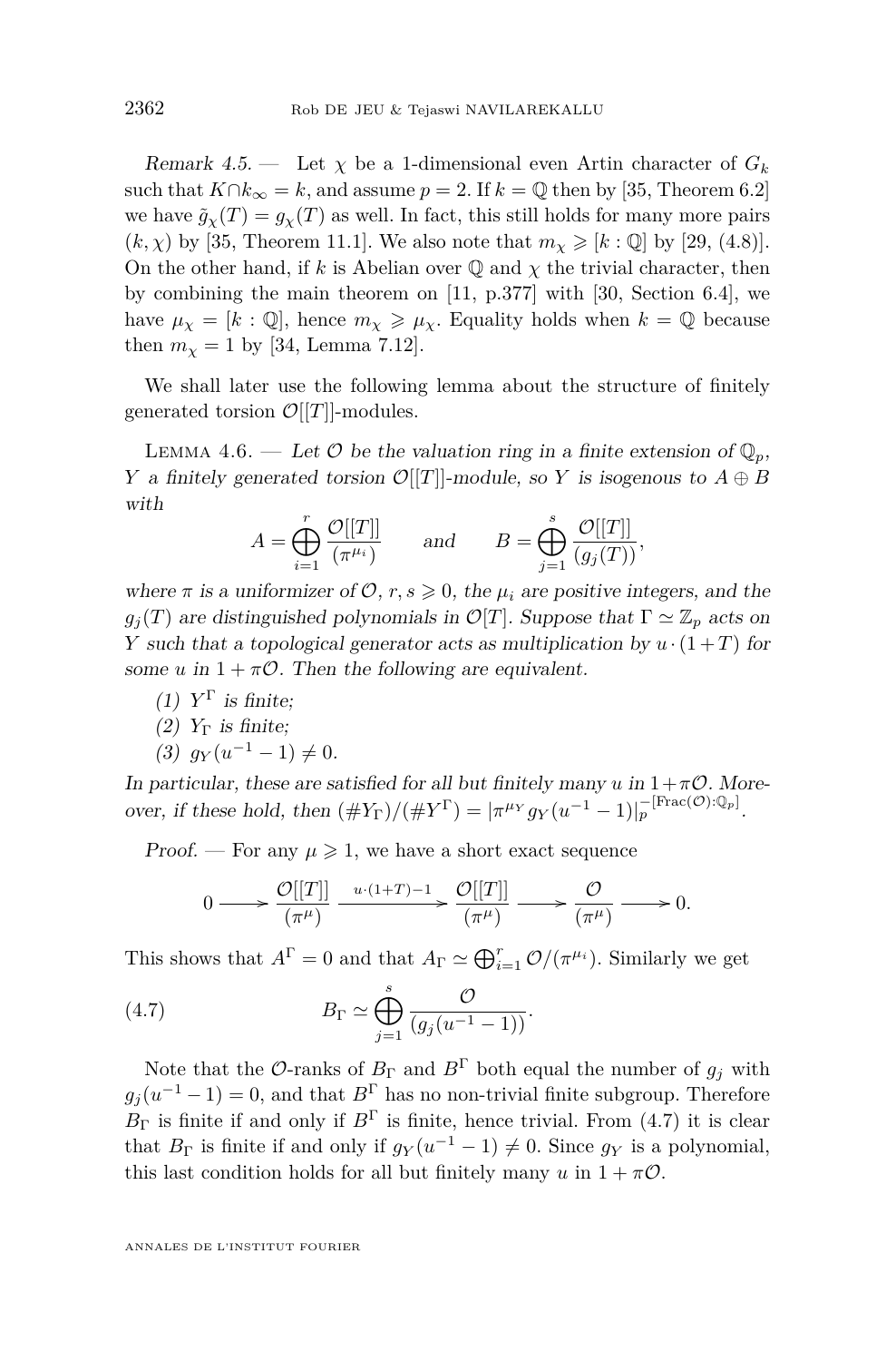*Remark 4.5.* — Let $\chi$ be a 1-dimensional even Artin character of $G_k$ such that $K \cap k_\infty = k$, and assume $p = 2$. If $k = \mathbb{Q}$ then by [35, Theorem 6.2] we have $\tilde{g}_\chi(T) = g_\chi(T)$ as well. In fact, this still holds for many more pairs $(k, \chi)$ by [35, Theorem 11.1]. We also note that $m_\chi \geqslant [k : \mathbb{Q}]$ by [29, (4.8)]. On the other hand, if $k$ is Abelian over $\mathbb{Q}$ and $\chi$ the trivial character, then by combining the main theorem on [11, p.377] with [30, Section 6.4], we have $\mu_\chi = [k : \mathbb{Q}]$, hence $m_\chi \geqslant \mu_\chi$. Equality holds when $k = \mathbb{Q}$ because then $m_\chi = 1$ by [34, Lemma 7.12].

We shall later use the following lemma about the structure of finitely generated torsion $\mathcal{O}[[T]]$-modules.

Lemma 4.6. — *Let $\mathcal{O}$ be the valuation ring in a finite extension of $\mathbb{Q}_p$, $Y$ a finitely generated torsion $\mathcal{O}[[T]]$-module, so $Y$ is isogenous to $A \oplus B$ with*

$$A = \bigoplus_{i=1}^{r} \frac{\mathcal{O}[[T]]}{(\pi^{\mu_i})} \qquad \text{and} \qquad B = \bigoplus_{j=1}^{s} \frac{\mathcal{O}[[T]]}{(g_j(T))},$$

*where $\pi$ is a uniformizer of $\mathcal{O}$, $r, s \geqslant 0$, the $\mu_i$ are positive integers, and the $g_j(T)$ are distinguished polynomials in $\mathcal{O}[T]$. Suppose that $\Gamma \simeq \mathbb{Z}_p$ acts on $Y$ such that a topological generator acts as multiplication by $u \cdot (1+T)$ for some $u$ in $1 + \pi\mathcal{O}$. Then the following are equivalent.*

1. *$Y^\Gamma$ is finite;*
2. *$Y_\Gamma$ is finite;*
3. *$g_Y(u^{-1} - 1) \neq 0$.*

*In particular, these are satisfied for all but finitely many $u$ in $1+\pi\mathcal{O}$. Moreover, if these hold, then $(\#Y_\Gamma)/(\#Y^\Gamma) = |\pi^{\mu_Y} g_Y(u^{-1} - 1)|_p^{-[\mathrm{Frac}(\mathcal{O}):\mathbb{Q}_p]}$.*

*Proof.* — For any $\mu \geqslant 1$, we have a short exact sequence

$$0 \longrightarrow \frac{\mathcal{O}[[T]]}{(\pi^\mu)} \xrightarrow{u\cdot(1+T)-1} \frac{\mathcal{O}[[T]]}{(\pi^\mu)} \longrightarrow \frac{\mathcal{O}}{(\pi^\mu)} \longrightarrow 0.$$

This shows that $A^\Gamma = 0$ and that $A_\Gamma \simeq \bigoplus_{i=1}^{r} \mathcal{O}/(\pi^{\mu_i})$. Similarly we get

$$B_\Gamma \simeq \bigoplus_{j=1}^{s} \frac{\mathcal{O}}{(g_j(u^{-1} - 1))}. \tag{4.7}$$

Note that the $\mathcal{O}$-ranks of $B_\Gamma$ and $B^\Gamma$ both equal the number of $g_j$ with $g_j(u^{-1} - 1) = 0$, and that $B^\Gamma$ has no non-trivial finite subgroup. Therefore $B_\Gamma$ is finite if and only if $B^\Gamma$ is finite, hence trivial. From (4.7) it is clear that $B_\Gamma$ is finite if and only if $g_Y(u^{-1} - 1) \neq 0$. Since $g_Y$ is a polynomial, this last condition holds for all but finitely many $u$ in $1 + \pi\mathcal{O}$.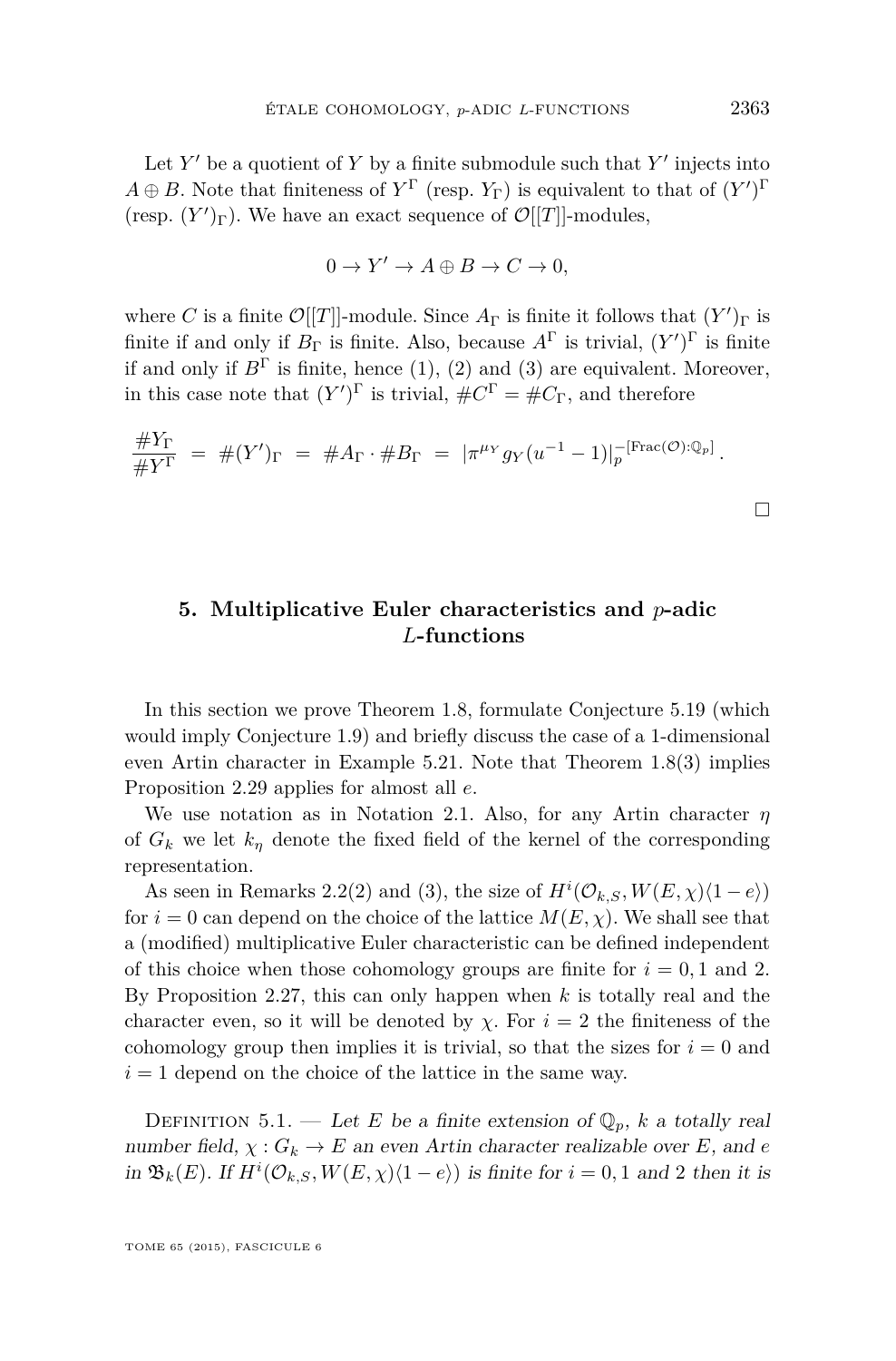Let $Y'$ be a quotient of $Y$ by a finite submodule such that $Y'$ injects into $A \oplus B$. Note that finiteness of $Y^\Gamma$ (resp. $Y_\Gamma$) is equivalent to that of $(Y')^\Gamma$ (resp. $(Y')_\Gamma$). We have an exact sequence of $\mathcal{O}[[T]]$-modules,

$$0 \to Y' \to A \oplus B \to C \to 0,$$

where $C$ is a finite $\mathcal{O}[[T]]$-module. Since $A_\Gamma$ is finite it follows that $(Y')_\Gamma$ is finite if and only if $B_\Gamma$ is finite. Also, because $A^\Gamma$ is trivial, $(Y')^\Gamma$ is finite if and only if $B^\Gamma$ is finite, hence (1), (2) and (3) are equivalent. Moreover, in this case note that $(Y')^\Gamma$ is trivial, $\#C^\Gamma = \#C_\Gamma$, and therefore

$$\frac{\#Y_\Gamma}{\#Y^\Gamma} = \#(Y')_\Gamma = \#A_\Gamma \cdot \#B_\Gamma = |\pi^{\mu_Y} g_Y(u^{-1}-1)|_p^{-[\mathrm{Frac}(\mathcal{O}):\mathbb{Q}_p]}.$$

□

## 5. Multiplicative Euler characteristics and $p$-adic $L$-functions

In this section we prove Theorem 1.8, formulate Conjecture 5.19 (which would imply Conjecture 1.9) and briefly discuss the case of a 1-dimensional even Artin character in Example 5.21. Note that Theorem 1.8(3) implies Proposition 2.29 applies for almost all $e$.

We use notation as in Notation 2.1. Also, for any Artin character $\eta$ of $G_k$ we let $k_\eta$ denote the fixed field of the kernel of the corresponding representation.

As seen in Remarks 2.2(2) and (3), the size of $H^i(\mathcal{O}_{k,S}, W(E,\chi)\langle 1-e\rangle)$ for $i=0$ can depend on the choice of the lattice $M(E,\chi)$. We shall see that a (modified) multiplicative Euler characteristic can be defined independent of this choice when those cohomology groups are finite for $i = 0, 1$ and $2$. By Proposition 2.27, this can only happen when $k$ is totally real and the character even, so it will be denoted by $\chi$. For $i=2$ the finiteness of the cohomology group then implies it is trivial, so that the sizes for $i=0$ and $i=1$ depend on the choice of the lattice in the same way.

Definition 5.1. — *Let $E$ be a finite extension of $\mathbb{Q}_p$, $k$ a totally real number field, $\chi : G_k \to E$ an even Artin character realizable over $E$, and $e$ in $\mathfrak{B}_k(E)$. If $H^i(\mathcal{O}_{k,S}, W(E,\chi)\langle 1-e\rangle)$ is finite for $i = 0, 1$ and $2$ then it is*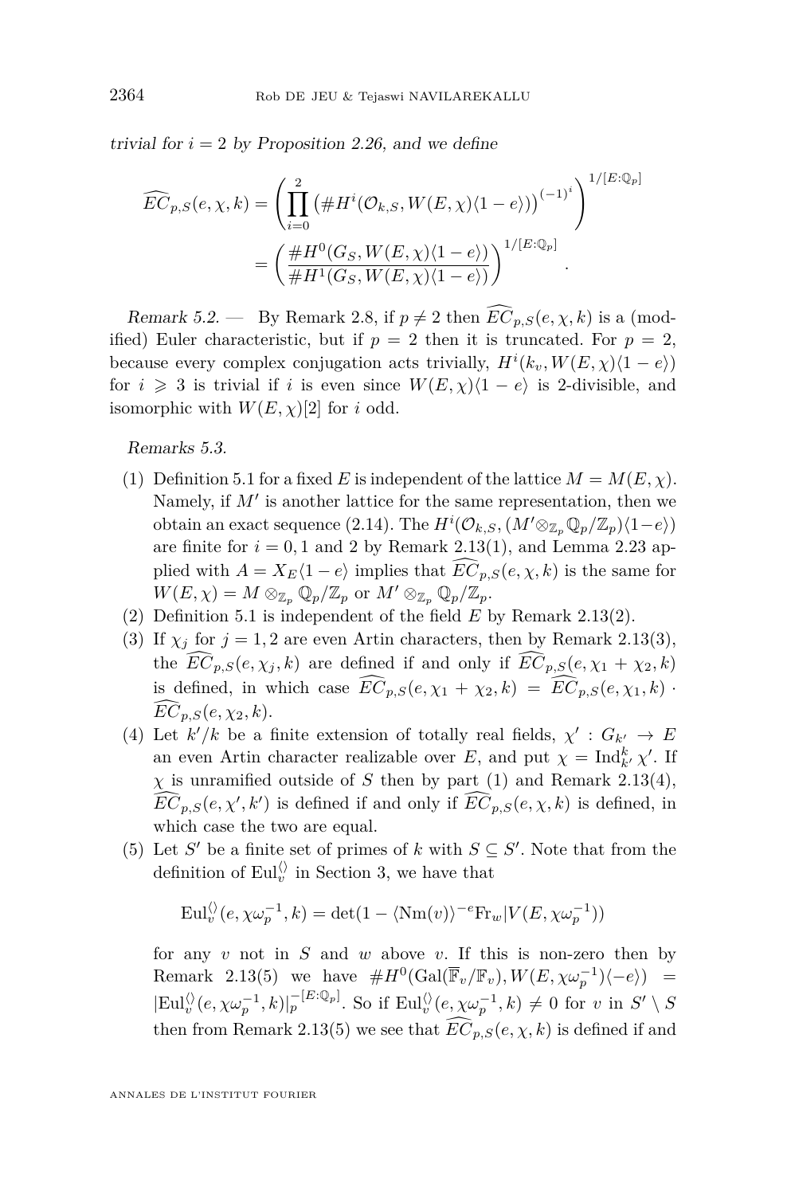*trivial for $i = 2$ by Proposition 2.26, and we define*

$$\widehat{EC}_{p,S}(e,\chi,k) = \left( \prod_{i=0}^{2} \left( \# H^i(\mathcal{O}_{k,S}, W(E,\chi)\langle 1-e \rangle) \right)^{(-1)^i} \right)^{1/[E:\mathbb{Q}_p]}$$
$$= \left( \frac{\# H^0(G_S, W(E,\chi)\langle 1-e \rangle)}{\# H^1(G_S, W(E,\chi)\langle 1-e \rangle)} \right)^{1/[E:\mathbb{Q}_p]}.$$

*Remark 5.2.* — By Remark 2.8, if $p \neq 2$ then $\widehat{EC}_{p,S}(e,\chi,k)$ is a (modified) Euler characteristic, but if $p = 2$ then it is truncated. For $p = 2$, because every complex conjugation acts trivially, $H^i(k_v, W(E,\chi)\langle 1-e \rangle)$ for $i \geqslant 3$ is trivial if $i$ is even since $W(E,\chi)\langle 1-e \rangle$ is 2-divisible, and isomorphic with $W(E,\chi)[2]$ for $i$ odd.

*Remarks 5.3.*

(1) Definition 5.1 for a fixed $E$ is independent of the lattice $M = M(E,\chi)$. Namely, if $M'$ is another lattice for the same representation, then we obtain an exact sequence (2.14). The $H^i(\mathcal{O}_{k,S}, (M' \otimes_{\mathbb{Z}_p} \mathbb{Q}_p/\mathbb{Z}_p)\langle 1-e \rangle)$ are finite for $i = 0, 1$ and $2$ by Remark 2.13(1), and Lemma 2.23 applied with $A = X_E\langle 1-e \rangle$ implies that $\widehat{EC}_{p,S}(e,\chi,k)$ is the same for $W(E,\chi) = M \otimes_{\mathbb{Z}_p} \mathbb{Q}_p/\mathbb{Z}_p$ or $M' \otimes_{\mathbb{Z}_p} \mathbb{Q}_p/\mathbb{Z}_p$.

(2) Definition 5.1 is independent of the field $E$ by Remark 2.13(2).

(3) If $\chi_j$ for $j = 1, 2$ are even Artin characters, then by Remark 2.13(3), the $\widehat{EC}_{p,S}(e,\chi_j,k)$ are defined if and only if $\widehat{EC}_{p,S}(e,\chi_1+\chi_2,k)$ is defined, in which case $\widehat{EC}_{p,S}(e,\chi_1+\chi_2,k) = \widehat{EC}_{p,S}(e,\chi_1,k) \cdot \widehat{EC}_{p,S}(e,\chi_2,k)$.

(4) Let $k'/k$ be a finite extension of totally real fields, $\chi' : G_{k'} \to E$ an even Artin character realizable over $E$, and put $\chi = \operatorname{Ind}_{k'}^{k} \chi'$. If $\chi$ is unramified outside of $S$ then by part (1) and Remark 2.13(4), $\widehat{EC}_{p,S}(e,\chi',k')$ is defined if and only if $\widehat{EC}_{p,S}(e,\chi,k)$ is defined, in which case the two are equal.

(5) Let $S'$ be a finite set of primes of $k$ with $S \subseteq S'$. Note that from the definition of $\mathrm{Eul}_v^{\langle\rangle}$ in Section 3, we have that

$$\mathrm{Eul}_v^{\langle\rangle}(e,\chi\omega_p^{-1},k) = \det(1 - \langle \mathrm{Nm}(v) \rangle^{-e} \mathrm{Fr}_w | V(E,\chi\omega_p^{-1}))$$

for any $v$ not in $S$ and $w$ above $v$. If this is non-zero then by Remark 2.13(5) we have $\# H^0(\mathrm{Gal}(\overline{\mathbb{F}}_v/\mathbb{F}_v), W(E,\chi\omega_p^{-1})\langle -e \rangle) = |\mathrm{Eul}_v^{\langle\rangle}(e,\chi\omega_p^{-1},k)|_p^{-[E:\mathbb{Q}_p]}$. So if $\mathrm{Eul}_v^{\langle\rangle}(e,\chi\omega_p^{-1},k) \neq 0$ for $v$ in $S' \setminus S$ then from Remark 2.13(5) we see that $\widehat{EC}_{p,S}(e,\chi,k)$ is defined if and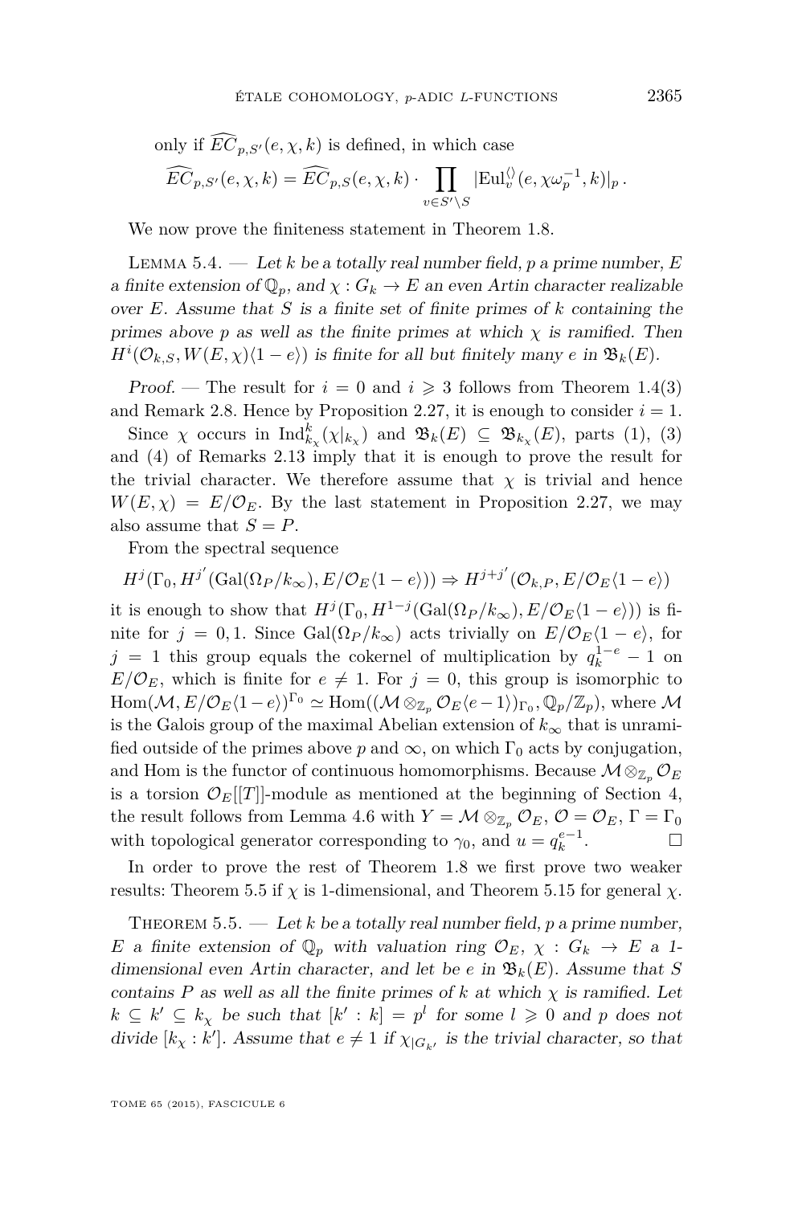only if $\widehat{EC}_{p,S'}(e,\chi,k)$ is defined, in which case

$$\widehat{EC}_{p,S'}(e,\chi,k) = \widehat{EC}_{p,S}(e,\chi,k) \cdot \prod_{v \in S' \setminus S} |\mathrm{Eul}_v^{\langle\rangle}(e, \chi\omega_p^{-1}, k)|_p\,.$$

We now prove the finiteness statement in Theorem 1.8.

Lemma 5.4. — *Let $k$ be a totally real number field, $p$ a prime number, $E$ a finite extension of $\mathbb{Q}_p$, and $\chi : G_k \to E$ an even Artin character realizable over $E$. Assume that $S$ is a finite set of finite primes of $k$ containing the primes above $p$ as well as the finite primes at which $\chi$ is ramified. Then $H^i(\mathcal{O}_{k,S}, W(E,\chi)\langle 1-e\rangle)$ is finite for all but finitely many $e$ in $\mathfrak{B}_k(E)$.*

*Proof.* — The result for $i = 0$ and $i \geqslant 3$ follows from Theorem 1.4(3) and Remark 2.8. Hence by Proposition 2.27, it is enough to consider $i = 1$.

Since $\chi$ occurs in $\mathrm{Ind}_{k_\chi}^k(\chi|_{k_\chi})$ and $\mathfrak{B}_k(E) \subseteq \mathfrak{B}_{k_\chi}(E)$, parts (1), (3) and (4) of Remarks 2.13 imply that it is enough to prove the result for the trivial character. We therefore assume that $\chi$ is trivial and hence $W(E,\chi) = E/\mathcal{O}_E$. By the last statement in Proposition 2.27, we may also assume that $S = P$.

From the spectral sequence

$$H^j(\Gamma_0, H^{j'}(\mathrm{Gal}(\Omega_P/k_\infty), E/\mathcal{O}_E\langle 1-e\rangle)) \Rightarrow H^{j+j'}(\mathcal{O}_{k,P}, E/\mathcal{O}_E\langle 1-e\rangle)$$

it is enough to show that $H^j(\Gamma_0, H^{1-j}(\mathrm{Gal}(\Omega_P/k_\infty), E/\mathcal{O}_E\langle 1-e\rangle))$ is finite for $j = 0, 1$. Since $\mathrm{Gal}(\Omega_P/k_\infty)$ acts trivially on $E/\mathcal{O}_E\langle 1-e\rangle$, for $j = 1$ this group equals the cokernel of multiplication by $q_k^{1-e} - 1$ on $E/\mathcal{O}_E$, which is finite for $e \neq 1$. For $j = 0$, this group is isomorphic to $\mathrm{Hom}(\mathcal{M}, E/\mathcal{O}_E\langle 1-e\rangle)^{\Gamma_0} \simeq \mathrm{Hom}((\mathcal{M} \otimes_{\mathbb{Z}_p} \mathcal{O}_E\langle e-1\rangle)_{\Gamma_0}, \mathbb{Q}_p/\mathbb{Z}_p)$, where $\mathcal{M}$ is the Galois group of the maximal Abelian extension of $k_\infty$ that is unramified outside of the primes above $p$ and $\infty$, on which $\Gamma_0$ acts by conjugation, and Hom is the functor of continuous homomorphisms. Because $\mathcal{M} \otimes_{\mathbb{Z}_p} \mathcal{O}_E$ is a torsion $\mathcal{O}_E[[T]]$-module as mentioned at the beginning of Section 4, the result follows from Lemma 4.6 with $Y = \mathcal{M} \otimes_{\mathbb{Z}_p} \mathcal{O}_E$, $\mathcal{O} = \mathcal{O}_E$, $\Gamma = \Gamma_0$ with topological generator corresponding to $\gamma_0$, and $u = q_k^{e-1}$. □

In order to prove the rest of Theorem 1.8 we first prove two weaker results: Theorem 5.5 if $\chi$ is 1-dimensional, and Theorem 5.15 for general $\chi$.

Theorem 5.5. — *Let $k$ be a totally real number field, $p$ a prime number, $E$ a finite extension of $\mathbb{Q}_p$ with valuation ring $\mathcal{O}_E$, $\chi : G_k \to E$ a 1-dimensional even Artin character, and let be $e$ in $\mathfrak{B}_k(E)$. Assume that $S$ contains $P$ as well as all the finite primes of $k$ at which $\chi$ is ramified. Let $k \subseteq k' \subseteq k_\chi$ be such that $[k' : k] = p^l$ for some $l \geqslant 0$ and $p$ does not divide $[k_\chi : k']$. Assume that $e \neq 1$ if $\chi_{|G_{k'}}$ is the trivial character, so that*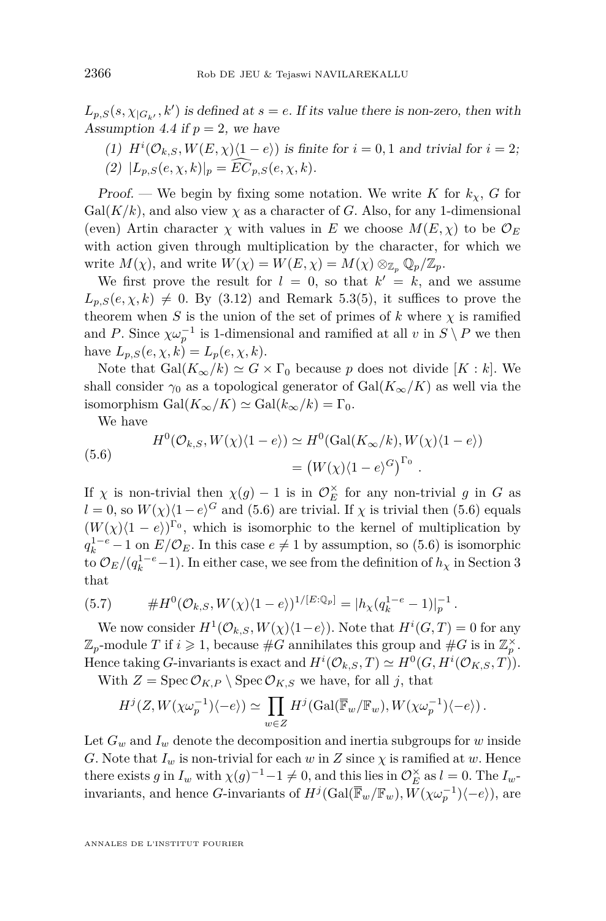$L_{p,S}(s,\chi_{|G_{k'}},k')$ *is defined at* $s=e$*. If its value there is non-zero, then with Assumption 4.4 if* $p=2$*, we have*

*(1)* $H^i(\mathcal{O}_{k,S}, W(E,\chi)\langle 1-e\rangle)$ *is finite for* $i=0,1$ *and trivial for* $i=2$*;*

*(2)* $|L_{p,S}(e,\chi,k)|_p = \widehat{EC}_{p,S}(e,\chi,k)$*.*

*Proof.* — We begin by fixing some notation. We write $K$ for $k_\chi$, $G$ for $\mathrm{Gal}(K/k)$, and also view $\chi$ as a character of $G$. Also, for any 1-dimensional (even) Artin character $\chi$ with values in $E$ we choose $M(E,\chi)$ to be $\mathcal{O}_E$ with action given through multiplication by the character, for which we write $M(\chi)$, and write $W(\chi) = W(E,\chi) = M(\chi)\otimes_{\mathbb{Z}_p}\mathbb{Q}_p/\mathbb{Z}_p$.

We first prove the result for $l=0$, so that $k'=k$, and we assume $L_{p,S}(e,\chi,k)\neq 0$. By (3.12) and Remark 5.3(5), it suffices to prove the theorem when $S$ is the union of the set of primes of $k$ where $\chi$ is ramified and $P$. Since $\chi\omega_p^{-1}$ is 1-dimensional and ramified at all $v$ in $S\setminus P$ we then have $L_{p,S}(e,\chi,k) = L_p(e,\chi,k)$.

Note that $\mathrm{Gal}(K_\infty/k)\simeq G\times\Gamma_0$ because $p$ does not divide $[K:k]$. We shall consider $\gamma_0$ as a topological generator of $\mathrm{Gal}(K_\infty/K)$ as well via the isomorphism $\mathrm{Gal}(K_\infty/K)\simeq \mathrm{Gal}(k_\infty/k)=\Gamma_0$.

We have

$$
\begin{aligned}
H^0(\mathcal{O}_{k,S}, W(\chi)\langle 1-e\rangle) &\simeq H^0(\mathrm{Gal}(K_\infty/k), W(\chi)\langle 1-e\rangle) \\
&= \left(W(\chi)\langle 1-e\rangle^G\right)^{\Gamma_0}.
\end{aligned}
\tag{5.6}
$$

If $\chi$ is non-trivial then $\chi(g)-1$ is in $\mathcal{O}_E^\times$ for any non-trivial $g$ in $G$ as $l=0$, so $W(\chi)\langle 1-e\rangle^G$ and (5.6) are trivial. If $\chi$ is trivial then (5.6) equals $(W(\chi)\langle 1-e\rangle)^{\Gamma_0}$, which is isomorphic to the kernel of multiplication by $q_k^{1-e}-1$ on $E/\mathcal{O}_E$. In this case $e\neq 1$ by assumption, so (5.6) is isomorphic to $\mathcal{O}_E/(q_k^{1-e}-1)$. In either case, we see from the definition of $h_\chi$ in Section 3 that

$$
\#H^0(\mathcal{O}_{k,S}, W(\chi)\langle 1-e\rangle)^{1/[E:\mathbb{Q}_p]} = |h_\chi(q_k^{1-e}-1)|_p^{-1}. \tag{5.7}
$$

We now consider $H^1(\mathcal{O}_{k,S}, W(\chi)\langle 1-e\rangle)$. Note that $H^i(G,T)=0$ for any $\mathbb{Z}_p$-module $T$ if $i\geqslant 1$, because $\#G$ annihilates this group and $\#G$ is in $\mathbb{Z}_p^\times$. Hence taking $G$-invariants is exact and $H^i(\mathcal{O}_{k,S},T)\simeq H^0(G,H^i(\mathcal{O}_{K,S},T))$.

With $Z=\mathrm{Spec}\,\mathcal{O}_{K,P}\setminus \mathrm{Spec}\,\mathcal{O}_{K,S}$ we have, for all $j$, that

$$
H^j(Z, W(\chi\omega_p^{-1})\langle -e\rangle) \simeq \prod_{w\in Z} H^j(\mathrm{Gal}(\overline{\mathbb{F}}_w/\mathbb{F}_w), W(\chi\omega_p^{-1})\langle -e\rangle).
$$

Let $G_w$ and $I_w$ denote the decomposition and inertia subgroups for $w$ inside $G$. Note that $I_w$ is non-trivial for each $w$ in $Z$ since $\chi$ is ramified at $w$. Hence there exists $g$ in $I_w$ with $\chi(g)^{-1}-1\neq 0$, and this lies in $\mathcal{O}_E^\times$ as $l=0$. The $I_w$-invariants, and hence $G$-invariants of $H^j(\mathrm{Gal}(\overline{\mathbb{F}}_w/\mathbb{F}_w), W(\chi\omega_p^{-1})\langle -e\rangle)$, are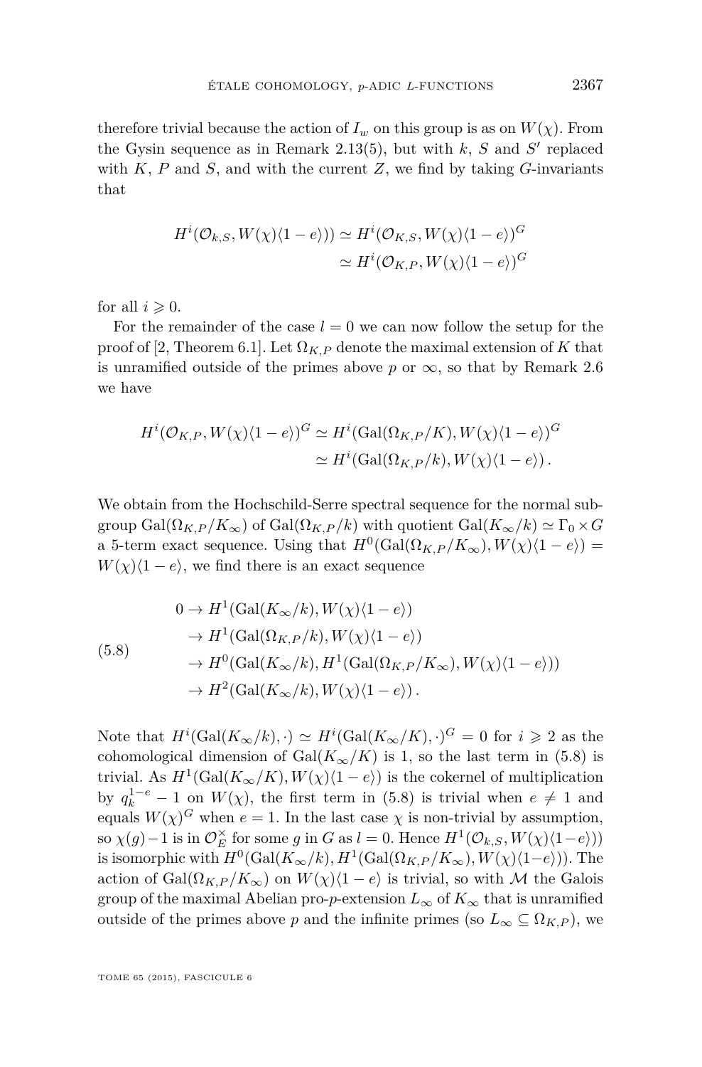therefore trivial because the action of $I_w$ on this group is as on $W(\chi)$. From the Gysin sequence as in Remark 2.13(5), but with $k$, $S$ and $S'$ replaced with $K$, $P$ and $S$, and with the current $Z$, we find by taking $G$-invariants that

$$
\begin{aligned}
H^i(\mathcal{O}_{k,S}, W(\chi)\langle 1-e\rangle)) &\simeq H^i(\mathcal{O}_{K,S}, W(\chi)\langle 1-e\rangle)^G \\
&\simeq H^i(\mathcal{O}_{K,P}, W(\chi)\langle 1-e\rangle)^G
\end{aligned}
$$

for all $i \geqslant 0$.

For the remainder of the case $l = 0$ we can now follow the setup for the proof of [2, Theorem 6.1]. Let $\Omega_{K,P}$ denote the maximal extension of $K$ that is unramified outside of the primes above $p$ or $\infty$, so that by Remark 2.6 we have

$$
\begin{aligned}
H^i(\mathcal{O}_{K,P}, W(\chi)\langle 1-e\rangle)^G &\simeq H^i(\mathrm{Gal}(\Omega_{K,P}/K), W(\chi)\langle 1-e\rangle)^G \\
&\simeq H^i(\mathrm{Gal}(\Omega_{K,P}/k), W(\chi)\langle 1-e\rangle)\,.
\end{aligned}
$$

We obtain from the Hochschild-Serre spectral sequence for the normal subgroup $\mathrm{Gal}(\Omega_{K,P}/K_\infty)$ of $\mathrm{Gal}(\Omega_{K,P}/k)$ with quotient $\mathrm{Gal}(K_\infty/k) \simeq \Gamma_0 \times G$ a 5-term exact sequence. Using that $H^0(\mathrm{Gal}(\Omega_{K,P}/K_\infty), W(\chi)\langle 1-e\rangle) = W(\chi)\langle 1-e\rangle$, we find there is an exact sequence

$$
\begin{aligned}
0 &\to H^1(\mathrm{Gal}(K_\infty/k), W(\chi)\langle 1-e\rangle) \\
&\to H^1(\mathrm{Gal}(\Omega_{K,P}/k), W(\chi)\langle 1-e\rangle) \\
&\to H^0(\mathrm{Gal}(K_\infty/k), H^1(\mathrm{Gal}(\Omega_{K,P}/K_\infty), W(\chi)\langle 1-e\rangle)) \\
&\to H^2(\mathrm{Gal}(K_\infty/k), W(\chi)\langle 1-e\rangle)\,.
\end{aligned}
\tag{5.8}
$$

Note that $H^i(\mathrm{Gal}(K_\infty/k), \cdot) \simeq H^i(\mathrm{Gal}(K_\infty/K), \cdot)^G = 0$ for $i \geqslant 2$ as the cohomological dimension of $\mathrm{Gal}(K_\infty/K)$ is 1, so the last term in (5.8) is trivial. As $H^1(\mathrm{Gal}(K_\infty/K), W(\chi)\langle 1-e\rangle)$ is the cokernel of multiplication by $q_k^{1-e} - 1$ on $W(\chi)$, the first term in (5.8) is trivial when $e \neq 1$ and equals $W(\chi)^G$ when $e = 1$. In the last case $\chi$ is non-trivial by assumption, so $\chi(g) - 1$ is in $\mathcal{O}_E^\times$ for some $g$ in $G$ as $l = 0$. Hence $H^1(\mathcal{O}_{k,S}, W(\chi)\langle 1-e\rangle))$ is isomorphic with $H^0(\mathrm{Gal}(K_\infty/k), H^1(\mathrm{Gal}(\Omega_{K,P}/K_\infty), W(\chi)\langle 1-e\rangle))$. The action of $\mathrm{Gal}(\Omega_{K,P}/K_\infty)$ on $W(\chi)\langle 1-e\rangle$ is trivial, so with $\mathcal{M}$ the Galois group of the maximal Abelian pro-$p$-extension $L_\infty$ of $K_\infty$ that is unramified outside of the primes above $p$ and the infinite primes (so $L_\infty \subseteq \Omega_{K,P}$), we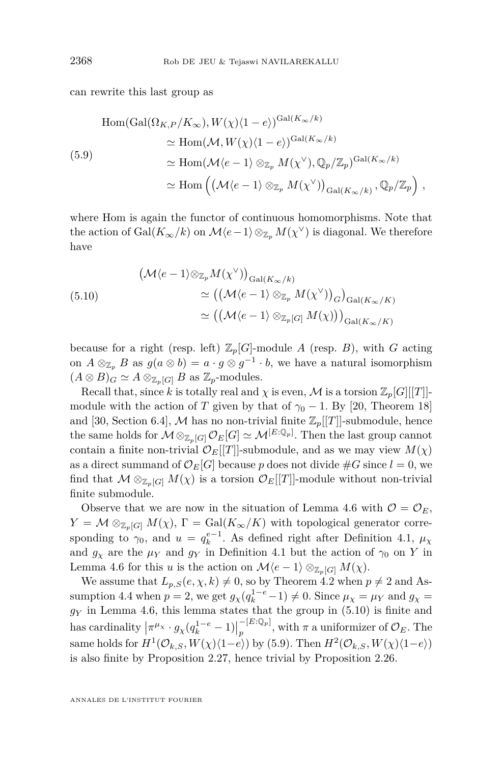can rewrite this last group as

$$
\begin{aligned}
(5.9)\qquad \operatorname{Hom}(\operatorname{Gal}(\Omega_{K,P}/K_\infty), W(\chi)\langle 1-e\rangle)^{\operatorname{Gal}(K_\infty/k)} &\simeq \operatorname{Hom}(\mathcal{M}, W(\chi)\langle 1-e\rangle)^{\operatorname{Gal}(K_\infty/k)} \\
&\simeq \operatorname{Hom}(\mathcal{M}\langle e-1\rangle \otimes_{\mathbb{Z}_p} M(\chi^\vee), \mathbb{Q}_p/\mathbb{Z}_p)^{\operatorname{Gal}(K_\infty/k)} \\
&\simeq \operatorname{Hom}\left( \left(\mathcal{M}\langle e-1\rangle \otimes_{\mathbb{Z}_p} M(\chi^\vee)\right)_{\operatorname{Gal}(K_\infty/k)}, \mathbb{Q}_p/\mathbb{Z}_p \right),
\end{aligned}
$$

where Hom is again the functor of continuous homomorphisms. Note that the action of $\operatorname{Gal}(K_\infty/k)$ on $\mathcal{M}\langle e-1\rangle \otimes_{\mathbb{Z}_p} M(\chi^\vee)$ is diagonal. We therefore have

$$
\begin{aligned}
(5.10)\qquad \left(\mathcal{M}\langle e-1\rangle \otimes_{\mathbb{Z}_p} M(\chi^\vee)\right)_{\operatorname{Gal}(K_\infty/k)} &\simeq \left( \left(\mathcal{M}\langle e-1\rangle \otimes_{\mathbb{Z}_p} M(\chi^\vee)\right)_G \right)_{\operatorname{Gal}(K_\infty/K)} \\
&\simeq \left( \left(\mathcal{M}\langle e-1\rangle \otimes_{\mathbb{Z}_p[G]} M(\chi)\right) \right)_{\operatorname{Gal}(K_\infty/K)}
\end{aligned}
$$

because for a right (resp. left) $\mathbb{Z}_p[G]$-module $A$ (resp. $B$), with $G$ acting on $A \otimes_{\mathbb{Z}_p} B$ as $g(a\otimes b) = a \cdot g \otimes g^{-1}\cdot b$, we have a natural isomorphism $(A\otimes B)_G \simeq A \otimes_{\mathbb{Z}_p[G]} B$ as $\mathbb{Z}_p$-modules.

Recall that, since $k$ is totally real and $\chi$ is even, $\mathcal{M}$ is a torsion $\mathbb{Z}_p[G][[T]]$-module with the action of $T$ given by that of $\gamma_0 - 1$. By [20, Theorem 18] and [30, Section 6.4], $\mathcal{M}$ has no non-trivial finite $\mathbb{Z}_p[[T]]$-submodule, hence the same holds for $\mathcal{M}\otimes_{\mathbb{Z}_p[G]} \mathcal{O}_E[G] \simeq \mathcal{M}^{[E:\mathbb{Q}_p]}$. Then the last group cannot contain a finite non-trivial $\mathcal{O}_E[[T]]$-submodule, and as we may view $M(\chi)$ as a direct summand of $\mathcal{O}_E[G]$ because $p$ does not divide $\#G$ since $l=0$, we find that $\mathcal{M}\otimes_{\mathbb{Z}_p[G]} M(\chi)$ is a torsion $\mathcal{O}_E[[T]]$-module without non-trivial finite submodule.

Observe that we are now in the situation of Lemma 4.6 with $\mathcal{O} = \mathcal{O}_E$, $Y = \mathcal{M}\otimes_{\mathbb{Z}_p[G]} M(\chi)$, $\Gamma = \operatorname{Gal}(K_\infty/K)$ with topological generator corresponding to $\gamma_0$, and $u = q_k^{e-1}$. As defined right after Definition 4.1, $\mu_\chi$ and $g_\chi$ are the $\mu_Y$ and $g_Y$ in Definition 4.1 but the action of $\gamma_0$ on $Y$ in Lemma 4.6 for this $u$ is the action on $\mathcal{M}\langle e-1\rangle \otimes_{\mathbb{Z}_p[G]} M(\chi)$.

We assume that $L_{p,S}(e,\chi,k) \neq 0$, so by Theorem 4.2 when $p\neq 2$ and Assumption 4.4 when $p=2$, we get $g_\chi(q_k^{1-e}-1)\neq 0$. Since $\mu_\chi = \mu_Y$ and $g_\chi = g_Y$ in Lemma 4.6, this lemma states that the group in (5.10) is finite and has cardinality $\left|\pi^{\mu_\chi}\cdot g_\chi(q_k^{1-e}-1)\right|_p^{-[E:\mathbb{Q}_p]}$, with $\pi$ a uniformizer of $\mathcal{O}_E$. The same holds for $H^1(\mathcal{O}_{k,S}, W(\chi)\langle 1-e\rangle)$ by (5.9). Then $H^2(\mathcal{O}_{k,S}, W(\chi)\langle 1-e\rangle)$ is also finite by Proposition 2.27, hence trivial by Proposition 2.26.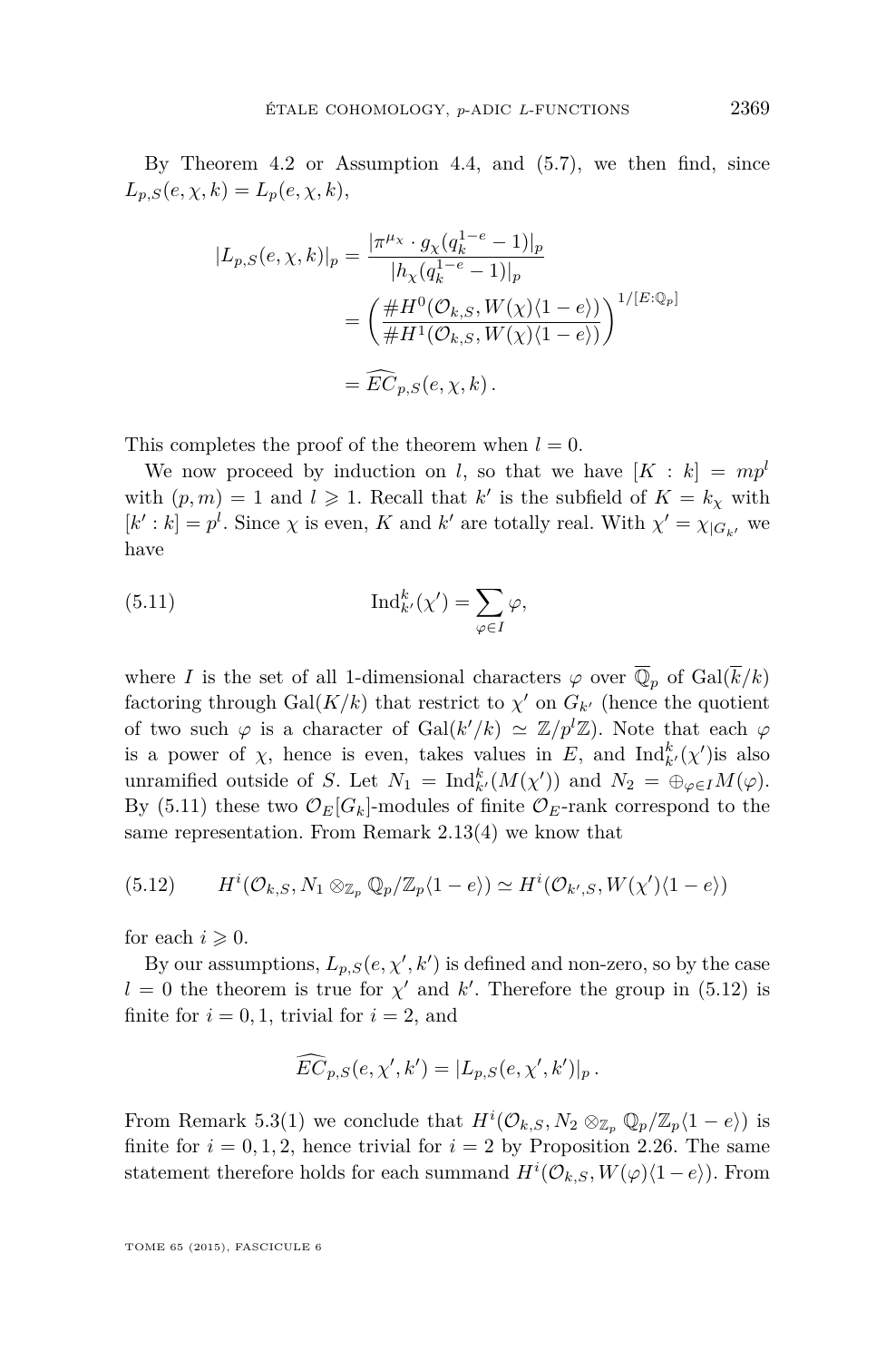By Theorem 4.2 or Assumption 4.4, and (5.7), we then find, since $L_{p,S}(e,\chi,k) = L_p(e,\chi,k)$,

$$
\begin{aligned}
|L_{p,S}(e,\chi,k)|_p &= \frac{|\pi^{\mu_\chi} \cdot g_\chi(q_k^{1-e}-1)|_p}{|h_\chi(q_k^{1-e}-1)|_p} \\
&= \left(\frac{\# H^0(\mathcal{O}_{k,S}, W(\chi)\langle 1-e\rangle)}{\# H^1(\mathcal{O}_{k,S}, W(\chi)\langle 1-e\rangle)}\right)^{1/[E:\mathbb{Q}_p]} \\
&= \widehat{EC}_{p,S}(e,\chi,k)\,.
\end{aligned}
$$

This completes the proof of the theorem when $l = 0$.

We now proceed by induction on $l$, so that we have $[K:k] = mp^l$ with $(p,m) = 1$ and $l \geqslant 1$. Recall that $k'$ is the subfield of $K = k_\chi$ with $[k':k] = p^l$. Since $\chi$ is even, $K$ and $k'$ are totally real. With $\chi' = \chi_{|G_{k'}}$ we have

$$
\operatorname{Ind}_{k'}^{k}(\chi') = \sum_{\varphi \in I} \varphi, \tag{5.11}
$$

where $I$ is the set of all 1-dimensional characters $\varphi$ over $\overline{\mathbb{Q}}_p$ of $\mathrm{Gal}(\overline{k}/k)$ factoring through $\mathrm{Gal}(K/k)$ that restrict to $\chi'$ on $G_{k'}$ (hence the quotient of two such $\varphi$ is a character of $\mathrm{Gal}(k'/k) \simeq \mathbb{Z}/p^l\mathbb{Z}$). Note that each $\varphi$ is a power of $\chi$, hence is even, takes values in $E$, and $\operatorname{Ind}_{k'}^{k}(\chi')$is also unramified outside of $S$. Let $N_1 = \operatorname{Ind}_{k'}^{k}(M(\chi'))$ and $N_2 = \oplus_{\varphi\in I} M(\varphi)$. By (5.11) these two $\mathcal{O}_E[G_k]$-modules of finite $\mathcal{O}_E$-rank correspond to the same representation. From Remark 2.13(4) we know that

$$
H^i(\mathcal{O}_{k,S}, N_1 \otimes_{\mathbb{Z}_p} \mathbb{Q}_p/\mathbb{Z}_p\langle 1-e\rangle) \simeq H^i(\mathcal{O}_{k',S}, W(\chi')\langle 1-e\rangle) \tag{5.12}
$$

for each $i \geqslant 0$.

By our assumptions, $L_{p,S}(e,\chi',k')$ is defined and non-zero, so by the case $l = 0$ the theorem is true for $\chi'$ and $k'$. Therefore the group in (5.12) is finite for $i = 0, 1$, trivial for $i = 2$, and

$$
\widehat{EC}_{p,S}(e,\chi',k') = |L_{p,S}(e,\chi',k')|_p\,.
$$

From Remark 5.3(1) we conclude that $H^i(\mathcal{O}_{k,S}, N_2 \otimes_{\mathbb{Z}_p} \mathbb{Q}_p/\mathbb{Z}_p\langle 1-e\rangle)$ is finite for $i = 0,1,2$, hence trivial for $i = 2$ by Proposition 2.26. The same statement therefore holds for each summand $H^i(\mathcal{O}_{k,S}, W(\varphi)\langle 1-e\rangle)$. From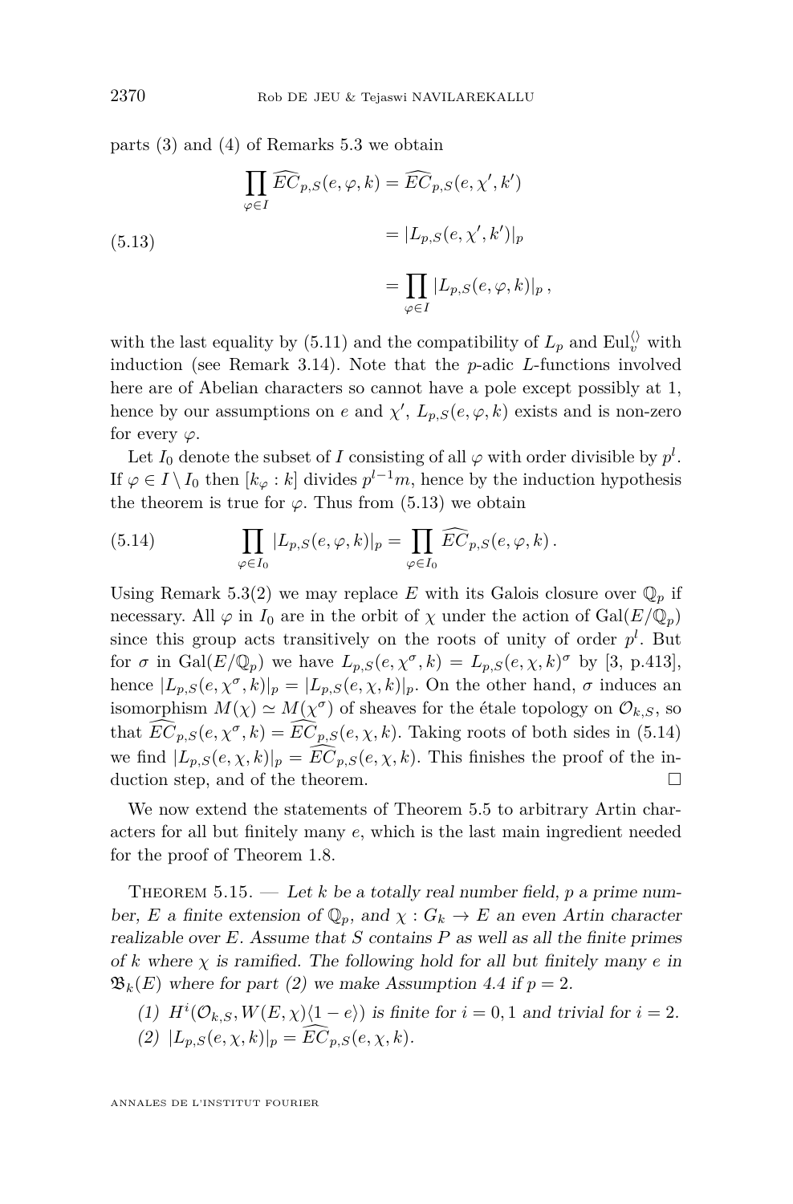parts (3) and (4) of Remarks 5.3 we obtain

$$
\begin{aligned}
\prod_{\varphi\in I} \widehat{EC}_{p,S}(e,\varphi,k) &= \widehat{EC}_{p,S}(e,\chi',k') \\
&= |L_{p,S}(e,\chi',k')|_p \qquad (5.13)\\
&= \prod_{\varphi\in I} |L_{p,S}(e,\varphi,k)|_p \,,
\end{aligned}
$$

with the last equality by (5.11) and the compatibility of $L_p$ and $\mathrm{Eul}_v^{\langle\rangle}$ with induction (see Remark 3.14). Note that the $p$-adic $L$-functions involved here are of Abelian characters so cannot have a pole except possibly at 1, hence by our assumptions on $e$ and $\chi'$, $L_{p,S}(e,\varphi,k)$ exists and is non-zero for every $\varphi$.

Let $I_0$ denote the subset of $I$ consisting of all $\varphi$ with order divisible by $p^l$. If $\varphi \in I\setminus I_0$ then $[k_\varphi : k]$ divides $p^{l-1}m$, hence by the induction hypothesis the theorem is true for $\varphi$. Thus from (5.13) we obtain

$$
\prod_{\varphi\in I_0} |L_{p,S}(e,\varphi,k)|_p = \prod_{\varphi\in I_0} \widehat{EC}_{p,S}(e,\varphi,k)\,. \qquad (5.14)
$$

Using Remark 5.3(2) we may replace $E$ with its Galois closure over $\mathbb{Q}_p$ if necessary. All $\varphi$ in $I_0$ are in the orbit of $\chi$ under the action of $\mathrm{Gal}(E/\mathbb{Q}_p)$ since this group acts transitively on the roots of unity of order $p^l$. But for $\sigma$ in $\mathrm{Gal}(E/\mathbb{Q}_p)$ we have $L_{p,S}(e,\chi^\sigma,k) = L_{p,S}(e,\chi,k)^\sigma$ by [3, p.413], hence $|L_{p,S}(e,\chi^\sigma,k)|_p = |L_{p,S}(e,\chi,k)|_p$. On the other hand, $\sigma$ induces an isomorphism $M(\chi)\simeq M(\chi^\sigma)$ of sheaves for the étale topology on $\mathcal{O}_{k,S}$, so that $\widehat{EC}_{p,S}(e,\chi^\sigma,k) = \widehat{EC}_{p,S}(e,\chi,k)$. Taking roots of both sides in (5.14) we find $|L_{p,S}(e,\chi,k)|_p = \widehat{EC}_{p,S}(e,\chi,k)$. This finishes the proof of the induction step, and of the theorem. $\square$

We now extend the statements of Theorem 5.5 to arbitrary Artin characters for all but finitely many $e$, which is the last main ingredient needed for the proof of Theorem 1.8.

Theorem 5.15. — *Let $k$ be a totally real number field, $p$ a prime number, $E$ a finite extension of $\mathbb{Q}_p$, and $\chi : G_k \to E$ an even Artin character realizable over $E$. Assume that $S$ contains $P$ as well as all the finite primes of $k$ where $\chi$ is ramified. The following hold for all but finitely many $e$ in $\mathfrak{B}_k(E)$ where for part (2) we make Assumption 4.4 if $p = 2$.*

1. *$H^i(\mathcal{O}_{k,S}, W(E,\chi)\langle 1-e\rangle)$ is finite for $i = 0,1$ and trivial for $i = 2$.*
2. *$|L_{p,S}(e,\chi,k)|_p = \widehat{EC}_{p,S}(e,\chi,k)$.*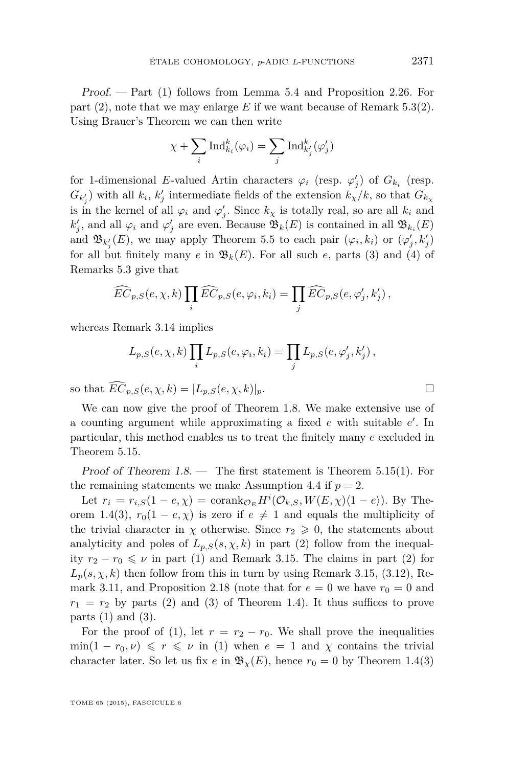*Proof.* — Part (1) follows from Lemma 5.4 and Proposition 2.26. For part (2), note that we may enlarge $E$ if we want because of Remark 5.3(2). Using Brauer's Theorem we can then write

$$\chi + \sum_i \mathrm{Ind}_{k_i}^k(\varphi_i) = \sum_j \mathrm{Ind}_{k'_j}^k(\varphi'_j)$$

for 1-dimensional $E$-valued Artin characters $\varphi_i$ (resp. $\varphi'_j$) of $G_{k_i}$ (resp. $G_{k'_j}$) with all $k_i$, $k'_j$ intermediate fields of the extension $k_\chi/k$, so that $G_{k_\chi}$ is in the kernel of all $\varphi_i$ and $\varphi'_j$. Since $k_\chi$ is totally real, so are all $k_i$ and $k'_j$, and all $\varphi_i$ and $\varphi'_j$ are even. Because $\mathfrak{B}_k(E)$ is contained in all $\mathfrak{B}_{k_i}(E)$ and $\mathfrak{B}_{k'_j}(E)$, we may apply Theorem 5.5 to each pair $(\varphi_i, k_i)$ or $(\varphi'_j, k'_j)$ for all but finitely many $e$ in $\mathfrak{B}_k(E)$. For all such $e$, parts (3) and (4) of Remarks 5.3 give that

$$\widehat{EC}_{p,S}(e,\chi,k)\prod_i \widehat{EC}_{p,S}(e,\varphi_i,k_i) = \prod_j \widehat{EC}_{p,S}(e,\varphi'_j,k'_j)\,,$$

whereas Remark 3.14 implies

$$L_{p,S}(e,\chi,k)\prod_i L_{p,S}(e,\varphi_i,k_i) = \prod_j L_{p,S}(e,\varphi'_j,k'_j)\,,$$

so that $\widehat{EC}_{p,S}(e,\chi,k) = |L_{p,S}(e,\chi,k)|_p$. $\square$

We can now give the proof of Theorem 1.8. We make extensive use of a counting argument while approximating a fixed $e$ with suitable $e'$. In particular, this method enables us to treat the finitely many $e$ excluded in Theorem 5.15.

*Proof of Theorem 1.8.* — The first statement is Theorem 5.15(1). For the remaining statements we make Assumption 4.4 if $p = 2$.

Let $r_i = r_{i,S}(1-e,\chi) = \mathrm{corank}_{\mathcal{O}_E} H^i(\mathcal{O}_{k,S}, W(E,\chi)\langle 1-e\rangle)$. By Theorem 1.4(3), $r_0(1-e,\chi)$ is zero if $e \neq 1$ and equals the multiplicity of the trivial character in $\chi$ otherwise. Since $r_2 \geqslant 0$, the statements about analyticity and poles of $L_{p,S}(s,\chi,k)$ in part (2) follow from the inequality $r_2 - r_0 \leqslant \nu$ in part (1) and Remark 3.15. The claims in part (2) for $L_p(s,\chi,k)$ then follow from this in turn by using Remark 3.15, (3.12), Remark 3.11, and Proposition 2.18 (note that for $e = 0$ we have $r_0 = 0$ and $r_1 = r_2$ by parts (2) and (3) of Theorem 1.4). It thus suffices to prove parts (1) and (3).

For the proof of (1), let $r = r_2 - r_0$. We shall prove the inequalities $\min(1 - r_0, \nu) \leqslant r \leqslant \nu$ in (1) when $e = 1$ and $\chi$ contains the trivial character later. So let us fix $e$ in $\mathfrak{B}_\chi(E)$, hence $r_0 = 0$ by Theorem 1.4(3)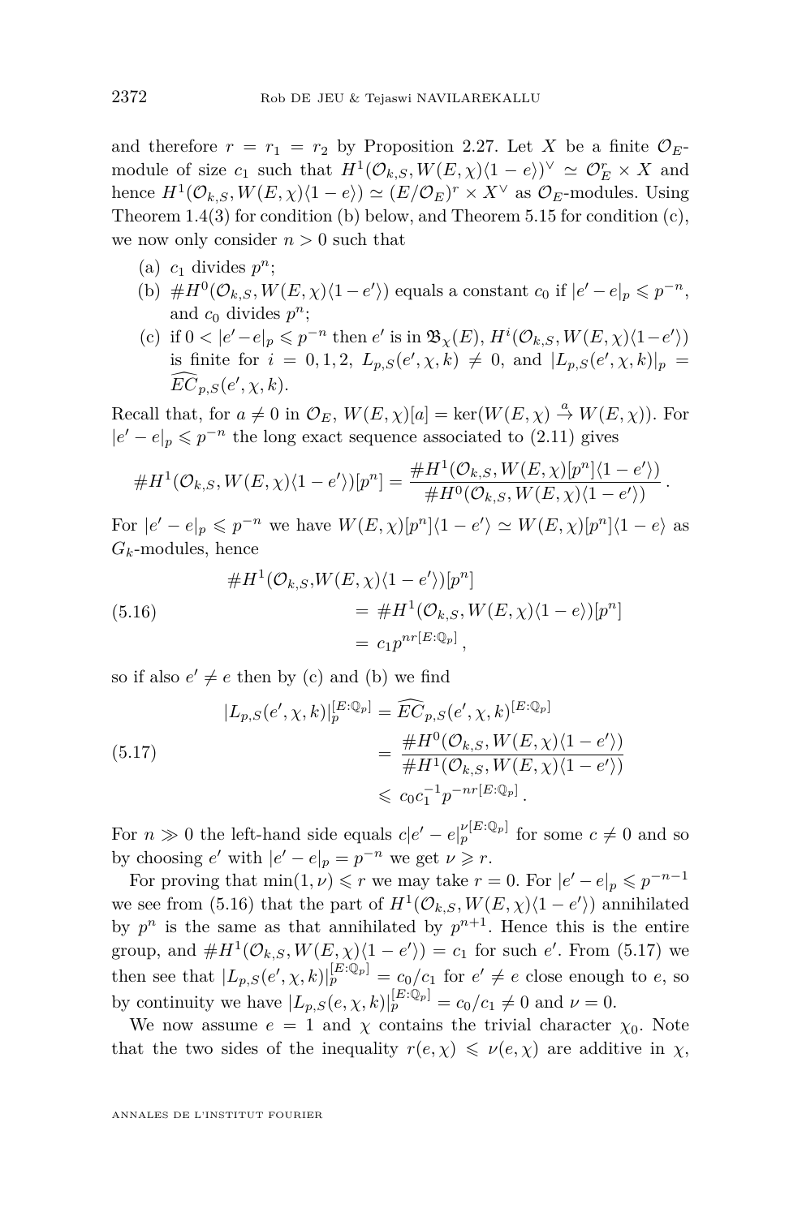and therefore $r = r_1 = r_2$ by Proposition 2.27. Let $X$ be a finite $\mathcal{O}_E$-module of size $c_1$ such that $H^1(\mathcal{O}_{k,S}, W(E,\chi)\langle 1-e\rangle)^\vee \simeq \mathcal{O}_E^r \times X$ and hence $H^1(\mathcal{O}_{k,S}, W(E,\chi)\langle 1-e\rangle) \simeq (E/\mathcal{O}_E)^r \times X^\vee$ as $\mathcal{O}_E$-modules. Using Theorem 1.4(3) for condition (b) below, and Theorem 5.15 for condition (c), we now only consider $n > 0$ such that

(a) $c_1$ divides $p^n$;

(b) $\# H^0(\mathcal{O}_{k,S}, W(E,\chi)\langle 1-e'\rangle)$ equals a constant $c_0$ if $|e'-e|_p \leqslant p^{-n}$, and $c_0$ divides $p^n$;

(c) if $0 < |e'-e|_p \leqslant p^{-n}$ then $e'$ is in $\mathfrak{B}_\chi(E)$, $H^i(\mathcal{O}_{k,S}, W(E,\chi)\langle 1-e'\rangle)$ is finite for $i = 0,1,2$, $L_{p,S}(e',\chi,k) \neq 0$, and $|L_{p,S}(e',\chi,k)|_p = \widehat{EC}_{p,S}(e',\chi,k)$.

Recall that, for $a \neq 0$ in $\mathcal{O}_E$, $W(E,\chi)[a] = \ker(W(E,\chi) \xrightarrow{a} W(E,\chi))$. For $|e'-e|_p \leqslant p^{-n}$ the long exact sequence associated to (2.11) gives

$$\# H^1(\mathcal{O}_{k,S}, W(E,\chi)\langle 1-e'\rangle)[p^n] = \frac{\# H^1(\mathcal{O}_{k,S}, W(E,\chi)[p^n]\langle 1-e'\rangle)}{\# H^0(\mathcal{O}_{k,S}, W(E,\chi)\langle 1-e'\rangle)}\,.$$

For $|e'-e|_p \leqslant p^{-n}$ we have $W(E,\chi)[p^n]\langle 1-e'\rangle \simeq W(E,\chi)[p^n]\langle 1-e\rangle$ as $G_k$-modules, hence

$$\begin{aligned}
\# H^1(\mathcal{O}_{k,S}, & W(E,\chi)\langle 1-e'\rangle)[p^n] \\
&= \# H^1(\mathcal{O}_{k,S}, W(E,\chi)\langle 1-e\rangle)[p^n] \\
&= c_1 p^{nr[E:\mathbb{Q}_p]}\,,
\end{aligned} \tag{5.16}$$

so if also $e' \neq e$ then by (c) and (b) we find

$$\begin{aligned}
|L_{p,S}(e',\chi,k)|_p^{[E:\mathbb{Q}_p]} &= \widehat{EC}_{p,S}(e',\chi,k)^{[E:\mathbb{Q}_p]} \\
&= \frac{\# H^0(\mathcal{O}_{k,S}, W(E,\chi)\langle 1-e'\rangle)}{\# H^1(\mathcal{O}_{k,S}, W(E,\chi)\langle 1-e'\rangle)} \\
&\leqslant c_0 c_1^{-1} p^{-nr[E:\mathbb{Q}_p]}\,.
\end{aligned} \tag{5.17}$$

For $n \gg 0$ the left-hand side equals $c|e'-e|_p^{\nu[E:\mathbb{Q}_p]}$ for some $c \neq 0$ and so by choosing $e'$ with $|e'-e|_p = p^{-n}$ we get $\nu \geqslant r$.

For proving that $\min(1,\nu) \leqslant r$ we may take $r = 0$. For $|e'-e|_p \leqslant p^{-n-1}$ we see from (5.16) that the part of $H^1(\mathcal{O}_{k,S}, W(E,\chi)\langle 1-e'\rangle)$ annihilated by $p^n$ is the same as that annihilated by $p^{n+1}$. Hence this is the entire group, and $\# H^1(\mathcal{O}_{k,S}, W(E,\chi)\langle 1-e'\rangle) = c_1$ for such $e'$. From (5.17) we then see that $|L_{p,S}(e',\chi,k)|_p^{[E:\mathbb{Q}_p]} = c_0/c_1$ for $e' \neq e$ close enough to $e$, so by continuity we have $|L_{p,S}(e,\chi,k)|_p^{[E:\mathbb{Q}_p]} = c_0/c_1 \neq 0$ and $\nu = 0$.

We now assume $e = 1$ and $\chi$ contains the trivial character $\chi_0$. Note that the two sides of the inequality $r(e,\chi) \leqslant \nu(e,\chi)$ are additive in $\chi$,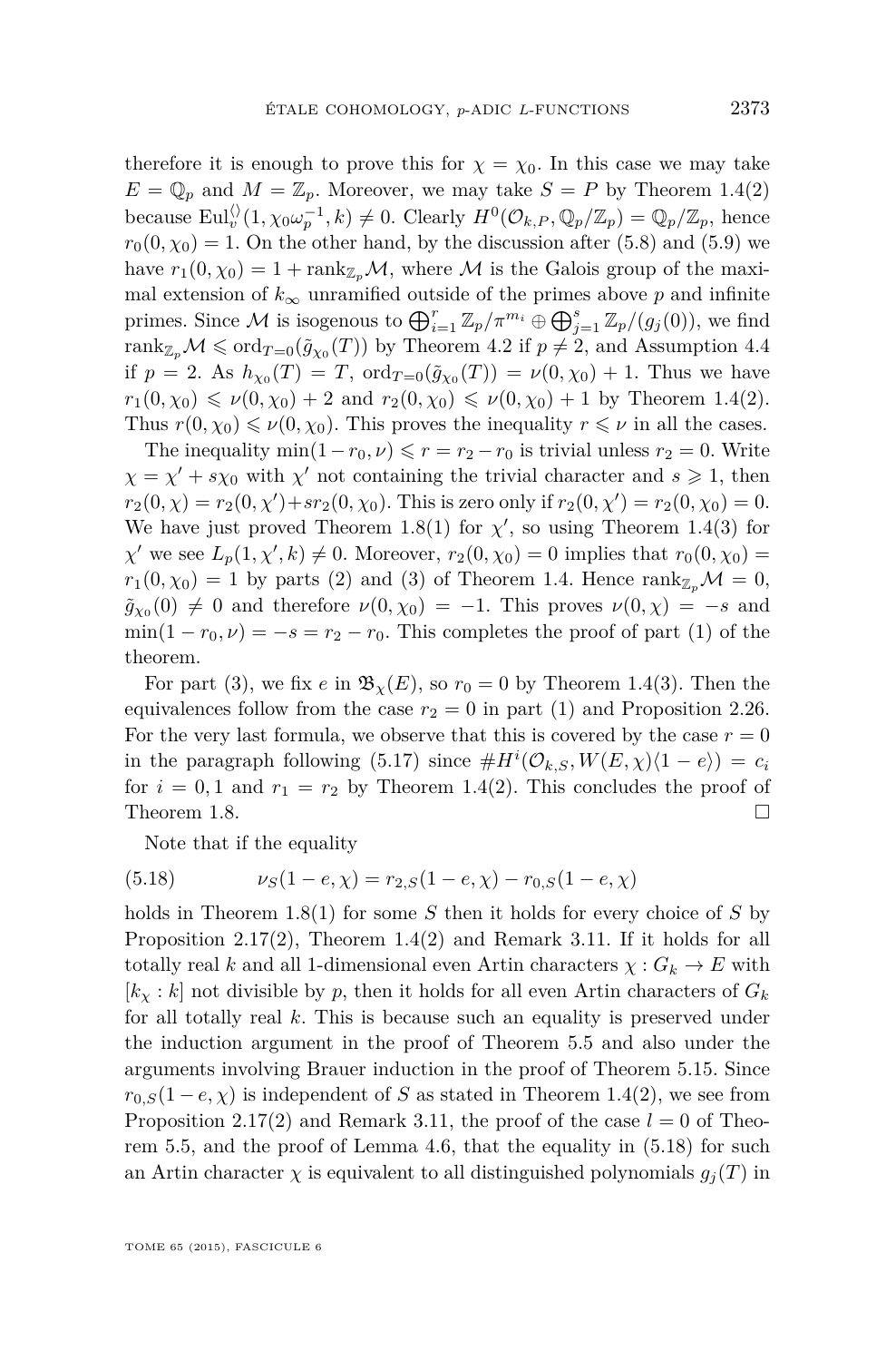therefore it is enough to prove this for $\chi = \chi_0$. In this case we may take $E = \mathbb{Q}_p$ and $M = \mathbb{Z}_p$. Moreover, we may take $S = P$ by Theorem 1.4(2) because $\mathrm{Eul}_v^{\langle\rangle}(1, \chi_0\omega_p^{-1}, k) \neq 0$. Clearly $H^0(\mathcal{O}_{k,P}, \mathbb{Q}_p/\mathbb{Z}_p) = \mathbb{Q}_p/\mathbb{Z}_p$, hence $r_0(0, \chi_0) = 1$. On the other hand, by the discussion after (5.8) and (5.9) we have $r_1(0, \chi_0) = 1 + \mathrm{rank}_{\mathbb{Z}_p}\mathcal{M}$, where $\mathcal{M}$ is the Galois group of the maximal extension of $k_\infty$ unramified outside of the primes above $p$ and infinite primes. Since $\mathcal{M}$ is isogenous to $\bigoplus_{i=1}^r \mathbb{Z}_p/\pi^{m_i} \oplus \bigoplus_{j=1}^s \mathbb{Z}_p/(g_j(0))$, we find $\mathrm{rank}_{\mathbb{Z}_p}\mathcal{M} \leqslant \mathrm{ord}_{T=0}(\tilde{g}_{\chi_0}(T))$ by Theorem 4.2 if $p \neq 2$, and Assumption 4.4 if $p = 2$. As $h_{\chi_0}(T) = T$, $\mathrm{ord}_{T=0}(\tilde{g}_{\chi_0}(T)) = \nu(0, \chi_0) + 1$. Thus we have $r_1(0, \chi_0) \leqslant \nu(0, \chi_0) + 2$ and $r_2(0, \chi_0) \leqslant \nu(0, \chi_0) + 1$ by Theorem 1.4(2). Thus $r(0, \chi_0) \leqslant \nu(0, \chi_0)$. This proves the inequality $r \leqslant \nu$ in all the cases.

The inequality $\min(1 - r_0, \nu) \leqslant r = r_2 - r_0$ is trivial unless $r_2 = 0$. Write $\chi = \chi' + s\chi_0$ with $\chi'$ not containing the trivial character and $s \geqslant 1$, then $r_2(0, \chi) = r_2(0, \chi') + s r_2(0, \chi_0)$. This is zero only if $r_2(0, \chi') = r_2(0, \chi_0) = 0$. We have just proved Theorem 1.8(1) for $\chi'$, so using Theorem 1.4(3) for $\chi'$ we see $L_p(1, \chi', k) \neq 0$. Moreover, $r_2(0, \chi_0) = 0$ implies that $r_0(0, \chi_0) = r_1(0, \chi_0) = 1$ by parts (2) and (3) of Theorem 1.4. Hence $\mathrm{rank}_{\mathbb{Z}_p}\mathcal{M} = 0$, $\tilde{g}_{\chi_0}(0) \neq 0$ and therefore $\nu(0, \chi_0) = -1$. This proves $\nu(0, \chi) = -s$ and $\min(1 - r_0, \nu) = -s = r_2 - r_0$. This completes the proof of part (1) of the theorem.

For part (3), we fix $e$ in $\mathfrak{B}_\chi(E)$, so $r_0 = 0$ by Theorem 1.4(3). Then the equivalences follow from the case $r_2 = 0$ in part (1) and Proposition 2.26. For the very last formula, we observe that this is covered by the case $r = 0$ in the paragraph following (5.17) since $\#H^i(\mathcal{O}_{k,S}, W(E, \chi)\langle 1 - e\rangle) = c_i$ for $i = 0, 1$ and $r_1 = r_2$ by Theorem 1.4(2). This concludes the proof of Theorem 1.8. □

Note that if the equality

$$\nu_S(1 - e, \chi) = r_{2,S}(1 - e, \chi) - r_{0,S}(1 - e, \chi) \tag{5.18}$$

holds in Theorem 1.8(1) for some $S$ then it holds for every choice of $S$ by Proposition 2.17(2), Theorem 1.4(2) and Remark 3.11. If it holds for all totally real $k$ and all 1-dimensional even Artin characters $\chi : G_k \to E$ with $[k_\chi : k]$ not divisible by $p$, then it holds for all even Artin characters of $G_k$ for all totally real $k$. This is because such an equality is preserved under the induction argument in the proof of Theorem 5.5 and also under the arguments involving Brauer induction in the proof of Theorem 5.15. Since $r_{0,S}(1 - e, \chi)$ is independent of $S$ as stated in Theorem 1.4(2), we see from Proposition 2.17(2) and Remark 3.11, the proof of the case $l = 0$ of Theorem 5.5, and the proof of Lemma 4.6, that the equality in (5.18) for such an Artin character $\chi$ is equivalent to all distinguished polynomials $g_j(T)$ in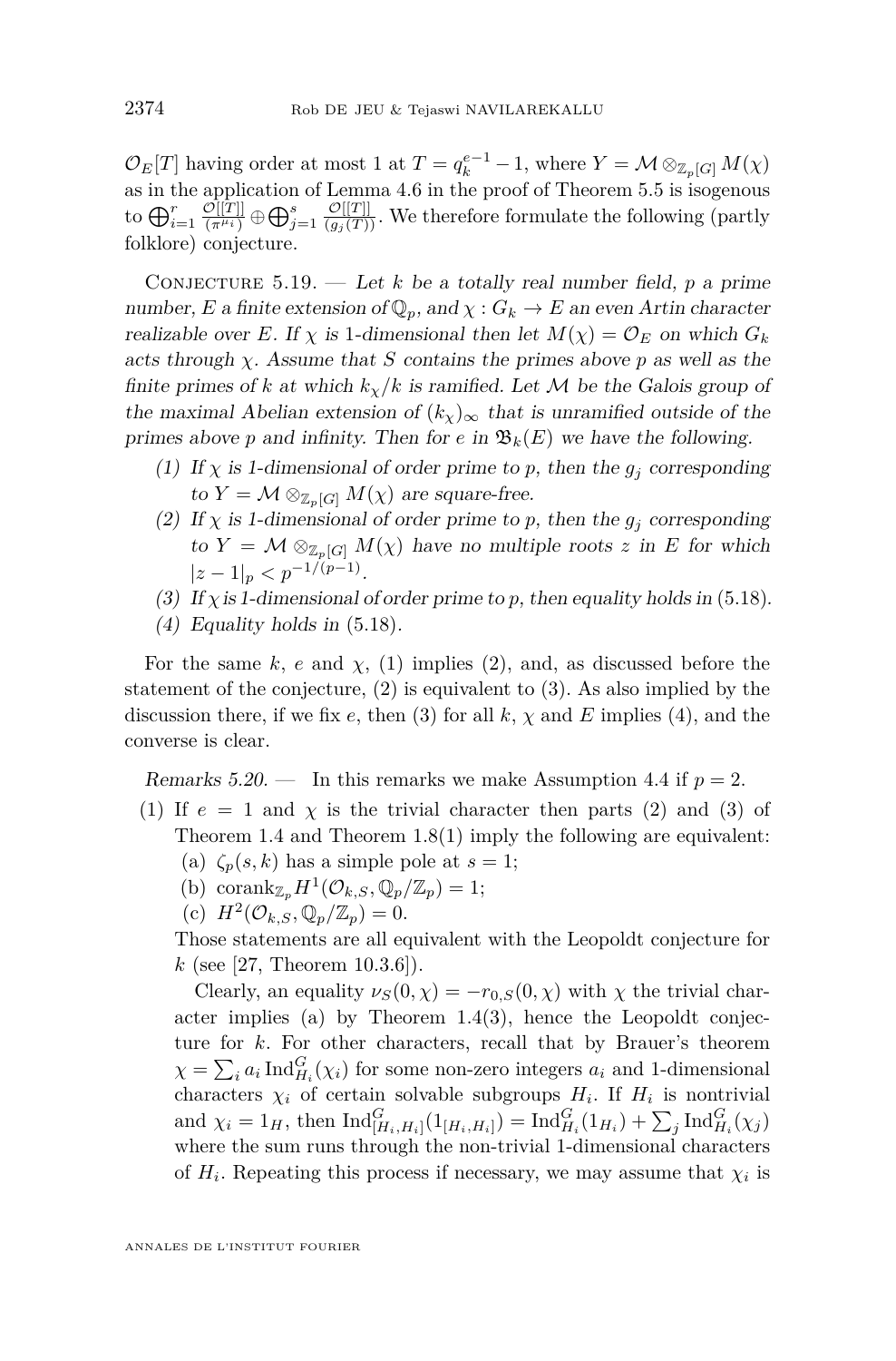$\mathcal{O}_E[T]$ having order at most 1 at $T = q_k^{e-1} - 1$, where $Y = \mathcal{M} \otimes_{\mathbb{Z}_p[G]} M(\chi)$ as in the application of Lemma 4.6 in the proof of Theorem 5.5 is isogenous to $\bigoplus_{i=1}^r \frac{\mathcal{O}[[T]]}{(\pi^{\mu_i})} \oplus \bigoplus_{j=1}^s \frac{\mathcal{O}[[T]]}{(g_j(T))}$. We therefore formulate the following (partly folklore) conjecture.

Conjecture 5.19. — *Let $k$ be a totally real number field, $p$ a prime number, $E$ a finite extension of $\mathbb{Q}_p$, and $\chi : G_k \to E$ an even Artin character realizable over $E$. If $\chi$ is 1-dimensional then let $M(\chi) = \mathcal{O}_E$ on which $G_k$ acts through $\chi$. Assume that $S$ contains the primes above $p$ as well as the finite primes of $k$ at which $k_\chi/k$ is ramified. Let $\mathcal{M}$ be the Galois group of the maximal Abelian extension of $(k_\chi)_\infty$ that is unramified outside of the primes above $p$ and infinity. Then for $e$ in $\mathfrak{B}_k(E)$ we have the following.*

1. *If $\chi$ is 1-dimensional of order prime to $p$, then the $g_j$ corresponding to $Y = \mathcal{M} \otimes_{\mathbb{Z}_p[G]} M(\chi)$ are square-free.*
2. *If $\chi$ is 1-dimensional of order prime to $p$, then the $g_j$ corresponding to $Y = \mathcal{M} \otimes_{\mathbb{Z}_p[G]} M(\chi)$ have no multiple roots $z$ in $E$ for which $|z-1|_p < p^{-1/(p-1)}$.*
3. *If $\chi$ is 1-dimensional of order prime to $p$, then equality holds in* (5.18).
4. *Equality holds in* (5.18).

For the same $k$, $e$ and $\chi$, (1) implies (2), and, as discussed before the statement of the conjecture, (2) is equivalent to (3). As also implied by the discussion there, if we fix $e$, then (3) for all $k$, $\chi$ and $E$ implies (4), and the converse is clear.

*Remarks 5.20.* — In this remarks we make Assumption 4.4 if $p = 2$.

(1) If $e = 1$ and $\chi$ is the trivial character then parts (2) and (3) of Theorem 1.4 and Theorem 1.8(1) imply the following are equivalent:
   (a) $\zeta_p(s, k)$ has a simple pole at $s = 1$;
   (b) $\operatorname{corank}_{\mathbb{Z}_p} H^1(\mathcal{O}_{k,S}, \mathbb{Q}_p/\mathbb{Z}_p) = 1$;
   (c) $H^2(\mathcal{O}_{k,S}, \mathbb{Q}_p/\mathbb{Z}_p) = 0$.

   Those statements are all equivalent with the Leopoldt conjecture for $k$ (see [27, Theorem 10.3.6]).

   Clearly, an equality $\nu_S(0, \chi) = -r_{0,S}(0, \chi)$ with $\chi$ the trivial character implies (a) by Theorem 1.4(3), hence the Leopoldt conjecture for $k$. For other characters, recall that by Brauer's theorem $\chi = \sum_i a_i \operatorname{Ind}_{H_i}^G(\chi_i)$ for some non-zero integers $a_i$ and 1-dimensional characters $\chi_i$ of certain solvable subgroups $H_i$. If $H_i$ is nontrivial and $\chi_i = 1_H$, then $\operatorname{Ind}_{[H_i,H_i]}^G(1_{[H_i,H_i]}) = \operatorname{Ind}_{H_i}^G(1_{H_i}) + \sum_j \operatorname{Ind}_{H_i}^G(\chi_j)$ where the sum runs through the non-trivial 1-dimensional characters of $H_i$. Repeating this process if necessary, we may assume that $\chi_i$ is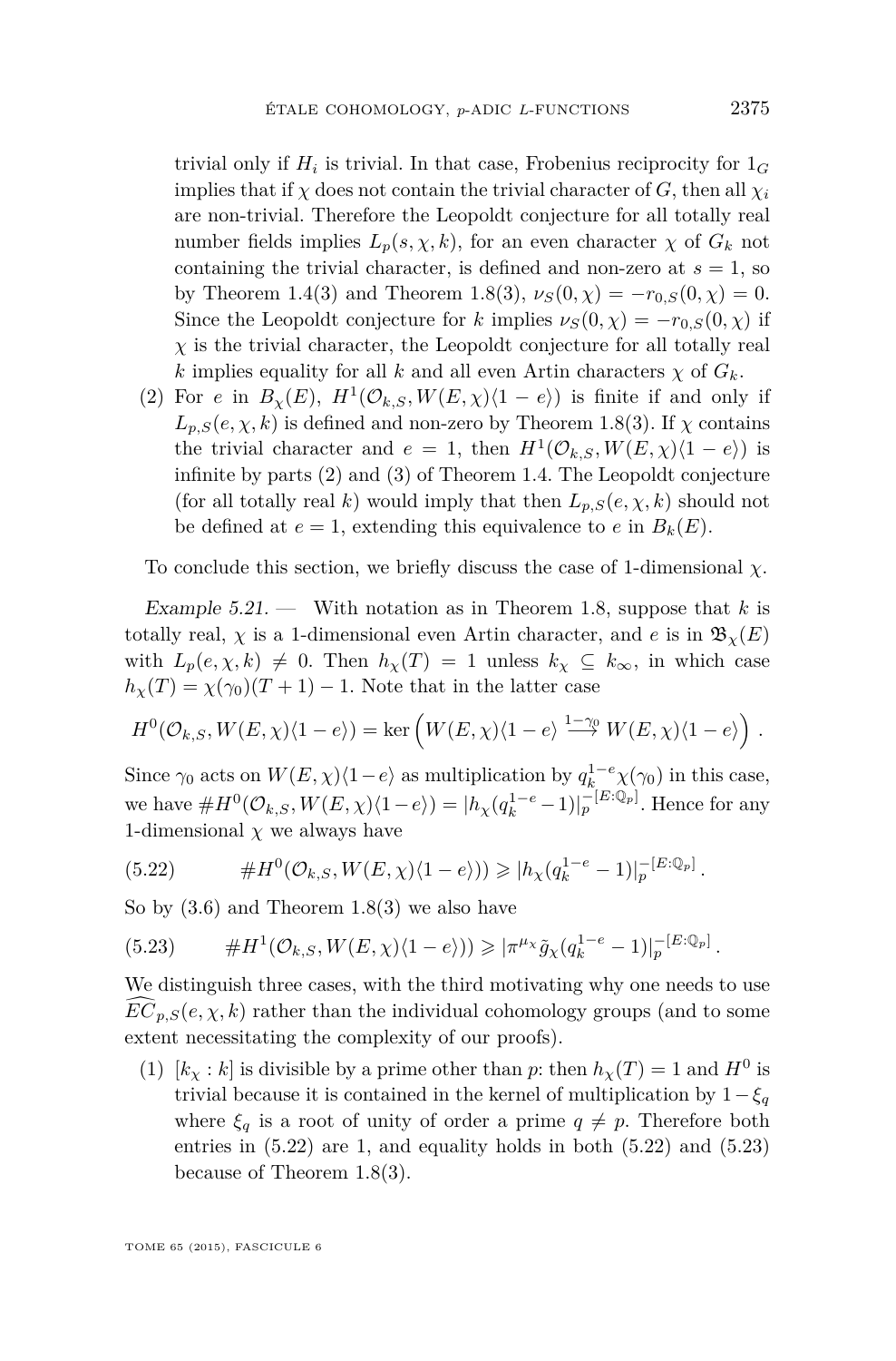trivial only if $H_i$ is trivial. In that case, Frobenius reciprocity for $1_G$ implies that if $\chi$ does not contain the trivial character of $G$, then all $\chi_i$ are non-trivial. Therefore the Leopoldt conjecture for all totally real number fields implies $L_p(s, \chi, k)$, for an even character $\chi$ of $G_k$ not containing the trivial character, is defined and non-zero at $s = 1$, so by Theorem 1.4(3) and Theorem 1.8(3), $\nu_S(0, \chi) = -r_{0,S}(0, \chi) = 0$. Since the Leopoldt conjecture for $k$ implies $\nu_S(0, \chi) = -r_{0,S}(0, \chi)$ if $\chi$ is the trivial character, the Leopoldt conjecture for all totally real $k$ implies equality for all $k$ and all even Artin characters $\chi$ of $G_k$.

(2) For $e$ in $B_\chi(E)$, $H^1(\mathcal{O}_{k,S}, W(E,\chi)\langle 1-e\rangle)$ is finite if and only if $L_{p,S}(e, \chi, k)$ is defined and non-zero by Theorem 1.8(3). If $\chi$ contains the trivial character and $e = 1$, then $H^1(\mathcal{O}_{k,S}, W(E,\chi)\langle 1-e\rangle)$ is infinite by parts (2) and (3) of Theorem 1.4. The Leopoldt conjecture (for all totally real $k$) would imply that then $L_{p,S}(e, \chi, k)$ should not be defined at $e = 1$, extending this equivalence to $e$ in $B_k(E)$.

To conclude this section, we briefly discuss the case of 1-dimensional $\chi$.

*Example 5.21.* — With notation as in Theorem 1.8, suppose that $k$ is totally real, $\chi$ is a 1-dimensional even Artin character, and $e$ is in $\mathfrak{B}_\chi(E)$ with $L_p(e, \chi, k) \neq 0$. Then $h_\chi(T) = 1$ unless $k_\chi \subseteq k_\infty$, in which case $h_\chi(T) = \chi(\gamma_0)(T+1) - 1$. Note that in the latter case

$$H^0(\mathcal{O}_{k,S}, W(E,\chi)\langle 1-e\rangle) = \ker\left(W(E,\chi)\langle 1-e\rangle \xrightarrow{1-\gamma_0} W(E,\chi)\langle 1-e\rangle\right).$$

Since $\gamma_0$ acts on $W(E,\chi)\langle 1-e\rangle$ as multiplication by $q_k^{1-e}\chi(\gamma_0)$ in this case, we have $\# H^0(\mathcal{O}_{k,S}, W(E,\chi)\langle 1-e\rangle) = |h_\chi(q_k^{1-e}-1)|_p^{-[E:\mathbb{Q}_p]}$. Hence for any 1-dimensional $\chi$ we always have

$$\# H^0(\mathcal{O}_{k,S}, W(E,\chi)\langle 1-e\rangle)) \geqslant |h_\chi(q_k^{1-e}-1)|_p^{-[E:\mathbb{Q}_p]}. \tag{5.22}$$

So by (3.6) and Theorem 1.8(3) we also have

$$\# H^1(\mathcal{O}_{k,S}, W(E,\chi)\langle 1-e\rangle)) \geqslant |\pi^{\mu_\chi}\tilde{g}_\chi(q_k^{1-e}-1)|_p^{-[E:\mathbb{Q}_p]}. \tag{5.23}$$

We distinguish three cases, with the third motivating why one needs to use $\widehat{EC}_{p,S}(e,\chi,k)$ rather than the individual cohomology groups (and to some extent necessitating the complexity of our proofs).

(1) $[k_\chi : k]$ is divisible by a prime other than $p$: then $h_\chi(T) = 1$ and $H^0$ is trivial because it is contained in the kernel of multiplication by $1-\xi_q$ where $\xi_q$ is a root of unity of order a prime $q \neq p$. Therefore both entries in (5.22) are 1, and equality holds in both (5.22) and (5.23) because of Theorem 1.8(3).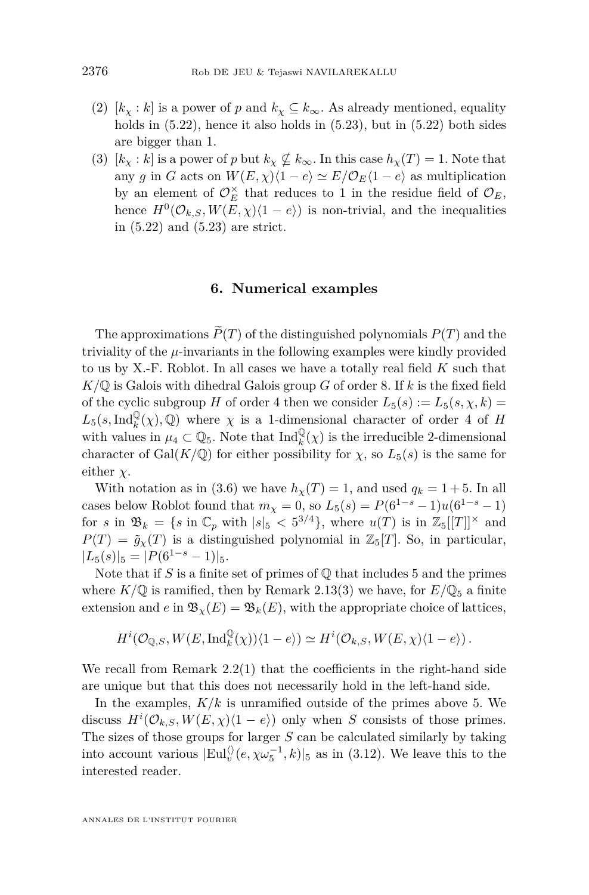(2) $[k_\chi : k]$ is a power of $p$ and $k_\chi \subseteq k_\infty$. As already mentioned, equality holds in (5.22), hence it also holds in (5.23), but in (5.22) both sides are bigger than 1.

(3) $[k_\chi : k]$ is a power of $p$ but $k_\chi \nsubseteq k_\infty$. In this case $h_\chi(T) = 1$. Note that any $g$ in $G$ acts on $W(E,\chi)\langle 1-e\rangle \simeq E/\mathcal{O}_E\langle 1-e\rangle$ as multiplication by an element of $\mathcal{O}_E^\times$ that reduces to 1 in the residue field of $\mathcal{O}_E$, hence $H^0(\mathcal{O}_{k,S}, W(E,\chi)\langle 1-e\rangle)$ is non-trivial, and the inequalities in (5.22) and (5.23) are strict.

## 6. Numerical examples

The approximations $\widetilde{P}(T)$ of the distinguished polynomials $P(T)$ and the triviality of the $\mu$-invariants in the following examples were kindly provided to us by X.-F. Roblot. In all cases we have a totally real field $K$ such that $K/\mathbb{Q}$ is Galois with dihedral Galois group $G$ of order 8. If $k$ is the fixed field of the cyclic subgroup $H$ of order 4 then we consider $L_5(s) := L_5(s,\chi,k) = L_5(s, \mathrm{Ind}_k^{\mathbb{Q}}(\chi), \mathbb{Q})$ where $\chi$ is a 1-dimensional character of order 4 of $H$ with values in $\mu_4 \subset \mathbb{Q}_5$. Note that $\mathrm{Ind}_k^{\mathbb{Q}}(\chi)$ is the irreducible 2-dimensional character of $\mathrm{Gal}(K/\mathbb{Q})$ for either possibility for $\chi$, so $L_5(s)$ is the same for either $\chi$.

With notation as in (3.6) we have $h_\chi(T) = 1$, and used $q_k = 1+5$. In all cases below Roblot found that $m_\chi = 0$, so $L_5(s) = P(6^{1-s}-1)u(6^{1-s}-1)$ for $s$ in $\mathfrak{B}_k = \{s \text{ in } \mathbb{C}_p \text{ with } |s|_5 < 5^{3/4}\}$, where $u(T)$ is in $\mathbb{Z}_5[[T]]^\times$ and $P(T) = \tilde{g}_\chi(T)$ is a distinguished polynomial in $\mathbb{Z}_5[T]$. So, in particular, $|L_5(s)|_5 = |P(6^{1-s}-1)|_5$.

Note that if $S$ is a finite set of primes of $\mathbb{Q}$ that includes 5 and the primes where $K/\mathbb{Q}$ is ramified, then by Remark 2.13(3) we have, for $E/\mathbb{Q}_5$ a finite extension and $e$ in $\mathfrak{B}_\chi(E) = \mathfrak{B}_k(E)$, with the appropriate choice of lattices,

$$H^i(\mathcal{O}_{\mathbb{Q},S}, W(E, \mathrm{Ind}_k^{\mathbb{Q}}(\chi))\langle 1-e\rangle) \simeq H^i(\mathcal{O}_{k,S}, W(E,\chi)\langle 1-e\rangle)\,.$$

We recall from Remark 2.2(1) that the coefficients in the right-hand side are unique but that this does not necessarily hold in the left-hand side.

In the examples, $K/k$ is unramified outside of the primes above 5. We discuss $H^i(\mathcal{O}_{k,S}, W(E,\chi)\langle 1-e\rangle)$ only when $S$ consists of those primes. The sizes of those groups for larger $S$ can be calculated similarly by taking into account various $|\mathrm{Eul}_v^{\langle\rangle}(e, \chi\omega_5^{-1}, k)|_5$ as in (3.12). We leave this to the interested reader.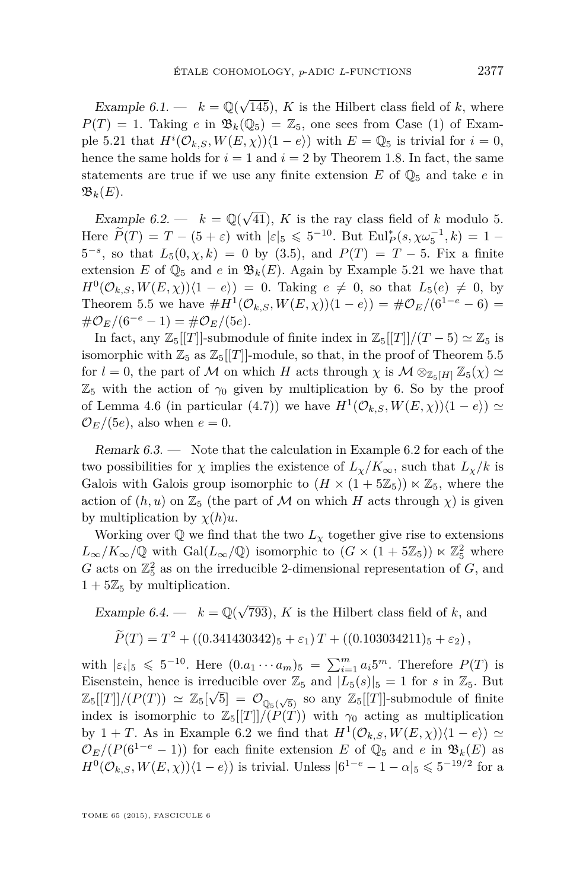*Example 6.1.* — $k = \mathbb{Q}(\sqrt{145})$, $K$ is the Hilbert class field of $k$, where $P(T) = 1$. Taking $e$ in $\mathfrak{B}_k(\mathbb{Q}_5) = \mathbb{Z}_5$, one sees from Case (1) of Example 5.21 that $H^i(\mathcal{O}_{k,S}, W(E,\chi))\langle 1-e\rangle$ with $E = \mathbb{Q}_5$ is trivial for $i = 0$, hence the same holds for $i = 1$ and $i = 2$ by Theorem 1.8. In fact, the same statements are true if we use any finite extension $E$ of $\mathbb{Q}_5$ and take $e$ in $\mathfrak{B}_k(E)$.

*Example 6.2.* — $k = \mathbb{Q}(\sqrt{41})$, $K$ is the ray class field of $k$ modulo 5. Here $\widetilde{P}(T) = T - (5+\varepsilon)$ with $|\varepsilon|_5 \leqslant 5^{-10}$. But $\mathrm{Eul}_P^*(s, \chi\omega_5^{-1}, k) = 1 - 5^{-s}$, so that $L_5(0, \chi, k) = 0$ by (3.5), and $P(T) = T - 5$. Fix a finite extension $E$ of $\mathbb{Q}_5$ and $e$ in $\mathfrak{B}_k(E)$. Again by Example 5.21 we have that $H^0(\mathcal{O}_{k,S}, W(E,\chi))\langle 1-e\rangle) = 0$. Taking $e \neq 0$, so that $L_5(e) \neq 0$, by Theorem 5.5 we have $\#H^1(\mathcal{O}_{k,S}, W(E,\chi))\langle 1-e\rangle) = \#\mathcal{O}_E/(6^{1-e} - 6) = \#\mathcal{O}_E/(6^{-e} - 1) = \#\mathcal{O}_E/(5e)$.

In fact, any $\mathbb{Z}_5[[T]]$-submodule of finite index in $\mathbb{Z}_5[[T]]/(T-5) \simeq \mathbb{Z}_5$ is isomorphic with $\mathbb{Z}_5$ as $\mathbb{Z}_5[[T]]$-module, so that, in the proof of Theorem 5.5 for $l = 0$, the part of $\mathcal{M}$ on which $H$ acts through $\chi$ is $\mathcal{M} \otimes_{\mathbb{Z}_5[H]} \mathbb{Z}_5(\chi) \simeq \mathbb{Z}_5$ with the action of $\gamma_0$ given by multiplication by 6. So by the proof of Lemma 4.6 (in particular (4.7)) we have $H^1(\mathcal{O}_{k,S}, W(E,\chi))\langle 1-e\rangle) \simeq \mathcal{O}_E/(5e)$, also when $e = 0$.

*Remark 6.3.* — Note that the calculation in Example 6.2 for each of the two possibilities for $\chi$ implies the existence of $L_\chi/K_\infty$, such that $L_\chi/k$ is Galois with Galois group isomorphic to $(H \times (1+5\mathbb{Z}_5)) \ltimes \mathbb{Z}_5$, where the action of $(h,u)$ on $\mathbb{Z}_5$ (the part of $\mathcal{M}$ on which $H$ acts through $\chi$) is given by multiplication by $\chi(h)u$.

Working over $\mathbb{Q}$ we find that the two $L_\chi$ together give rise to extensions $L_\infty/K_\infty/\mathbb{Q}$ with $\mathrm{Gal}(L_\infty/\mathbb{Q})$ isomorphic to $(G \times (1+5\mathbb{Z}_5)) \ltimes \mathbb{Z}_5^2$ where $G$ acts on $\mathbb{Z}_5^2$ as on the irreducible 2-dimensional representation of $G$, and $1 + 5\mathbb{Z}_5$ by multiplication.

*Example 6.4.* — $k = \mathbb{Q}(\sqrt{793})$, $K$ is the Hilbert class field of $k$, and

$$\widetilde{P}(T) = T^2 + ((0.341430342)_5 + \varepsilon_1)\, T + ((0.103034211)_5 + \varepsilon_2),$$

with $|\varepsilon_i|_5 \leqslant 5^{-10}$. Here $(0.a_1 \cdots a_m)_5 = \sum_{i=1}^m a_i 5^m$. Therefore $P(T)$ is Eisenstein, hence is irreducible over $\mathbb{Z}_5$ and $|L_5(s)|_5 = 1$ for $s$ in $\mathbb{Z}_5$. But $\mathbb{Z}_5[[T]]/(P(T)) \simeq \mathbb{Z}_5[\sqrt{5}] = \mathcal{O}_{\mathbb{Q}_5(\sqrt{5})}$ so any $\mathbb{Z}_5[[T]]$-submodule of finite index is isomorphic to $\mathbb{Z}_5[[T]]/(P(T))$ with $\gamma_0$ acting as multiplication by $1+T$. As in Example 6.2 we find that $H^1(\mathcal{O}_{k,S}, W(E,\chi))\langle 1-e\rangle) \simeq \mathcal{O}_E/(P(6^{1-e} - 1))$ for each finite extension $E$ of $\mathbb{Q}_5$ and $e$ in $\mathfrak{B}_k(E)$ as $H^0(\mathcal{O}_{k,S}, W(E,\chi))\langle 1-e\rangle)$ is trivial. Unless $|6^{1-e} - 1 - \alpha|_5 \leqslant 5^{-19/2}$ for a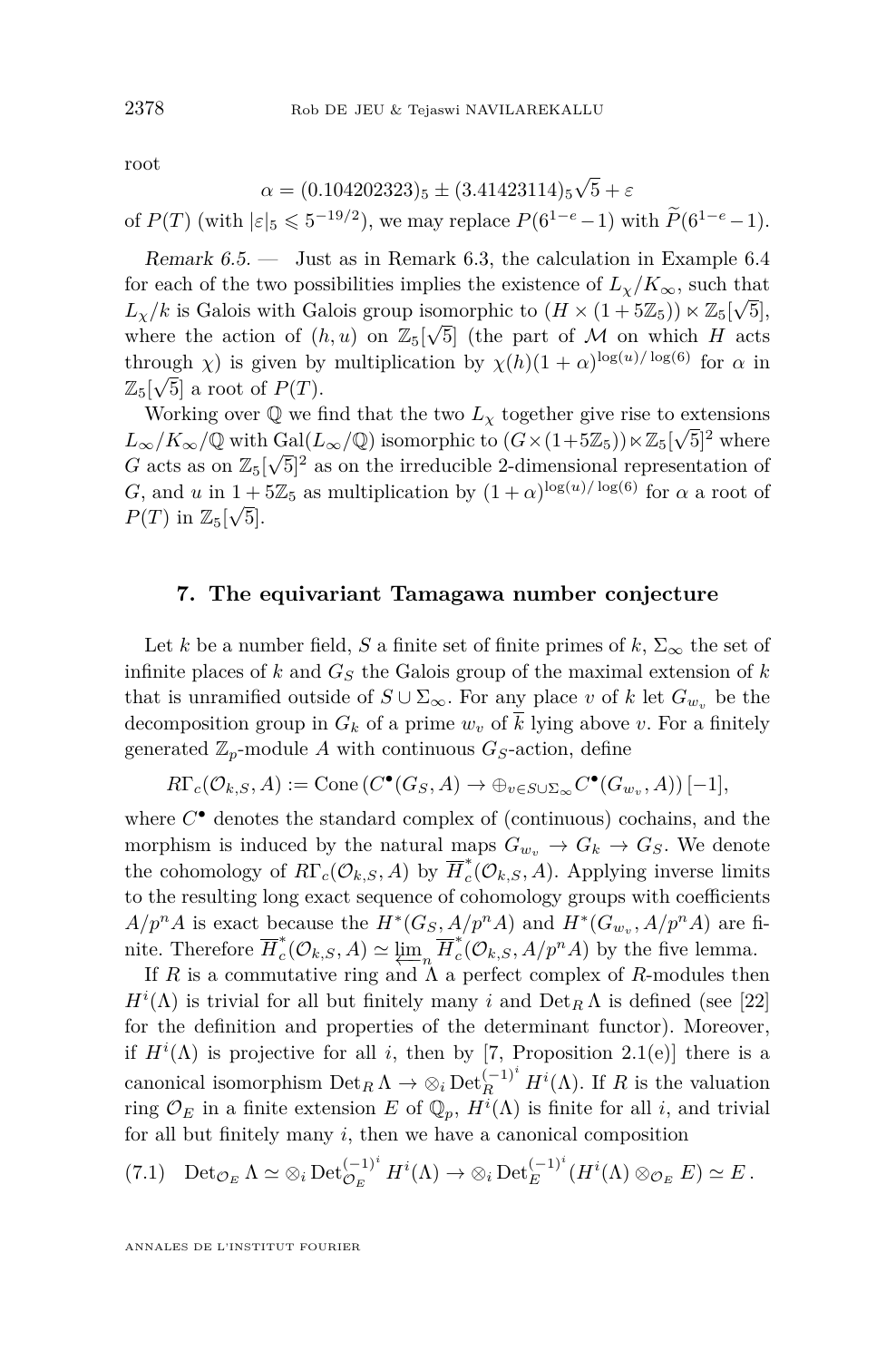root

$$\alpha = (0.104202323)_5 \pm (3.41423114)_5\sqrt{5} + \varepsilon$$

of $P(T)$ (with $|\varepsilon|_5 \leqslant 5^{-19/2}$), we may replace $P(6^{1-e}-1)$ with $\widetilde{P}(6^{1-e}-1)$.

*Remark 6.5.* — Just as in Remark 6.3, the calculation in Example 6.4 for each of the two possibilities implies the existence of $L_\chi/K_\infty$, such that $L_\chi/k$ is Galois with Galois group isomorphic to $(H \times (1+5\mathbb{Z}_5)) \ltimes \mathbb{Z}_5[\sqrt{5}]$, where the action of $(h,u)$ on $\mathbb{Z}_5[\sqrt{5}]$ (the part of $\mathcal{M}$ on which $H$ acts through $\chi$) is given by multiplication by $\chi(h)(1+\alpha)^{\log(u)/\log(6)}$ for $\alpha$ in $\mathbb{Z}_5[\sqrt{5}]$ a root of $P(T)$.

Working over $\mathbb{Q}$ we find that the two $L_\chi$ together give rise to extensions $L_\infty/K_\infty/\mathbb{Q}$ with $\mathrm{Gal}(L_\infty/\mathbb{Q})$ isomorphic to $(G\times(1+5\mathbb{Z}_5))\ltimes\mathbb{Z}_5[\sqrt{5}]^2$ where $G$ acts as on $\mathbb{Z}_5[\sqrt{5}]^2$ as on the irreducible 2-dimensional representation of $G$, and $u$ in $1+5\mathbb{Z}_5$ as multiplication by $(1+\alpha)^{\log(u)/\log(6)}$ for $\alpha$ a root of $P(T)$ in $\mathbb{Z}_5[\sqrt{5}]$.

## 7. The equivariant Tamagawa number conjecture

Let $k$ be a number field, $S$ a finite set of finite primes of $k$, $\Sigma_\infty$ the set of infinite places of $k$ and $G_S$ the Galois group of the maximal extension of $k$ that is unramified outside of $S\cup\Sigma_\infty$. For any place $v$ of $k$ let $G_{w_v}$ be the decomposition group in $G_k$ of a prime $w_v$ of $\overline{k}$ lying above $v$. For a finitely generated $\mathbb{Z}_p$-module $A$ with continuous $G_S$-action, define

$$R\Gamma_c(\mathcal{O}_{k,S},A) := \mathrm{Cone}\,(C^\bullet(G_S,A)\to\oplus_{v\in S\cup\Sigma_\infty}C^\bullet(G_{w_v},A))\,[-1],$$

where $C^\bullet$ denotes the standard complex of (continuous) cochains, and the morphism is induced by the natural maps $G_{w_v}\to G_k\to G_S$. We denote the cohomology of $R\Gamma_c(\mathcal{O}_{k,S},A)$ by $\overline{H}^*_c(\mathcal{O}_{k,S},A)$. Applying inverse limits to the resulting long exact sequence of cohomology groups with coefficients $A/p^nA$ is exact because the $H^*(G_S,A/p^nA)$ and $H^*(G_{w_v},A/p^nA)$ are finite. Therefore $\overline{H}^*_c(\mathcal{O}_{k,S},A)\simeq\varprojlim_n\overline{H}^*_c(\mathcal{O}_{k,S},A/p^nA)$ by the five lemma.

If $R$ is a commutative ring and $\Lambda$ a perfect complex of $R$-modules then $H^i(\Lambda)$ is trivial for all but finitely many $i$ and $\mathrm{Det}_R\Lambda$ is defined (see [22] for the definition and properties of the determinant functor). Moreover, if $H^i(\Lambda)$ is projective for all $i$, then by [7, Proposition 2.1(e)] there is a canonical isomorphism $\mathrm{Det}_R\Lambda\to\otimes_i\mathrm{Det}_R^{(-1)^i}H^i(\Lambda)$. If $R$ is the valuation ring $\mathcal{O}_E$ in a finite extension $E$ of $\mathbb{Q}_p$, $H^i(\Lambda)$ is finite for all $i$, and trivial for all but finitely many $i$, then we have a canonical composition

$$\mathrm{Det}_{\mathcal{O}_E}\Lambda\simeq\otimes_i\mathrm{Det}_{\mathcal{O}_E}^{(-1)^i}H^i(\Lambda)\to\otimes_i\mathrm{Det}_E^{(-1)^i}(H^i(\Lambda)\otimes_{\mathcal{O}_E}E)\simeq E\,. \tag{7.1}$$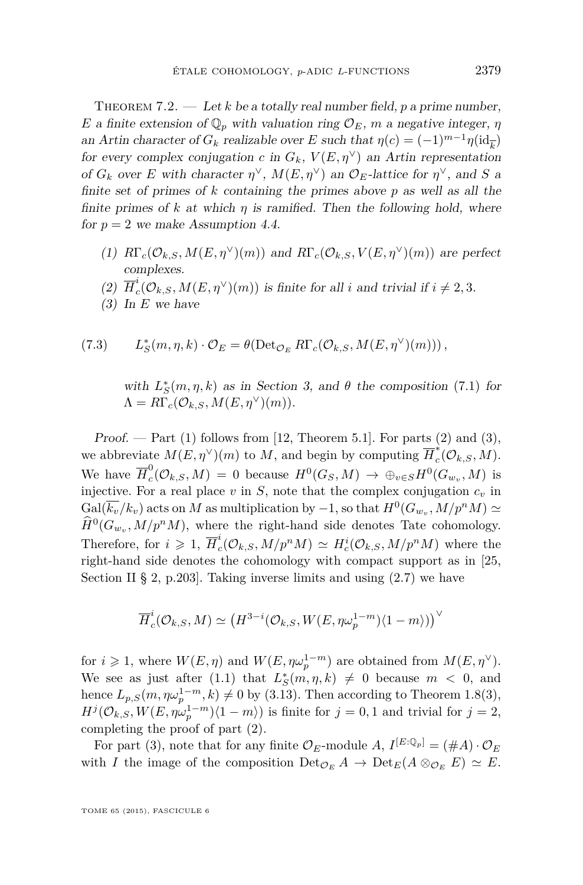Theorem 7.2. — *Let $k$ be a totally real number field, $p$ a prime number, $E$ a finite extension of $\mathbb{Q}_p$ with valuation ring $\mathcal{O}_E$, $m$ a negative integer, $\eta$ an Artin character of $G_k$ realizable over $E$ such that $\eta(c) = (-1)^{m-1}\eta(\mathrm{id}_{\overline{k}})$ for every complex conjugation $c$ in $G_k$, $V(E,\eta^\vee)$ an Artin representation of $G_k$ over $E$ with character $\eta^\vee$, $M(E,\eta^\vee)$ an $\mathcal{O}_E$-lattice for $\eta^\vee$, and $S$ a finite set of primes of $k$ containing the primes above $p$ as well as all the finite primes of $k$ at which $\eta$ is ramified. Then the following hold, where for $p=2$ we make Assumption 4.4.*

1. *$R\Gamma_c(\mathcal{O}_{k,S}, M(E,\eta^\vee)(m))$ and $R\Gamma_c(\mathcal{O}_{k,S}, V(E,\eta^\vee)(m))$ are perfect complexes.*
2. *$\overline{H}^i_c(\mathcal{O}_{k,S}, M(E,\eta^\vee)(m))$ is finite for all $i$ and trivial if $i \neq 2,3$.*
3. *In $E$ we have*

$$(7.3) \qquad L_S^*(m,\eta,k)\cdot \mathcal{O}_E = \theta(\mathrm{Det}_{\mathcal{O}_E} R\Gamma_c(\mathcal{O}_{k,S}, M(E,\eta^\vee)(m)))\,,$$

*with $L_S^*(m,\eta,k)$ as in Section 3, and $\theta$ the composition (7.1) for $\Lambda = R\Gamma_c(\mathcal{O}_{k,S}, M(E,\eta^\vee)(m))$.*

*Proof.* — Part (1) follows from [12, Theorem 5.1]. For parts (2) and (3), we abbreviate $M(E,\eta^\vee)(m)$ to $M$, and begin by computing $\overline{H}^*_c(\mathcal{O}_{k,S}, M)$. We have $\overline{H}^0_c(\mathcal{O}_{k,S}, M) = 0$ because $H^0(G_S, M) \to \oplus_{v\in S} H^0(G_{w_v}, M)$ is injective. For a real place $v$ in $S$, note that the complex conjugation $c_v$ in $\mathrm{Gal}(\overline{k_v}/k_v)$ acts on $M$ as multiplication by $-1$, so that $H^0(G_{w_v}, M/p^nM) \simeq \widehat{H}^0(G_{w_v}, M/p^nM)$, where the right-hand side denotes Tate cohomology. Therefore, for $i \geqslant 1$, $\overline{H}^i_c(\mathcal{O}_{k,S}, M/p^nM) \simeq H^i_c(\mathcal{O}_{k,S}, M/p^nM)$ where the right-hand side denotes the cohomology with compact support as in [25, Section II § 2, p.203]. Taking inverse limits and using (2.7) we have

$$\overline{H}^i_c(\mathcal{O}_{k,S}, M) \simeq \left(H^{3-i}(\mathcal{O}_{k,S}, W(E,\eta\omega_p^{1-m})\langle 1-m\rangle)\right)^\vee$$

for $i \geqslant 1$, where $W(E,\eta)$ and $W(E,\eta\omega_p^{1-m})$ are obtained from $M(E,\eta^\vee)$. We see as just after (1.1) that $L_S^*(m,\eta,k) \neq 0$ because $m<0$, and hence $L_{p,S}(m,\eta\omega_p^{1-m},k) \neq 0$ by (3.13). Then according to Theorem 1.8(3), $H^j(\mathcal{O}_{k,S}, W(E,\eta\omega_p^{1-m})\langle 1-m\rangle)$ is finite for $j=0,1$ and trivial for $j=2$, completing the proof of part (2).

For part (3), note that for any finite $\mathcal{O}_E$-module $A$, $I^{[E:\mathbb{Q}_p]} = (\#A)\cdot\mathcal{O}_E$ with $I$ the image of the composition $\mathrm{Det}_{\mathcal{O}_E} A \to \mathrm{Det}_E(A\otimes_{\mathcal{O}_E} E) \simeq E$.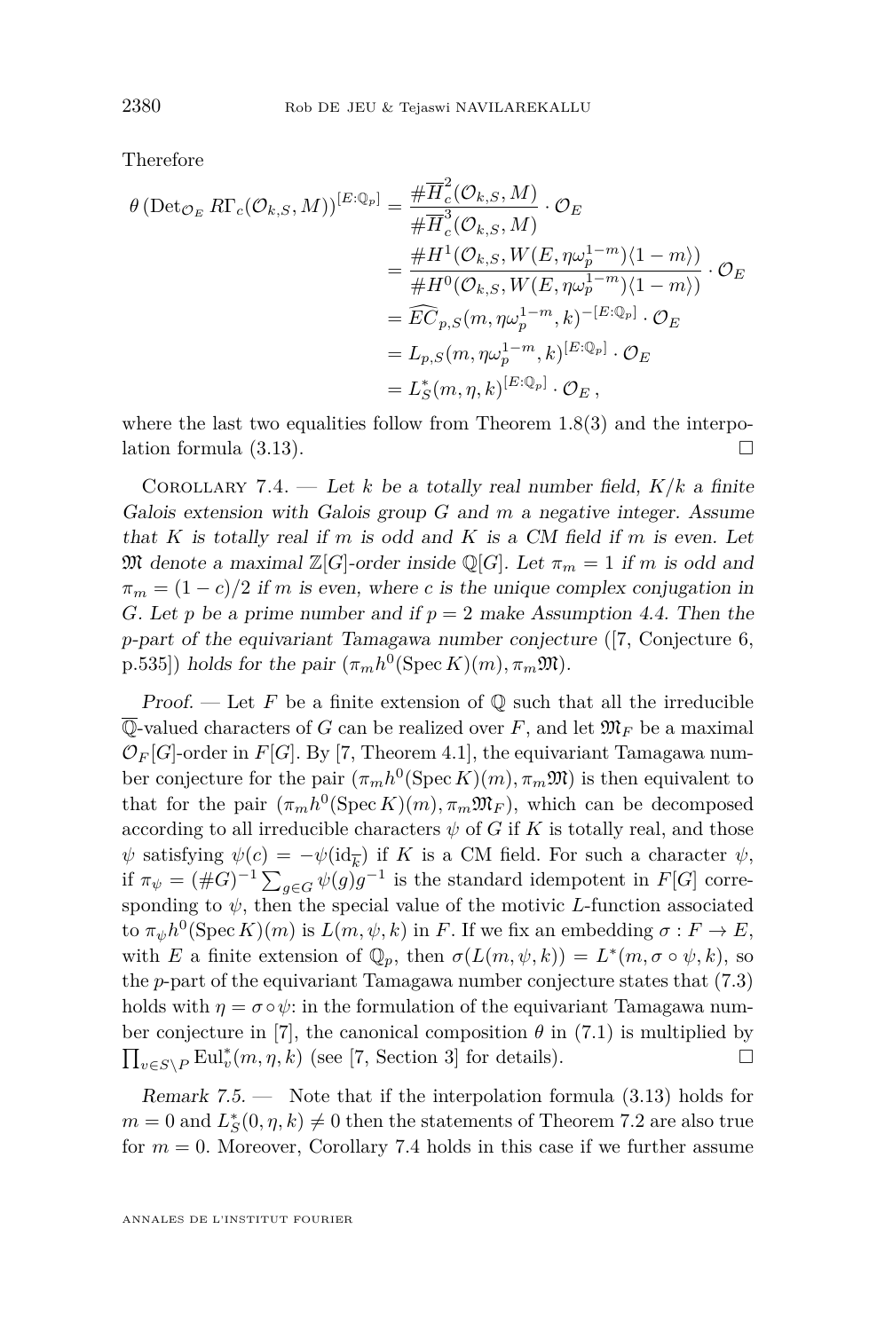Therefore

$$
\begin{aligned}
\theta\left(\operatorname{Det}_{\mathcal{O}_E} R\Gamma_c(\mathcal{O}_{k,S}, M)\right)^{[E:\mathbb{Q}_p]} &= \frac{\#\overline{H}^2_c(\mathcal{O}_{k,S}, M)}{\#\overline{H}^3_c(\mathcal{O}_{k,S}, M)} \cdot \mathcal{O}_E \\
&= \frac{\#H^1(\mathcal{O}_{k,S}, W(E, \eta\omega_p^{1-m})\langle 1-m\rangle)}{\#H^0(\mathcal{O}_{k,S}, W(E, \eta\omega_p^{1-m})\langle 1-m\rangle)} \cdot \mathcal{O}_E \\
&= \widehat{EC}_{p,S}(m, \eta\omega_p^{1-m}, k)^{-[E:\mathbb{Q}_p]} \cdot \mathcal{O}_E \\
&= L_{p,S}(m, \eta\omega_p^{1-m}, k)^{[E:\mathbb{Q}_p]} \cdot \mathcal{O}_E \\
&= L^*_S(m, \eta, k)^{[E:\mathbb{Q}_p]} \cdot \mathcal{O}_E\,,
\end{aligned}
$$

where the last two equalities follow from Theorem 1.8(3) and the interpolation formula (3.13). ∎

Corollary 7.4. — *Let $k$ be a totally real number field, $K/k$ a finite Galois extension with Galois group $G$ and $m$ a negative integer. Assume that $K$ is totally real if $m$ is odd and $K$ is a CM field if $m$ is even. Let $\mathfrak{M}$ denote a maximal $\mathbb{Z}[G]$-order inside $\mathbb{Q}[G]$. Let $\pi_m = 1$ if $m$ is odd and $\pi_m = (1-c)/2$ if $m$ is even, where $c$ is the unique complex conjugation in $G$. Let $p$ be a prime number and if $p = 2$ make Assumption 4.4. Then the $p$-part of the equivariant Tamagawa number conjecture* ([7, Conjecture 6, p.535]) *holds for the pair $(\pi_m h^0(\operatorname{Spec} K)(m), \pi_m\mathfrak{M})$.*

*Proof.* — Let $F$ be a finite extension of $\mathbb{Q}$ such that all the irreducible $\overline{\mathbb{Q}}$-valued characters of $G$ can be realized over $F$, and let $\mathfrak{M}_F$ be a maximal $\mathcal{O}_F[G]$-order in $F[G]$. By [7, Theorem 4.1], the equivariant Tamagawa number conjecture for the pair $(\pi_m h^0(\operatorname{Spec} K)(m), \pi_m\mathfrak{M})$ is then equivalent to that for the pair $(\pi_m h^0(\operatorname{Spec} K)(m), \pi_m\mathfrak{M}_F)$, which can be decomposed according to all irreducible characters $\psi$ of $G$ if $K$ is totally real, and those $\psi$ satisfying $\psi(c) = -\psi(\mathrm{id}_{\overline{k}})$ if $K$ is a CM field. For such a character $\psi$, if $\pi_\psi = (\#G)^{-1}\sum_{g\in G}\psi(g)g^{-1}$ is the standard idempotent in $F[G]$ corresponding to $\psi$, then the special value of the motivic $L$-function associated to $\pi_\psi h^0(\operatorname{Spec} K)(m)$ is $L(m, \psi, k)$ in $F$. If we fix an embedding $\sigma : F \to E$, with $E$ a finite extension of $\mathbb{Q}_p$, then $\sigma(L(m, \psi, k)) = L^*(m, \sigma\circ\psi, k)$, so the $p$-part of the equivariant Tamagawa number conjecture states that (7.3) holds with $\eta = \sigma\circ\psi$: in the formulation of the equivariant Tamagawa number conjecture in [7], the canonical composition $\theta$ in (7.1) is multiplied by $\prod_{v\in S\setminus P}\operatorname{Eul}^*_v(m, \eta, k)$ (see [7, Section 3] for details). ∎

*Remark 7.5.* — Note that if the interpolation formula (3.13) holds for $m = 0$ and $L^*_S(0, \eta, k) \neq 0$ then the statements of Theorem 7.2 are also true for $m = 0$. Moreover, Corollary 7.4 holds in this case if we further assume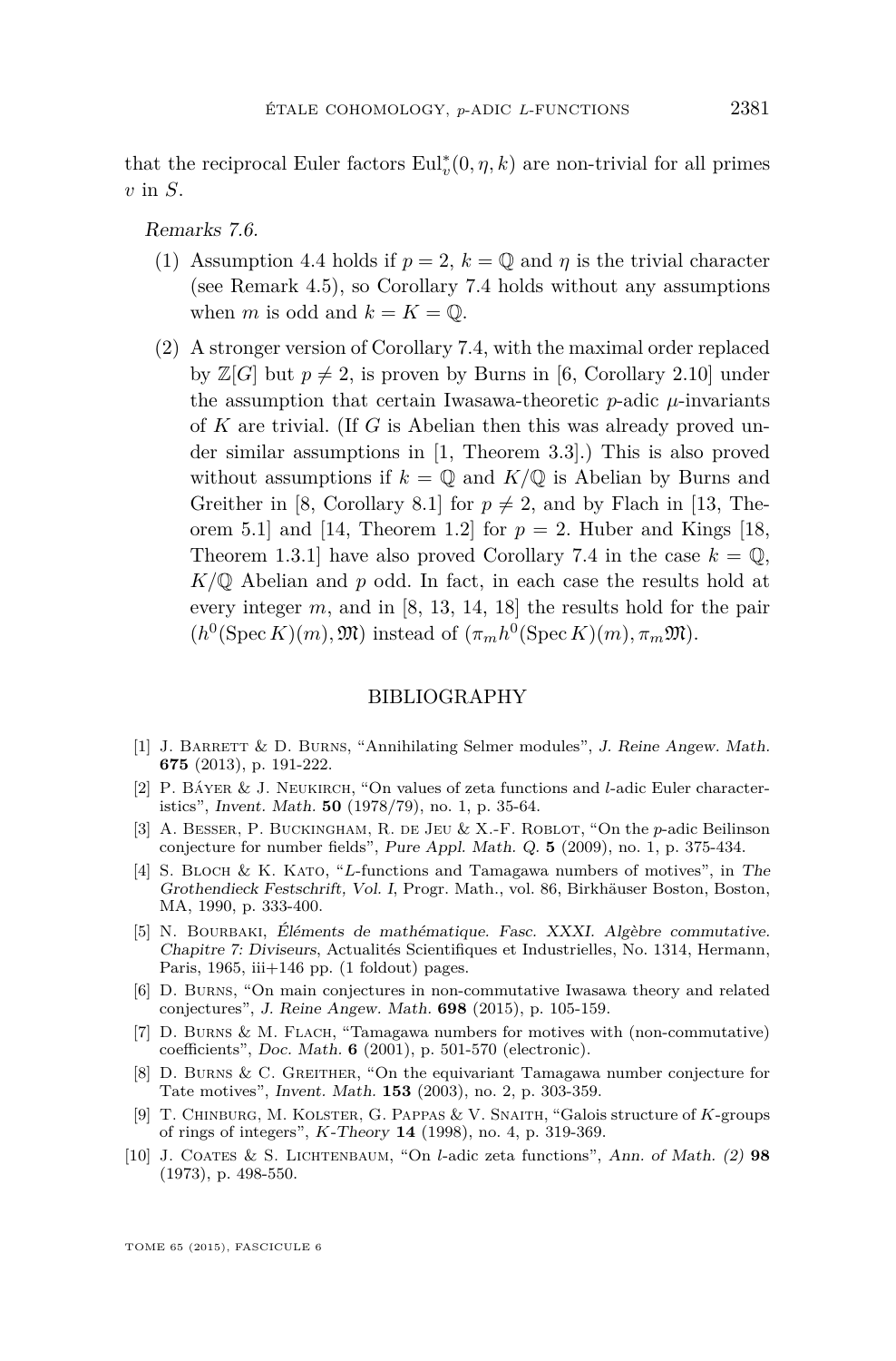that the reciprocal Euler factors $\mathrm{Eul}_v^*(0,\eta,k)$ are non-trivial for all primes $v$ in $S$.

*Remarks 7.6.*

1. Assumption 4.4 holds if $p=2$, $k=\mathbb{Q}$ and $\eta$ is the trivial character (see Remark 4.5), so Corollary 7.4 holds without any assumptions when $m$ is odd and $k=K=\mathbb{Q}$.
2. A stronger version of Corollary 7.4, with the maximal order replaced by $\mathbb{Z}[G]$ but $p\neq 2$, is proven by Burns in [6, Corollary 2.10] under the assumption that certain Iwasawa-theoretic $p$-adic $\mu$-invariants of $K$ are trivial. (If $G$ is Abelian then this was already proved under similar assumptions in [1, Theorem 3.3].) This is also proved without assumptions if $k=\mathbb{Q}$ and $K/\mathbb{Q}$ is Abelian by Burns and Greither in [8, Corollary 8.1] for $p\neq 2$, and by Flach in [13, Theorem 5.1] and [14, Theorem 1.2] for $p=2$. Huber and Kings [18, Theorem 1.3.1] have also proved Corollary 7.4 in the case $k=\mathbb{Q}$, $K/\mathbb{Q}$ Abelian and $p$ odd. In fact, in each case the results hold at every integer $m$, and in [8, 13, 14, 18] the results hold for the pair $(h^0(\operatorname{Spec} K)(m),\mathfrak{M})$ instead of $(\pi_m h^0(\operatorname{Spec} K)(m),\pi_m\mathfrak{M})$.

## BIBLIOGRAPHY

[1] J. Barrett & D. Burns, "Annihilating Selmer modules", *J. Reine Angew. Math.* **675** (2013), p. 191-222.

[2] P. Báyer & J. Neukirch, "On values of zeta functions and $l$-adic Euler characteristics", *Invent. Math.* **50** (1978/79), no. 1, p. 35-64.

[3] A. Besser, P. Buckingham, R. de Jeu & X.-F. Roblot, "On the $p$-adic Beilinson conjecture for number fields", *Pure Appl. Math. Q.* **5** (2009), no. 1, p. 375-434.

[4] S. Bloch & K. Kato, "$L$-functions and Tamagawa numbers of motives", in *The Grothendieck Festschrift, Vol. I*, Progr. Math., vol. 86, Birkhäuser Boston, Boston, MA, 1990, p. 333-400.

[5] N. Bourbaki, *Éléments de mathématique. Fasc. XXXI. Algèbre commutative. Chapitre 7: Diviseurs*, Actualités Scientifiques et Industrielles, No. 1314, Hermann, Paris, 1965, iii+146 pp. (1 foldout) pages.

[6] D. Burns, "On main conjectures in non-commutative Iwasawa theory and related conjectures", *J. Reine Angew. Math.* **698** (2015), p. 105-159.

[7] D. Burns & M. Flach, "Tamagawa numbers for motives with (non-commutative) coefficients", *Doc. Math.* **6** (2001), p. 501-570 (electronic).

[8] D. Burns & C. Greither, "On the equivariant Tamagawa number conjecture for Tate motives", *Invent. Math.* **153** (2003), no. 2, p. 303-359.

[9] T. Chinburg, M. Kolster, G. Pappas & V. Snaith, "Galois structure of $K$-groups of rings of integers", *K-Theory* **14** (1998), no. 4, p. 319-369.

[10] J. Coates & S. Lichtenbaum, "On $l$-adic zeta functions", *Ann. of Math. (2)* **98** (1973), p. 498-550.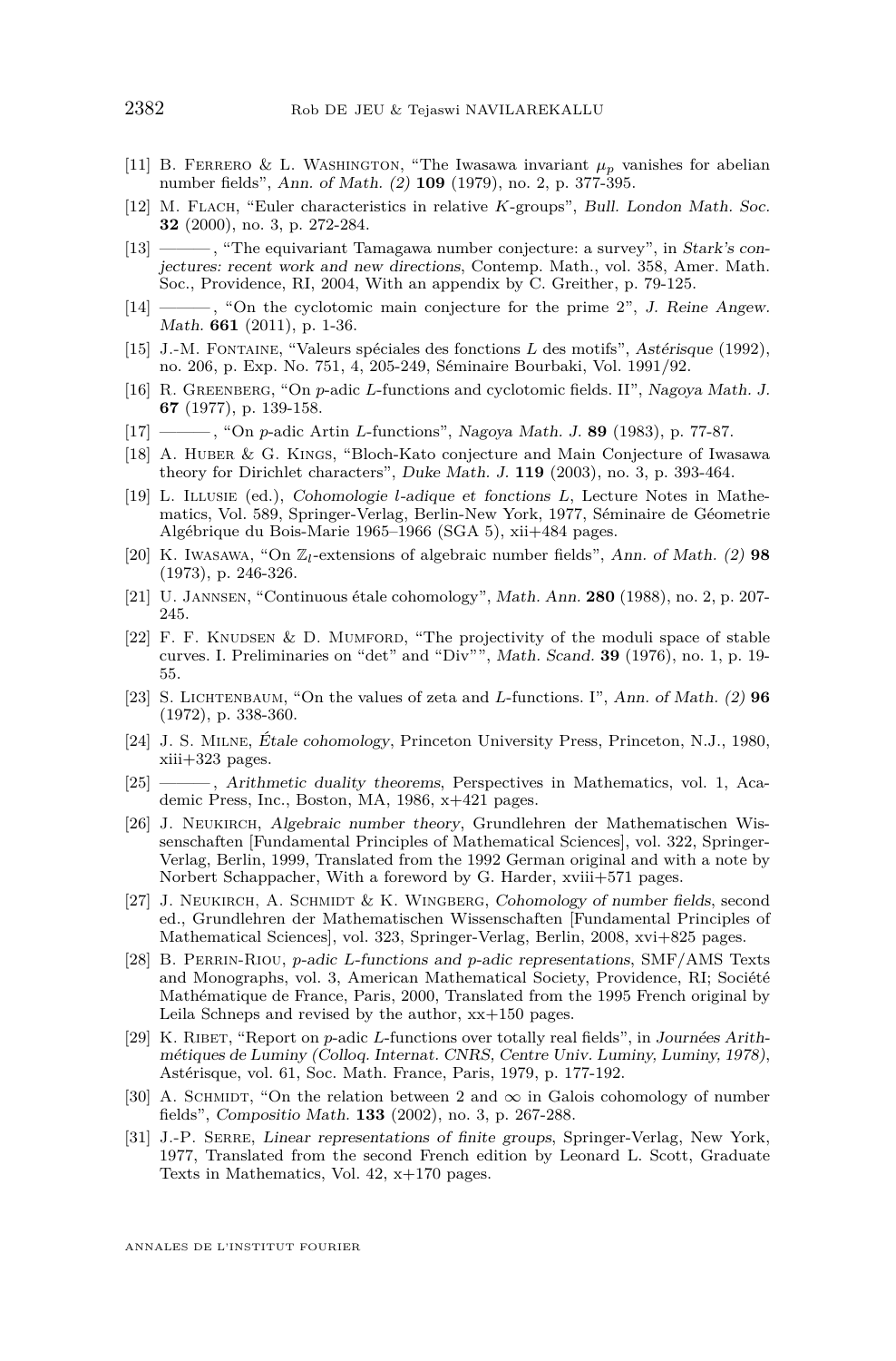[11] B. Ferrero & L. Washington, "The Iwasawa invariant $\mu_p$ vanishes for abelian number fields", *Ann. of Math. (2)* **109** (1979), no. 2, p. 377-395.

[12] M. Flach, "Euler characteristics in relative $K$-groups", *Bull. London Math. Soc.* **32** (2000), no. 3, p. 272-284.

[13] ———, "The equivariant Tamagawa number conjecture: a survey", in *Stark's conjectures: recent work and new directions*, Contemp. Math., vol. 358, Amer. Math. Soc., Providence, RI, 2004, With an appendix by C. Greither, p. 79-125.

[14] ———, "On the cyclotomic main conjecture for the prime 2", *J. Reine Angew. Math.* **661** (2011), p. 1-36.

[15] J.-M. Fontaine, "Valeurs spéciales des fonctions $L$ des motifs", *Astérisque* (1992), no. 206, p. Exp. No. 751, 4, 205-249, Séminaire Bourbaki, Vol. 1991/92.

[16] R. Greenberg, "On $p$-adic $L$-functions and cyclotomic fields. II", *Nagoya Math. J.* **67** (1977), p. 139-158.

[17] ———, "On $p$-adic Artin $L$-functions", *Nagoya Math. J.* **89** (1983), p. 77-87.

[18] A. Huber & G. Kings, "Bloch-Kato conjecture and Main Conjecture of Iwasawa theory for Dirichlet characters", *Duke Math. J.* **119** (2003), no. 3, p. 393-464.

[19] L. Illusie (ed.), *Cohomologie l-adique et fonctions L*, Lecture Notes in Mathematics, Vol. 589, Springer-Verlag, Berlin-New York, 1977, Séminaire de Géometrie Algébrique du Bois-Marie 1965–1966 (SGA 5), xii+484 pages.

[20] K. Iwasawa, "On $\mathbb{Z}_l$-extensions of algebraic number fields", *Ann. of Math. (2)* **98** (1973), p. 246-326.

[21] U. Jannsen, "Continuous étale cohomology", *Math. Ann.* **280** (1988), no. 2, p. 207-245.

[22] F. F. Knudsen & D. Mumford, "The projectivity of the moduli space of stable curves. I. Preliminaries on "det" and "Div"", *Math. Scand.* **39** (1976), no. 1, p. 19-55.

[23] S. Lichtenbaum, "On the values of zeta and $L$-functions. I", *Ann. of Math. (2)* **96** (1972), p. 338-360.

[24] J. S. Milne, *Étale cohomology*, Princeton University Press, Princeton, N.J., 1980, xiii+323 pages.

[25] ———, *Arithmetic duality theorems*, Perspectives in Mathematics, vol. 1, Academic Press, Inc., Boston, MA, 1986, x+421 pages.

[26] J. Neukirch, *Algebraic number theory*, Grundlehren der Mathematischen Wissenschaften [Fundamental Principles of Mathematical Sciences], vol. 322, Springer-Verlag, Berlin, 1999, Translated from the 1992 German original and with a note by Norbert Schappacher, With a foreword by G. Harder, xviii+571 pages.

[27] J. Neukirch, A. Schmidt & K. Wingberg, *Cohomology of number fields*, second ed., Grundlehren der Mathematischen Wissenschaften [Fundamental Principles of Mathematical Sciences], vol. 323, Springer-Verlag, Berlin, 2008, xvi+825 pages.

[28] B. Perrin-Riou, *p-adic L-functions and p-adic representations*, SMF/AMS Texts and Monographs, vol. 3, American Mathematical Society, Providence, RI; Société Mathématique de France, Paris, 2000, Translated from the 1995 French original by Leila Schneps and revised by the author, xx+150 pages.

[29] K. Ribet, "Report on $p$-adic $L$-functions over totally real fields", in *Journées Arithmétiques de Luminy (Colloq. Internat. CNRS, Centre Univ. Luminy, Luminy, 1978)*, Astérisque, vol. 61, Soc. Math. France, Paris, 1979, p. 177-192.

[30] A. Schmidt, "On the relation between 2 and $\infty$ in Galois cohomology of number fields", *Compositio Math.* **133** (2002), no. 3, p. 267-288.

[31] J.-P. Serre, *Linear representations of finite groups*, Springer-Verlag, New York, 1977, Translated from the second French edition by Leonard L. Scott, Graduate Texts in Mathematics, Vol. 42, x+170 pages.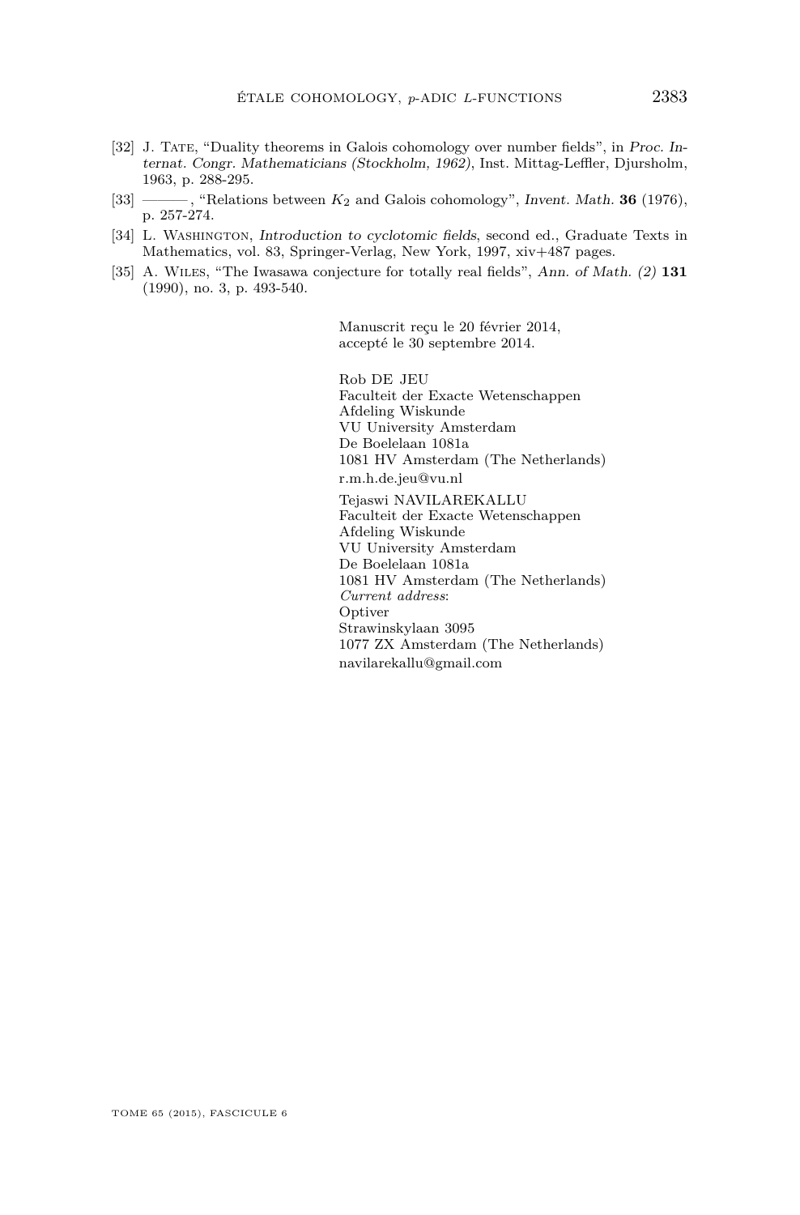[32] J. Tate, "Duality theorems in Galois cohomology over number fields", in *Proc. Internat. Congr. Mathematicians (Stockholm, 1962)*, Inst. Mittag-Leffler, Djursholm, 1963, p. 288-295.

[33] ———, "Relations between $K_2$ and Galois cohomology", *Invent. Math.* **36** (1976), p. 257-274.

[34] L. Washington, *Introduction to cyclotomic fields*, second ed., Graduate Texts in Mathematics, vol. 83, Springer-Verlag, New York, 1997, xiv+487 pages.

[35] A. Wiles, "The Iwasawa conjecture for totally real fields", *Ann. of Math. (2)* **131** (1990), no. 3, p. 493-540.

Manuscrit reçu le 20 février 2014,
accepté le 30 septembre 2014.

Rob DE JEU
Faculteit der Exacte Wetenschappen
Afdeling Wiskunde
VU University Amsterdam
De Boelelaan 1081a
1081 HV Amsterdam (The Netherlands)
r.m.h.de.jeu@vu.nl

Tejaswi NAVILAREKALLU
Faculteit der Exacte Wetenschappen
Afdeling Wiskunde
VU University Amsterdam
De Boelelaan 1081a
1081 HV Amsterdam (The Netherlands)
*Current address*:
Optiver
Strawinskylaan 3095
1077 ZX Amsterdam (The Netherlands)
navilarekallu@gmail.com